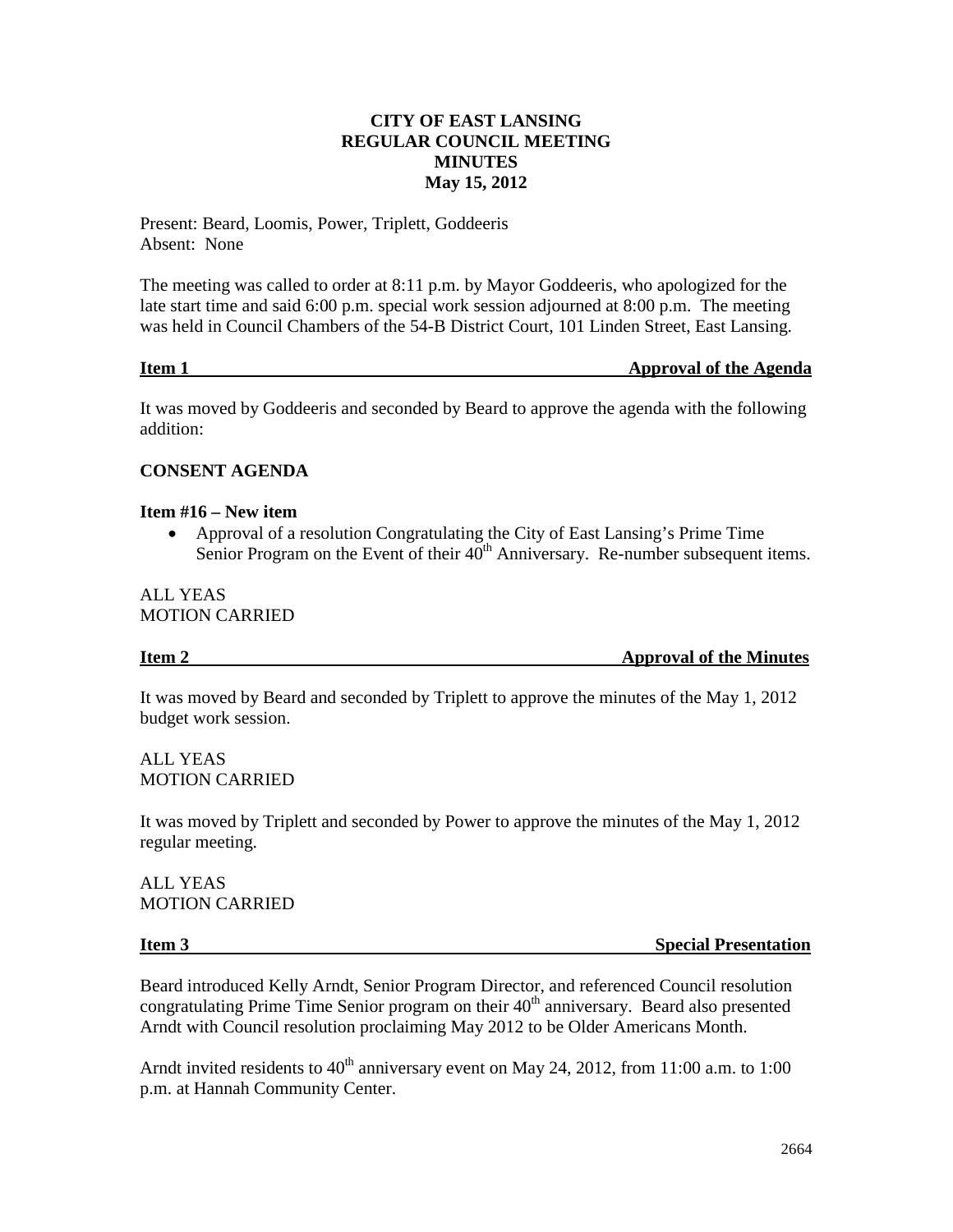# CITY OF EAST LANSING
# REGULAR COUNCIL MEETING
# MINUTES
# May 15, 2012

Present: Beard, Loomis, Power, Triplett, Goddeeris
Absent: None

The meeting was called to order at 8:11 p.m. by Mayor Goddeeris, who apologized for the late start time and said 6:00 p.m. special work session adjourned at 8:00 p.m. The meeting was held in Council Chambers of the 54-B District Court, 101 Linden Street, East Lansing.

## Item 1 — Approval of the Agenda

It was moved by Goddeeris and seconded by Beard to approve the agenda with the following addition:

**CONSENT AGENDA**

**Item #16 – New item**

- Approval of a resolution Congratulating the City of East Lansing's Prime Time Senior Program on the Event of their 40th Anniversary. Re-number subsequent items.

ALL YEAS
MOTION CARRIED

## Item 2 — Approval of the Minutes

It was moved by Beard and seconded by Triplett to approve the minutes of the May 1, 2012 budget work session.

ALL YEAS
MOTION CARRIED

It was moved by Triplett and seconded by Power to approve the minutes of the May 1, 2012 regular meeting.

ALL YEAS
MOTION CARRIED

## Item 3 — Special Presentation

Beard introduced Kelly Arndt, Senior Program Director, and referenced Council resolution congratulating Prime Time Senior program on their 40th anniversary. Beard also presented Arndt with Council resolution proclaiming May 2012 to be Older Americans Month.

Arndt invited residents to 40th anniversary event on May 24, 2012, from 11:00 a.m. to 1:00 p.m. at Hannah Community Center.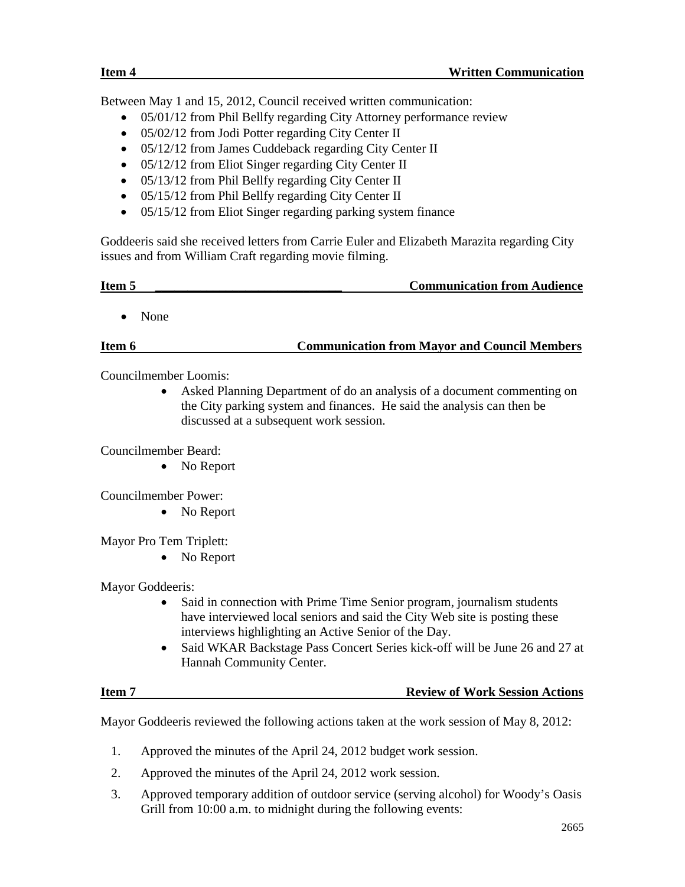**Item 4** **Written Communication**

Between May 1 and 15, 2012, Council received written communication:

- 05/01/12 from Phil Bellfy regarding City Attorney performance review
- 05/02/12 from Jodi Potter regarding City Center II
- 05/12/12 from James Cuddeback regarding City Center II
- 05/12/12 from Eliot Singer regarding City Center II
- 05/13/12 from Phil Bellfy regarding City Center II
- 05/15/12 from Phil Bellfy regarding City Center II
- 05/15/12 from Eliot Singer regarding parking system finance

Goddeeris said she received letters from Carrie Euler and Elizabeth Marazita regarding City issues and from William Craft regarding movie filming.

**Item 5** **Communication from Audience**

- None

**Item 6** **Communication from Mayor and Council Members**

Councilmember Loomis:

- Asked Planning Department of do an analysis of a document commenting on the City parking system and finances. He said the analysis can then be discussed at a subsequent work session.

Councilmember Beard:

- No Report

Councilmember Power:

- No Report

Mayor Pro Tem Triplett:

- No Report

Mayor Goddeeris:

- Said in connection with Prime Time Senior program, journalism students have interviewed local seniors and said the City Web site is posting these interviews highlighting an Active Senior of the Day.
- Said WKAR Backstage Pass Concert Series kick-off will be June 26 and 27 at Hannah Community Center.

**Item 7** **Review of Work Session Actions**

Mayor Goddeeris reviewed the following actions taken at the work session of May 8, 2012:

1. Approved the minutes of the April 24, 2012 budget work session.
2. Approved the minutes of the April 24, 2012 work session.
3. Approved temporary addition of outdoor service (serving alcohol) for Woody's Oasis Grill from 10:00 a.m. to midnight during the following events: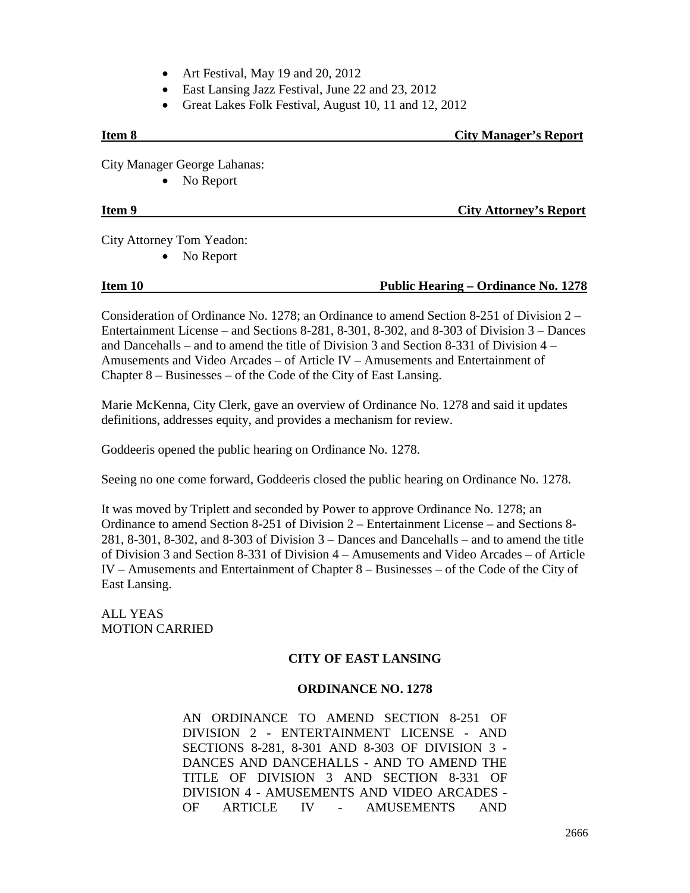- Art Festival, May 19 and 20, 2012
- East Lansing Jazz Festival, June 22 and 23, 2012
- Great Lakes Folk Festival, August 10, 11 and 12, 2012

**Item 8 City Manager's Report**

City Manager George Lahanas:

- No Report

**Item 9 City Attorney's Report**

City Attorney Tom Yeadon:

- No Report

**Item 10 Public Hearing – Ordinance No. 1278**

Consideration of Ordinance No. 1278; an Ordinance to amend Section 8-251 of Division 2 – Entertainment License – and Sections 8-281, 8-301, 8-302, and 8-303 of Division 3 – Dances and Dancehalls – and to amend the title of Division 3 and Section 8-331 of Division 4 – Amusements and Video Arcades – of Article IV – Amusements and Entertainment of Chapter 8 – Businesses – of the Code of the City of East Lansing.

Marie McKenna, City Clerk, gave an overview of Ordinance No. 1278 and said it updates definitions, addresses equity, and provides a mechanism for review.

Goddeeris opened the public hearing on Ordinance No. 1278.

Seeing no one come forward, Goddeeris closed the public hearing on Ordinance No. 1278.

It was moved by Triplett and seconded by Power to approve Ordinance No. 1278; an Ordinance to amend Section 8-251 of Division 2 – Entertainment License – and Sections 8-281, 8-301, 8-302, and 8-303 of Division 3 – Dances and Dancehalls – and to amend the title of Division 3 and Section 8-331 of Division 4 – Amusements and Video Arcades – of Article IV – Amusements and Entertainment of Chapter 8 – Businesses – of the Code of the City of East Lansing.

ALL YEAS
MOTION CARRIED

**CITY OF EAST LANSING**

**ORDINANCE NO. 1278**

AN ORDINANCE TO AMEND SECTION 8-251 OF DIVISION 2 - ENTERTAINMENT LICENSE - AND SECTIONS 8-281, 8-301 AND 8-303 OF DIVISION 3 - DANCES AND DANCEHALLS - AND TO AMEND THE TITLE OF DIVISION 3 AND SECTION 8-331 OF DIVISION 4 - AMUSEMENTS AND VIDEO ARCADES - OF ARTICLE IV - AMUSEMENTS AND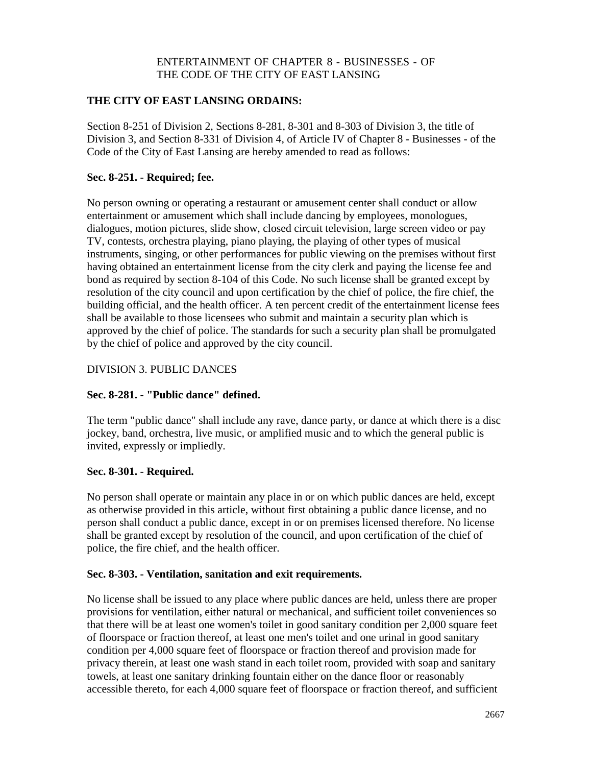ENTERTAINMENT OF CHAPTER 8 - BUSINESSES - OF THE CODE OF THE CITY OF EAST LANSING

**THE CITY OF EAST LANSING ORDAINS:**

Section 8-251 of Division 2, Sections 8-281, 8-301 and 8-303 of Division 3, the title of Division 3, and Section 8-331 of Division 4, of Article IV of Chapter 8 - Businesses - of the Code of the City of East Lansing are hereby amended to read as follows:

**Sec. 8-251. - Required; fee.**

No person owning or operating a restaurant or amusement center shall conduct or allow entertainment or amusement which shall include dancing by employees, monologues, dialogues, motion pictures, slide show, closed circuit television, large screen video or pay TV, contests, orchestra playing, piano playing, the playing of other types of musical instruments, singing, or other performances for public viewing on the premises without first having obtained an entertainment license from the city clerk and paying the license fee and bond as required by section 8-104 of this Code. No such license shall be granted except by resolution of the city council and upon certification by the chief of police, the fire chief, the building official, and the health officer. A ten percent credit of the entertainment license fees shall be available to those licensees who submit and maintain a security plan which is approved by the chief of police. The standards for such a security plan shall be promulgated by the chief of police and approved by the city council.

DIVISION 3. PUBLIC DANCES

**Sec. 8-281. - "Public dance" defined.**

The term "public dance" shall include any rave, dance party, or dance at which there is a disc jockey, band, orchestra, live music, or amplified music and to which the general public is invited, expressly or impliedly.

**Sec. 8-301. - Required.**

No person shall operate or maintain any place in or on which public dances are held, except as otherwise provided in this article, without first obtaining a public dance license, and no person shall conduct a public dance, except in or on premises licensed therefore. No license shall be granted except by resolution of the council, and upon certification of the chief of police, the fire chief, and the health officer.

**Sec. 8-303. - Ventilation, sanitation and exit requirements.**

No license shall be issued to any place where public dances are held, unless there are proper provisions for ventilation, either natural or mechanical, and sufficient toilet conveniences so that there will be at least one women's toilet in good sanitary condition per 2,000 square feet of floorspace or fraction thereof, at least one men's toilet and one urinal in good sanitary condition per 4,000 square feet of floorspace or fraction thereof and provision made for privacy therein, at least one wash stand in each toilet room, provided with soap and sanitary towels, at least one sanitary drinking fountain either on the dance floor or reasonably accessible thereto, for each 4,000 square feet of floorspace or fraction thereof, and sufficient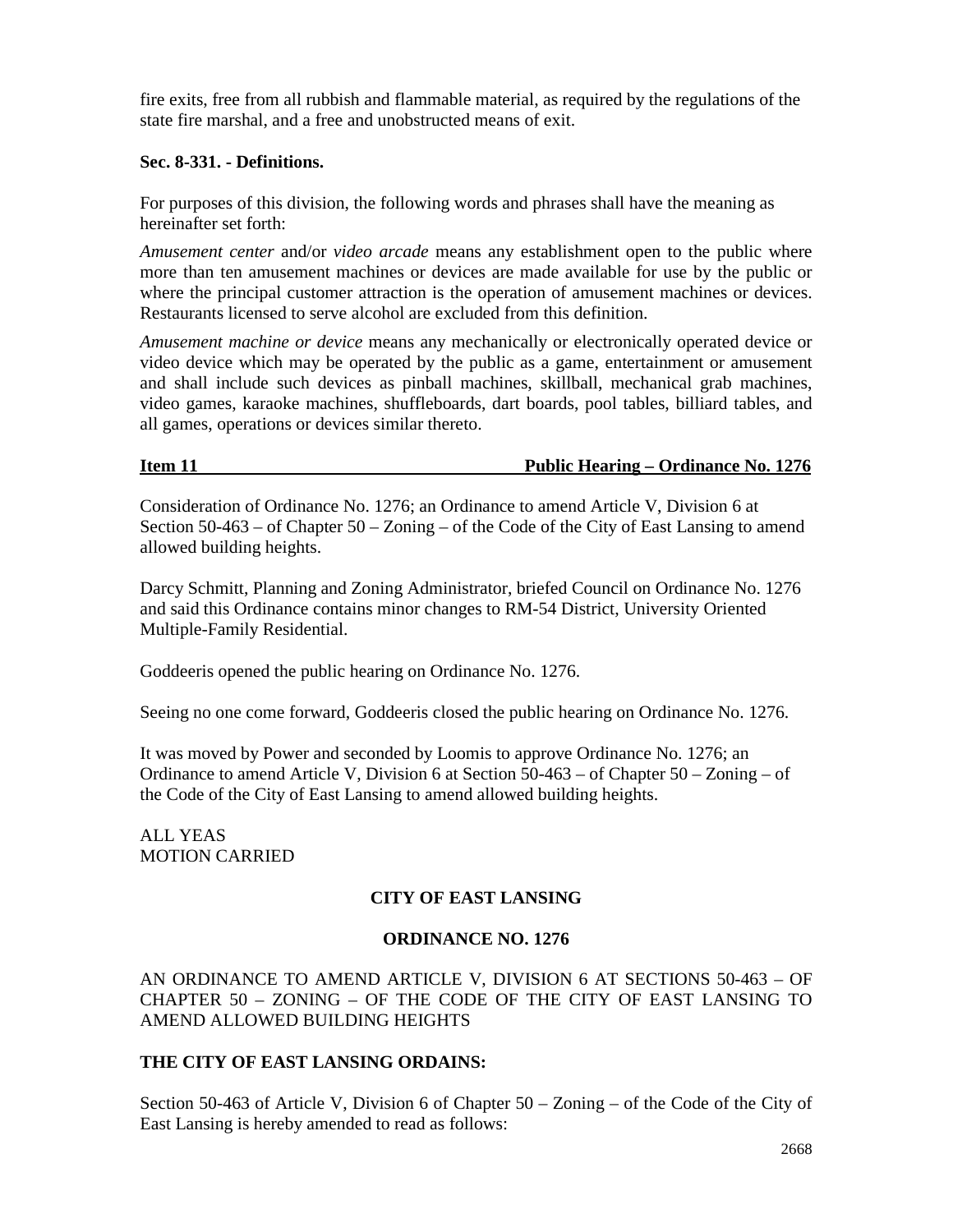fire exits, free from all rubbish and flammable material, as required by the regulations of the state fire marshal, and a free and unobstructed means of exit.

**Sec. 8-331. - Definitions.**

For purposes of this division, the following words and phrases shall have the meaning as hereinafter set forth:

*Amusement center* and/or *video arcade* means any establishment open to the public where more than ten amusement machines or devices are made available for use by the public or where the principal customer attraction is the operation of amusement machines or devices. Restaurants licensed to serve alcohol are excluded from this definition.

*Amusement machine or device* means any mechanically or electronically operated device or video device which may be operated by the public as a game, entertainment or amusement and shall include such devices as pinball machines, skillball, mechanical grab machines, video games, karaoke machines, shuffleboards, dart boards, pool tables, billiard tables, and all games, operations or devices similar thereto.

**Item 11 — Public Hearing – Ordinance No. 1276**

Consideration of Ordinance No. 1276; an Ordinance to amend Article V, Division 6 at Section 50-463 – of Chapter 50 – Zoning – of the Code of the City of East Lansing to amend allowed building heights.

Darcy Schmitt, Planning and Zoning Administrator, briefed Council on Ordinance No. 1276 and said this Ordinance contains minor changes to RM-54 District, University Oriented Multiple-Family Residential.

Goddeeris opened the public hearing on Ordinance No. 1276.

Seeing no one come forward, Goddeeris closed the public hearing on Ordinance No. 1276.

It was moved by Power and seconded by Loomis to approve Ordinance No. 1276; an Ordinance to amend Article V, Division 6 at Section 50-463 – of Chapter 50 – Zoning – of the Code of the City of East Lansing to amend allowed building heights.

ALL YEAS
MOTION CARRIED

**CITY OF EAST LANSING**

**ORDINANCE NO. 1276**

AN ORDINANCE TO AMEND ARTICLE V, DIVISION 6 AT SECTIONS 50-463 – OF CHAPTER 50 – ZONING – OF THE CODE OF THE CITY OF EAST LANSING TO AMEND ALLOWED BUILDING HEIGHTS

**THE CITY OF EAST LANSING ORDAINS:**

Section 50-463 of Article V, Division 6 of Chapter 50 – Zoning – of the Code of the City of East Lansing is hereby amended to read as follows: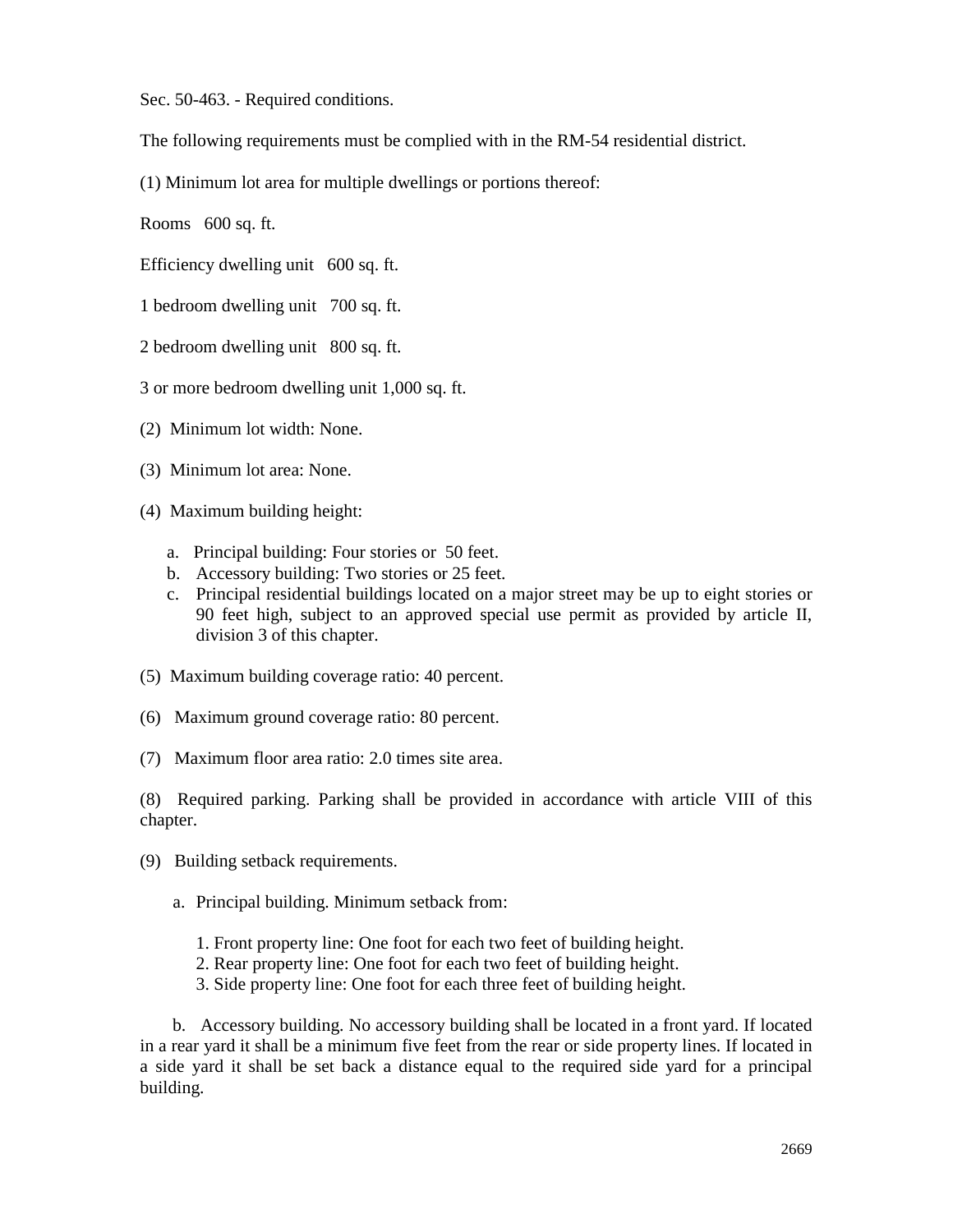Sec. 50-463. - Required conditions.

The following requirements must be complied with in the RM-54 residential district.

(1) Minimum lot area for multiple dwellings or portions thereof:

Rooms 600 sq. ft.

Efficiency dwelling unit 600 sq. ft.

1 bedroom dwelling unit 700 sq. ft.

2 bedroom dwelling unit 800 sq. ft.

3 or more bedroom dwelling unit 1,000 sq. ft.

(2) Minimum lot width: None.

(3) Minimum lot area: None.

(4) Maximum building height:

a. Principal building: Four stories or 50 feet.
b. Accessory building: Two stories or 25 feet.
c. Principal residential buildings located on a major street may be up to eight stories or 90 feet high, subject to an approved special use permit as provided by article II, division 3 of this chapter.

(5) Maximum building coverage ratio: 40 percent.

(6) Maximum ground coverage ratio: 80 percent.

(7) Maximum floor area ratio: 2.0 times site area.

(8) Required parking. Parking shall be provided in accordance with article VIII of this chapter.

(9) Building setback requirements.

a. Principal building. Minimum setback from:

1. Front property line: One foot for each two feet of building height.
2. Rear property line: One foot for each two feet of building height.
3. Side property line: One foot for each three feet of building height.

b. Accessory building. No accessory building shall be located in a front yard. If located in a rear yard it shall be a minimum five feet from the rear or side property lines. If located in a side yard it shall be set back a distance equal to the required side yard for a principal building.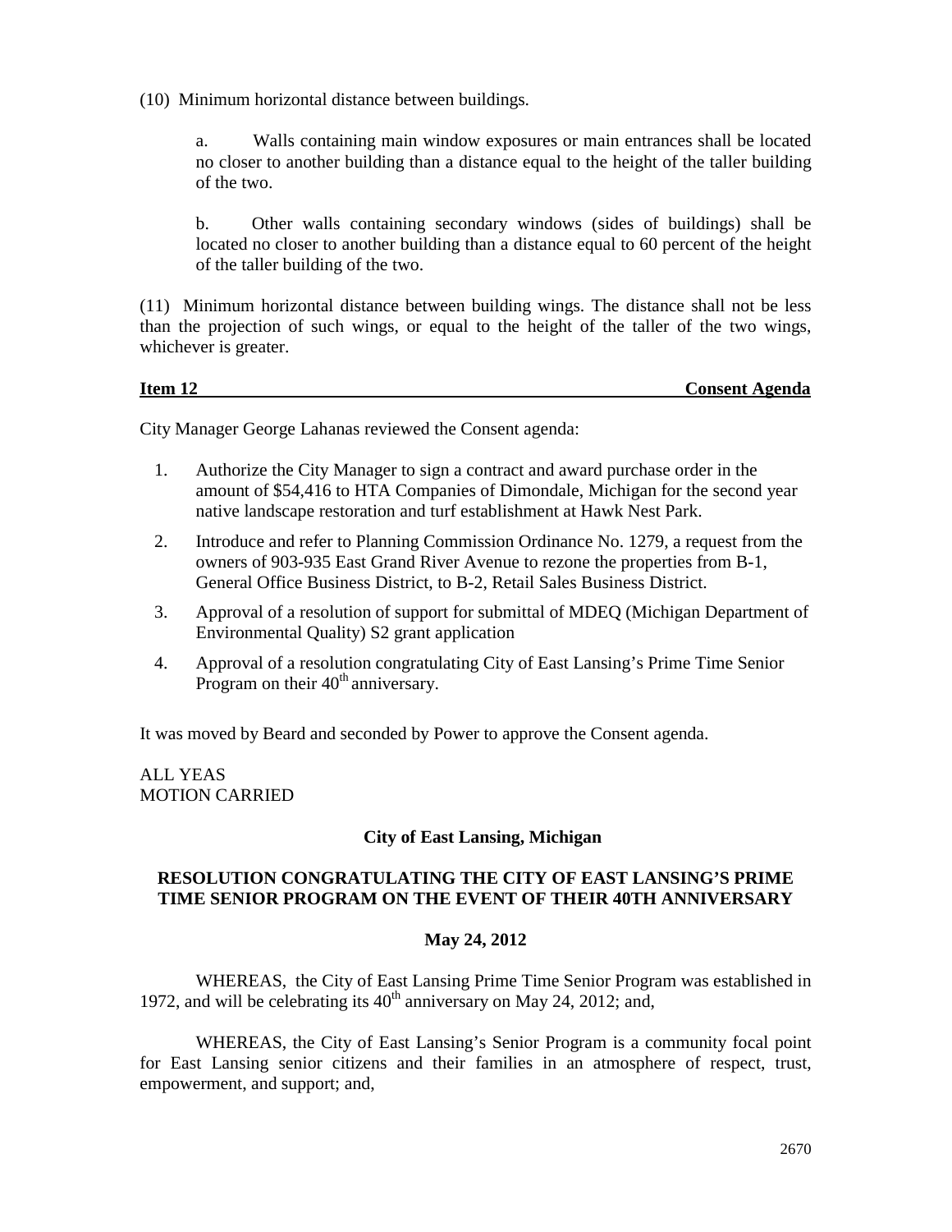(10) Minimum horizontal distance between buildings.

a. Walls containing main window exposures or main entrances shall be located no closer to another building than a distance equal to the height of the taller building of the two.

b. Other walls containing secondary windows (sides of buildings) shall be located no closer to another building than a distance equal to 60 percent of the height of the taller building of the two.

(11) Minimum horizontal distance between building wings. The distance shall not be less than the projection of such wings, or equal to the height of the taller of the two wings, whichever is greater.

**Item 12 — Consent Agenda**

City Manager George Lahanas reviewed the Consent agenda:

1. Authorize the City Manager to sign a contract and award purchase order in the amount of $54,416 to HTA Companies of Dimondale, Michigan for the second year native landscape restoration and turf establishment at Hawk Nest Park.
2. Introduce and refer to Planning Commission Ordinance No. 1279, a request from the owners of 903-935 East Grand River Avenue to rezone the properties from B-1, General Office Business District, to B-2, Retail Sales Business District.
3. Approval of a resolution of support for submittal of MDEQ (Michigan Department of Environmental Quality) S2 grant application
4. Approval of a resolution congratulating City of East Lansing's Prime Time Senior Program on their 40th anniversary.

It was moved by Beard and seconded by Power to approve the Consent agenda.

ALL YEAS
MOTION CARRIED

**City of East Lansing, Michigan**

**RESOLUTION CONGRATULATING THE CITY OF EAST LANSING'S PRIME TIME SENIOR PROGRAM ON THE EVENT OF THEIR 40TH ANNIVERSARY**

**May 24, 2012**

WHEREAS, the City of East Lansing Prime Time Senior Program was established in 1972, and will be celebrating its 40th anniversary on May 24, 2012; and,

WHEREAS, the City of East Lansing's Senior Program is a community focal point for East Lansing senior citizens and their families in an atmosphere of respect, trust, empowerment, and support; and,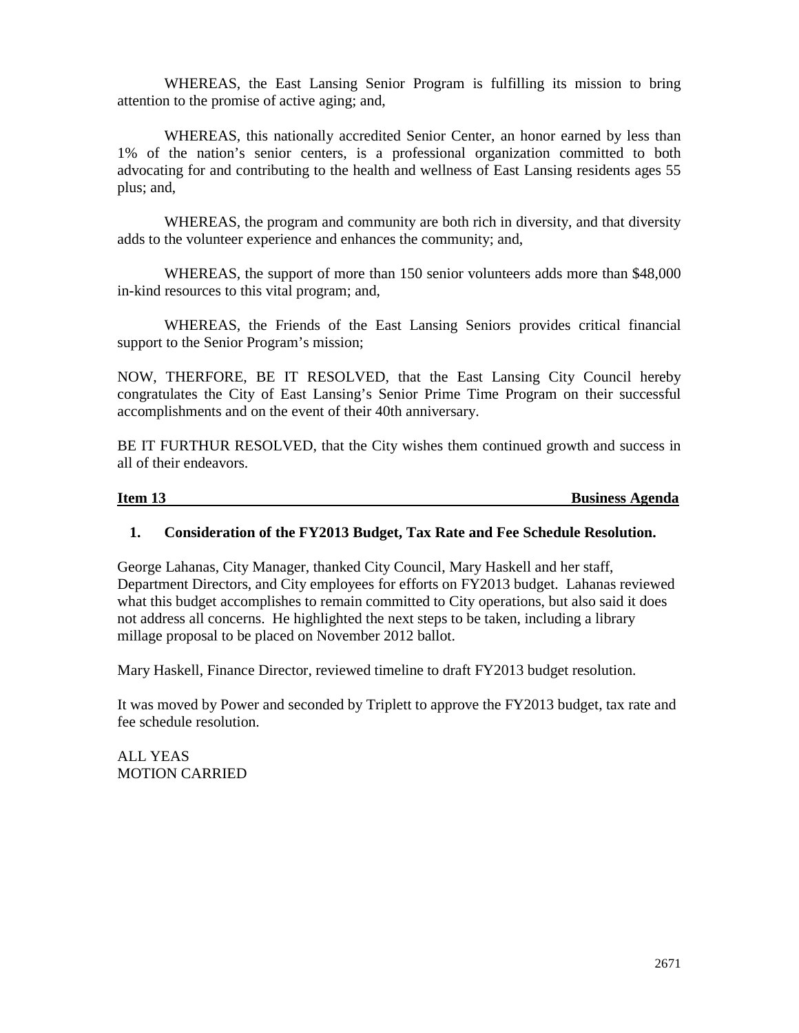WHEREAS, the East Lansing Senior Program is fulfilling its mission to bring attention to the promise of active aging; and,

WHEREAS, this nationally accredited Senior Center, an honor earned by less than 1% of the nation's senior centers, is a professional organization committed to both advocating for and contributing to the health and wellness of East Lansing residents ages 55 plus; and,

WHEREAS, the program and community are both rich in diversity, and that diversity adds to the volunteer experience and enhances the community; and,

WHEREAS, the support of more than 150 senior volunteers adds more than $48,000 in-kind resources to this vital program; and,

WHEREAS, the Friends of the East Lansing Seniors provides critical financial support to the Senior Program's mission;

NOW, THERFORE, BE IT RESOLVED, that the East Lansing City Council hereby congratulates the City of East Lansing's Senior Prime Time Program on their successful accomplishments and on the event of their 40th anniversary.

BE IT FURTHUR RESOLVED, that the City wishes them continued growth and success in all of their endeavors.

**Item 13 — Business Agenda**

**1. Consideration of the FY2013 Budget, Tax Rate and Fee Schedule Resolution.**

George Lahanas, City Manager, thanked City Council, Mary Haskell and her staff, Department Directors, and City employees for efforts on FY2013 budget. Lahanas reviewed what this budget accomplishes to remain committed to City operations, but also said it does not address all concerns. He highlighted the next steps to be taken, including a library millage proposal to be placed on November 2012 ballot.

Mary Haskell, Finance Director, reviewed timeline to draft FY2013 budget resolution.

It was moved by Power and seconded by Triplett to approve the FY2013 budget, tax rate and fee schedule resolution.

ALL YEAS
MOTION CARRIED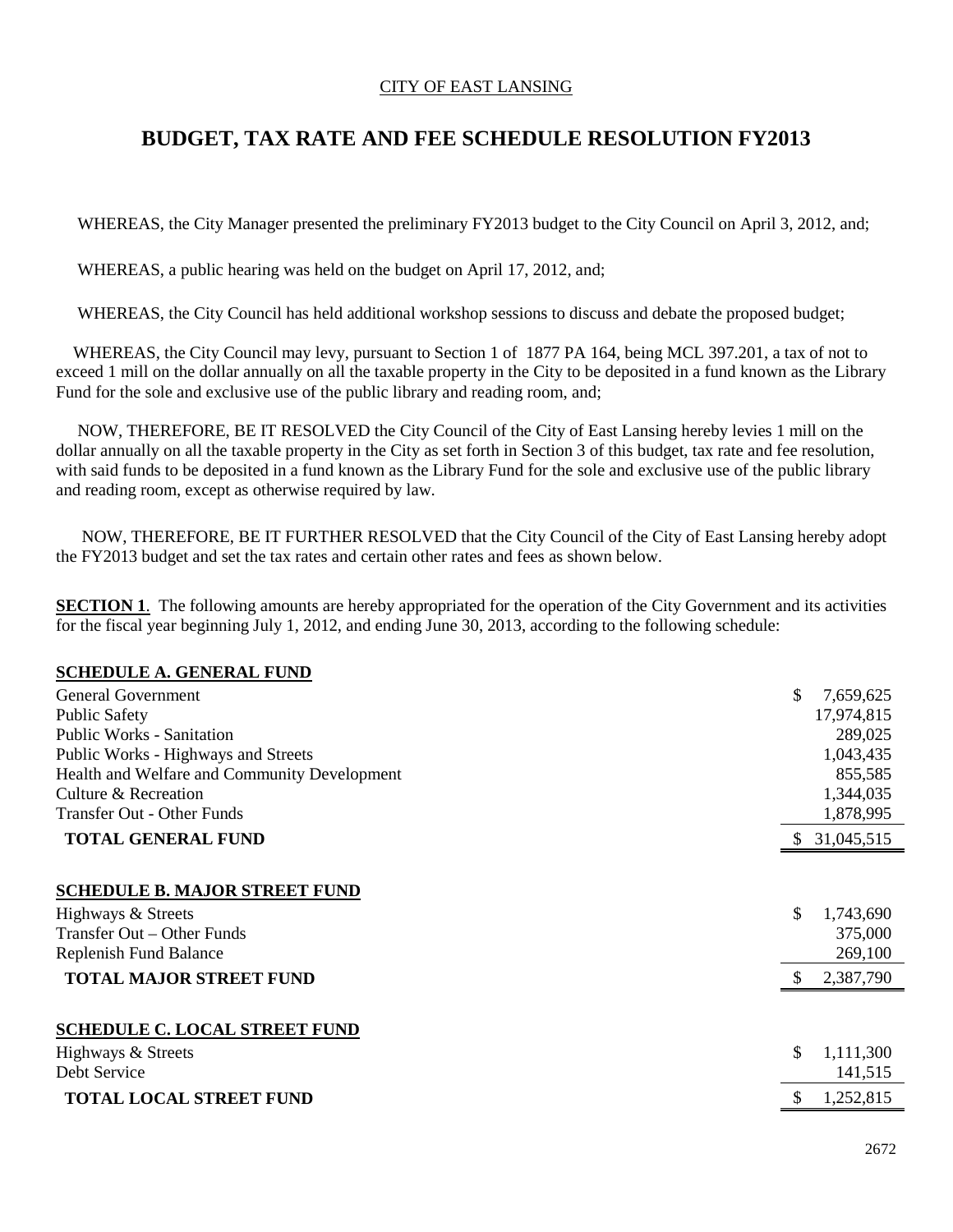CITY OF EAST LANSING

# BUDGET, TAX RATE AND FEE SCHEDULE RESOLUTION FY2013

WHEREAS, the City Manager presented the preliminary FY2013 budget to the City Council on April 3, 2012, and;

WHEREAS, a public hearing was held on the budget on April 17, 2012, and;

WHEREAS, the City Council has held additional workshop sessions to discuss and debate the proposed budget;

WHEREAS, the City Council may levy, pursuant to Section 1 of 1877 PA 164, being MCL 397.201, a tax of not to exceed 1 mill on the dollar annually on all the taxable property in the City to be deposited in a fund known as the Library Fund for the sole and exclusive use of the public library and reading room, and;

NOW, THEREFORE, BE IT RESOLVED the City Council of the City of East Lansing hereby levies 1 mill on the dollar annually on all the taxable property in the City as set forth in Section 3 of this budget, tax rate and fee resolution, with said funds to be deposited in a fund known as the Library Fund for the sole and exclusive use of the public library and reading room, except as otherwise required by law.

NOW, THEREFORE, BE IT FURTHER RESOLVED that the City Council of the City of East Lansing hereby adopt the FY2013 budget and set the tax rates and certain other rates and fees as shown below.

**SECTION 1**. The following amounts are hereby appropriated for the operation of the City Government and its activities for the fiscal year beginning July 1, 2012, and ending June 30, 2013, according to the following schedule:

**SCHEDULE A. GENERAL FUND**

| | |
|---|---|
| General Government | $ 7,659,625 |
| Public Safety | 17,974,815 |
| Public Works - Sanitation | 289,025 |
| Public Works - Highways and Streets | 1,043,435 |
| Health and Welfare and Community Development | 855,585 |
| Culture & Recreation | 1,344,035 |
| Transfer Out - Other Funds | 1,878,995 |
| **TOTAL GENERAL FUND** | $ 31,045,515 |

**SCHEDULE B. MAJOR STREET FUND**

| | |
|---|---|
| Highways & Streets | $ 1,743,690 |
| Transfer Out – Other Funds | 375,000 |
| Replenish Fund Balance | 269,100 |
| **TOTAL MAJOR STREET FUND** | $ 2,387,790 |

**SCHEDULE C. LOCAL STREET FUND**

| | |
|---|---|
| Highways & Streets | $ 1,111,300 |
| Debt Service | 141,515 |
| **TOTAL LOCAL STREET FUND** | $ 1,252,815 |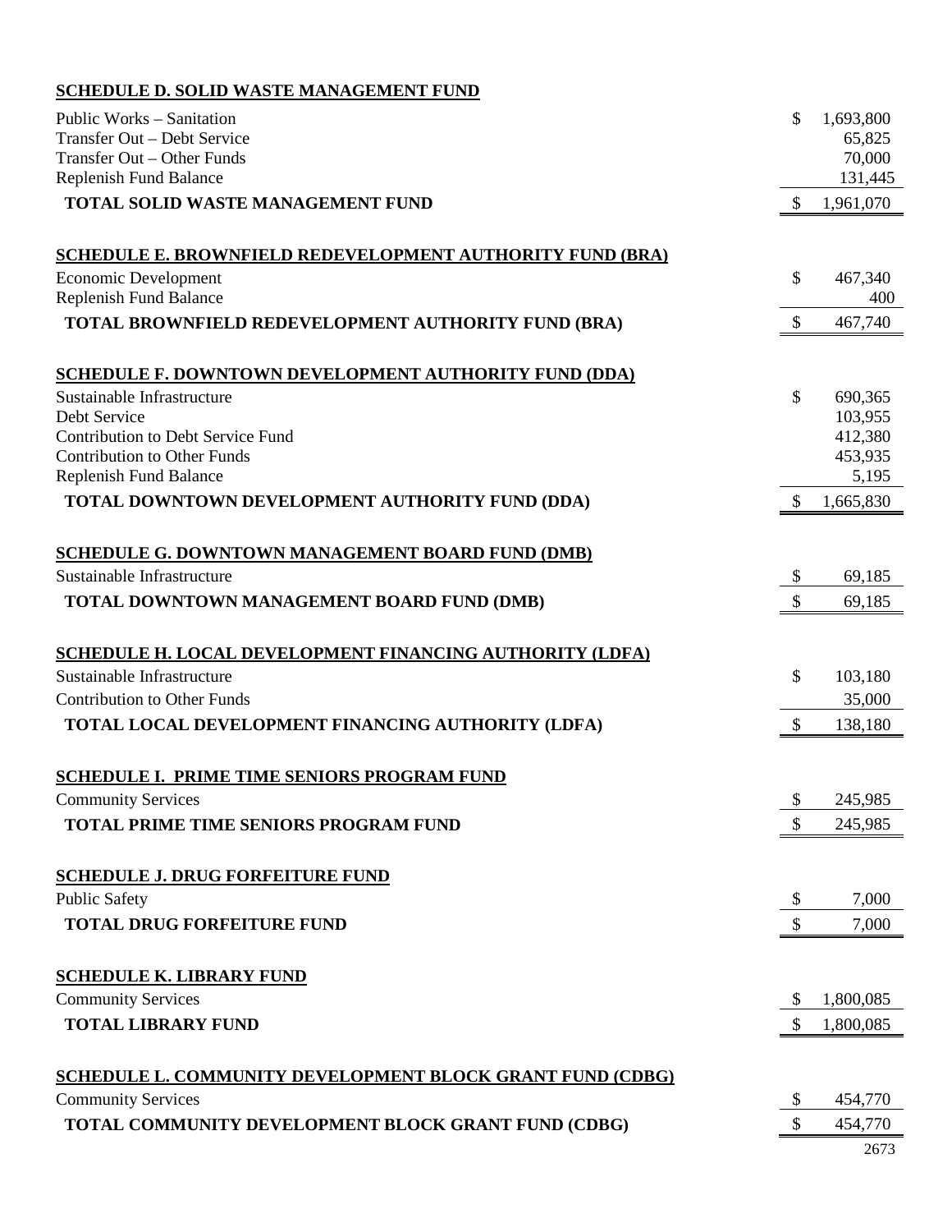**SCHEDULE D. SOLID WASTE MANAGEMENT FUND**

| | |
|---|---|
| Public Works – Sanitation | $ 1,693,800 |
| Transfer Out – Debt Service | 65,825 |
| Transfer Out – Other Funds | 70,000 |
| Replenish Fund Balance | 131,445 |
| **TOTAL SOLID WASTE MANAGEMENT FUND** | $ 1,961,070 |

**SCHEDULE E. BROWNFIELD REDEVELOPMENT AUTHORITY FUND (BRA)**

| | |
|---|---|
| Economic Development | $ 467,340 |
| Replenish Fund Balance | 400 |
| **TOTAL BROWNFIELD REDEVELOPMENT AUTHORITY FUND (BRA)** | $ 467,740 |

**SCHEDULE F. DOWNTOWN DEVELOPMENT AUTHORITY FUND (DDA)**

| | |
|---|---|
| Sustainable Infrastructure | $ 690,365 |
| Debt Service | 103,955 |
| Contribution to Debt Service Fund | 412,380 |
| Contribution to Other Funds | 453,935 |
| Replenish Fund Balance | 5,195 |
| **TOTAL DOWNTOWN DEVELOPMENT AUTHORITY FUND (DDA)** | $ 1,665,830 |

**SCHEDULE G. DOWNTOWN MANAGEMENT BOARD FUND (DMB)**

| | |
|---|---|
| Sustainable Infrastructure | $ 69,185 |
| **TOTAL DOWNTOWN MANAGEMENT BOARD FUND (DMB)** | $ 69,185 |

**SCHEDULE H. LOCAL DEVELOPMENT FINANCING AUTHORITY (LDFA)**

| | |
|---|---|
| Sustainable Infrastructure | $ 103,180 |
| Contribution to Other Funds | 35,000 |
| **TOTAL LOCAL DEVELOPMENT FINANCING AUTHORITY (LDFA)** | $ 138,180 |

**SCHEDULE I. PRIME TIME SENIORS PROGRAM FUND**

| | |
|---|---|
| Community Services | $ 245,985 |
| **TOTAL PRIME TIME SENIORS PROGRAM FUND** | $ 245,985 |

**SCHEDULE J. DRUG FORFEITURE FUND**

| | |
|---|---|
| Public Safety | $ 7,000 |
| **TOTAL DRUG FORFEITURE FUND** | $ 7,000 |

**SCHEDULE K. LIBRARY FUND**

| | |
|---|---|
| Community Services | $ 1,800,085 |
| **TOTAL LIBRARY FUND** | $ 1,800,085 |

**SCHEDULE L. COMMUNITY DEVELOPMENT BLOCK GRANT FUND (CDBG)**

| | |
|---|---|
| Community Services | $ 454,770 |
| **TOTAL COMMUNITY DEVELOPMENT BLOCK GRANT FUND (CDBG)** | $ 454,770 |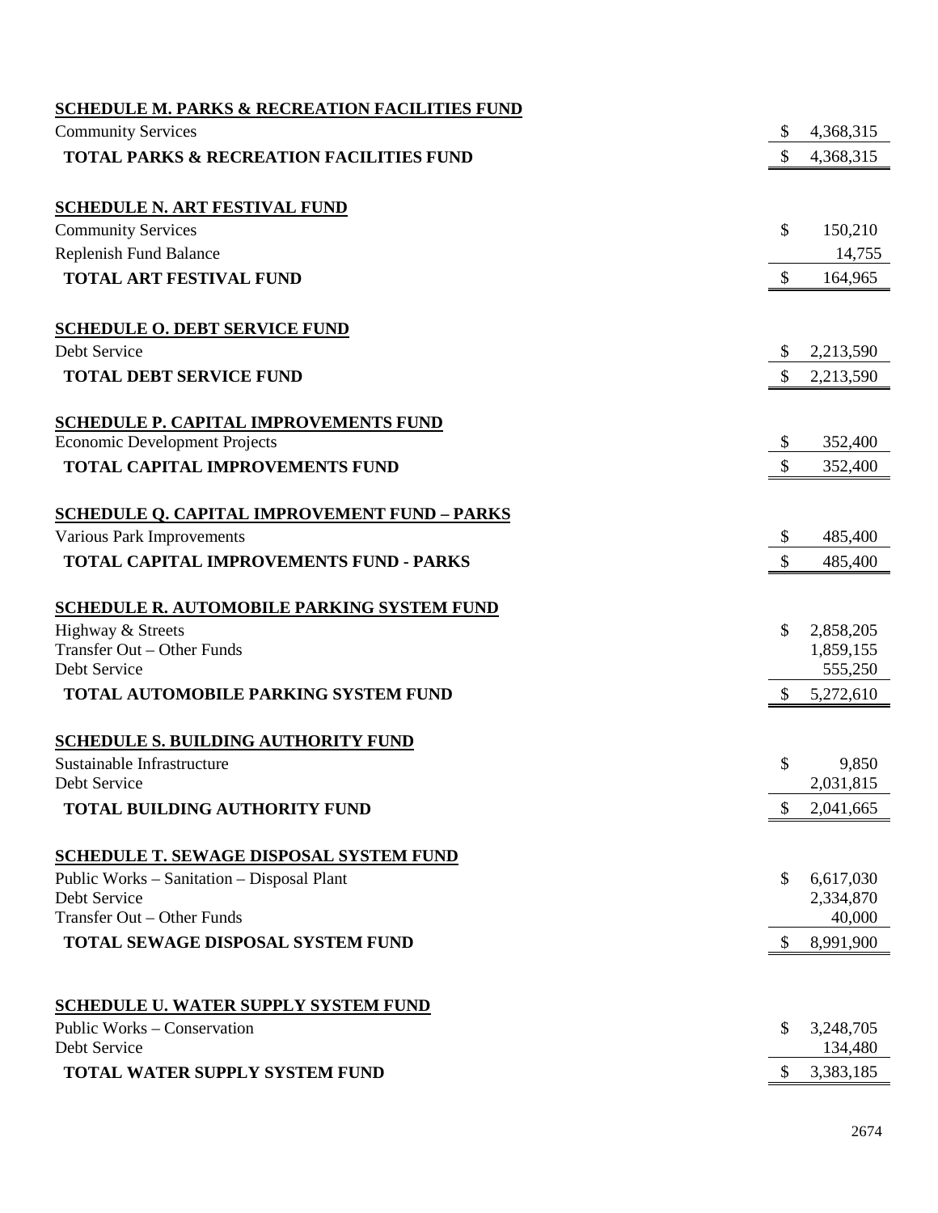**SCHEDULE M. PARKS & RECREATION FACILITIES FUND**

| | |
|---|---:|
| Community Services | $ 4,368,315 |
| **TOTAL PARKS & RECREATION FACILITIES FUND** | **$ 4,368,315** |

**SCHEDULE N. ART FESTIVAL FUND**

| | |
|---|---:|
| Community Services | $ 150,210 |
| Replenish Fund Balance | 14,755 |
| **TOTAL ART FESTIVAL FUND** | **$ 164,965** |

**SCHEDULE O. DEBT SERVICE FUND**

| | |
|---|---:|
| Debt Service | $ 2,213,590 |
| **TOTAL DEBT SERVICE FUND** | **$ 2,213,590** |

**SCHEDULE P. CAPITAL IMPROVEMENTS FUND**

| | |
|---|---:|
| Economic Development Projects | $ 352,400 |
| **TOTAL CAPITAL IMPROVEMENTS FUND** | **$ 352,400** |

**SCHEDULE Q. CAPITAL IMPROVEMENT FUND – PARKS**

| | |
|---|---:|
| Various Park Improvements | $ 485,400 |
| **TOTAL CAPITAL IMPROVEMENTS FUND - PARKS** | **$ 485,400** |

**SCHEDULE R. AUTOMOBILE PARKING SYSTEM FUND**

| | |
|---|---:|
| Highway & Streets | $ 2,858,205 |
| Transfer Out – Other Funds | 1,859,155 |
| Debt Service | 555,250 |
| **TOTAL AUTOMOBILE PARKING SYSTEM FUND** | **$ 5,272,610** |

**SCHEDULE S. BUILDING AUTHORITY FUND**

| | |
|---|---:|
| Sustainable Infrastructure | $ 9,850 |
| Debt Service | 2,031,815 |
| **TOTAL BUILDING AUTHORITY FUND** | **$ 2,041,665** |

**SCHEDULE T. SEWAGE DISPOSAL SYSTEM FUND**

| | |
|---|---:|
| Public Works – Sanitation – Disposal Plant | $ 6,617,030 |
| Debt Service | 2,334,870 |
| Transfer Out – Other Funds | 40,000 |
| **TOTAL SEWAGE DISPOSAL SYSTEM FUND** | **$ 8,991,900** |

**SCHEDULE U. WATER SUPPLY SYSTEM FUND**

| | |
|---|---:|
| Public Works – Conservation | $ 3,248,705 |
| Debt Service | 134,480 |
| **TOTAL WATER SUPPLY SYSTEM FUND** | **$ 3,383,185** |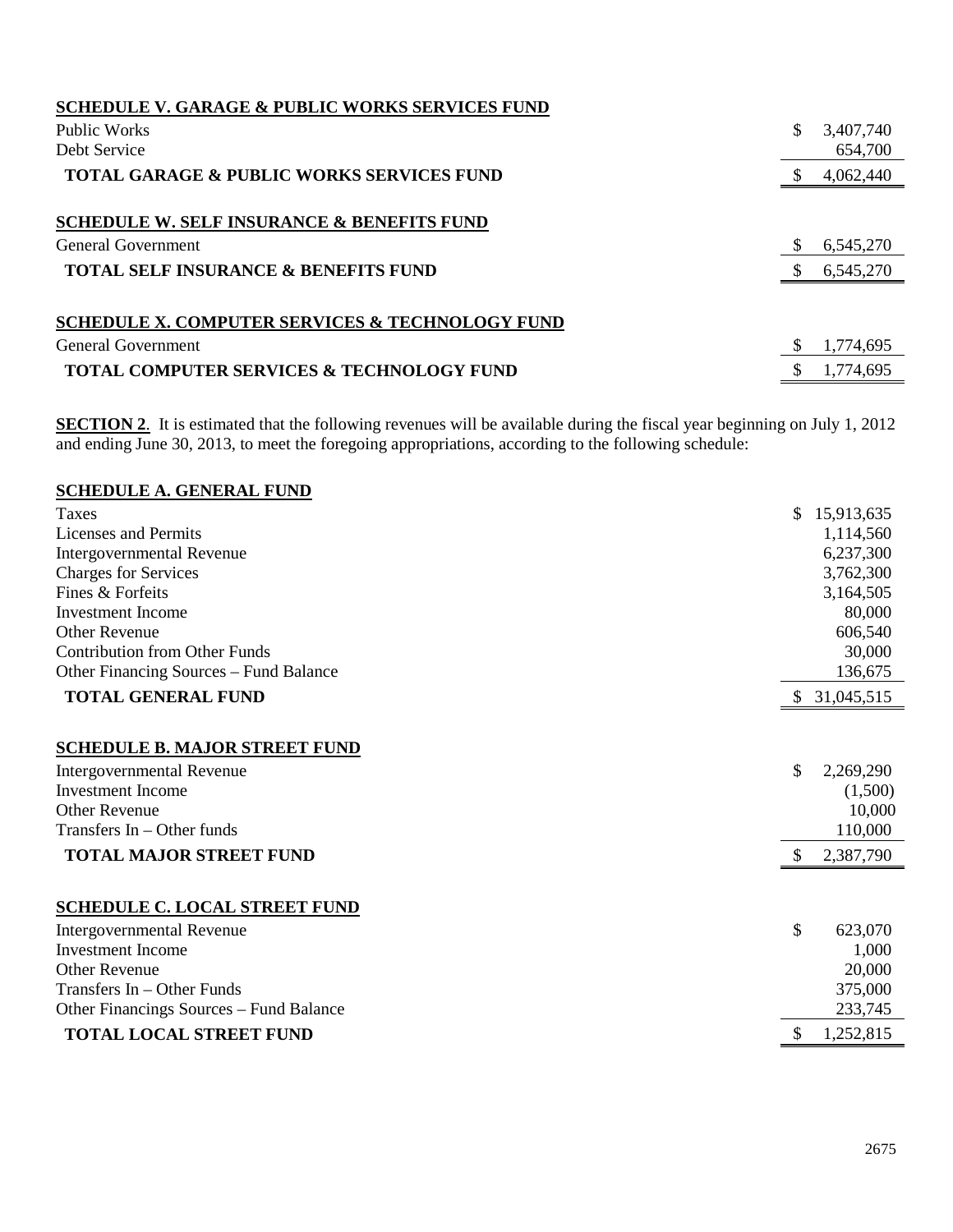**SCHEDULE V. GARAGE & PUBLIC WORKS SERVICES FUND**

| | |
|---|---|
| Public Works | $ 3,407,740 |
| Debt Service | 654,700 |
| **TOTAL GARAGE & PUBLIC WORKS SERVICES FUND** | $ 4,062,440 |

**SCHEDULE W. SELF INSURANCE & BENEFITS FUND**

| | |
|---|---|
| General Government | $ 6,545,270 |
| **TOTAL SELF INSURANCE & BENEFITS FUND** | $ 6,545,270 |

**SCHEDULE X. COMPUTER SERVICES & TECHNOLOGY FUND**

| | |
|---|---|
| General Government | $ 1,774,695 |
| **TOTAL COMPUTER SERVICES & TECHNOLOGY FUND** | $ 1,774,695 |

**SECTION 2**. It is estimated that the following revenues will be available during the fiscal year beginning on July 1, 2012 and ending June 30, 2013, to meet the foregoing appropriations, according to the following schedule:

**SCHEDULE A. GENERAL FUND**

| | |
|---|---|
| Taxes | $ 15,913,635 |
| Licenses and Permits | 1,114,560 |
| Intergovernmental Revenue | 6,237,300 |
| Charges for Services | 3,762,300 |
| Fines & Forfeits | 3,164,505 |
| Investment Income | 80,000 |
| Other Revenue | 606,540 |
| Contribution from Other Funds | 30,000 |
| Other Financing Sources – Fund Balance | 136,675 |
| **TOTAL GENERAL FUND** | $ 31,045,515 |

**SCHEDULE B. MAJOR STREET FUND**

| | |
|---|---|
| Intergovernmental Revenue | $ 2,269,290 |
| Investment Income | (1,500) |
| Other Revenue | 10,000 |
| Transfers In – Other funds | 110,000 |
| **TOTAL MAJOR STREET FUND** | $ 2,387,790 |

**SCHEDULE C. LOCAL STREET FUND**

| | |
|---|---|
| Intergovernmental Revenue | $ 623,070 |
| Investment Income | 1,000 |
| Other Revenue | 20,000 |
| Transfers In – Other Funds | 375,000 |
| Other Financings Sources – Fund Balance | 233,745 |
| **TOTAL LOCAL STREET FUND** | $ 1,252,815 |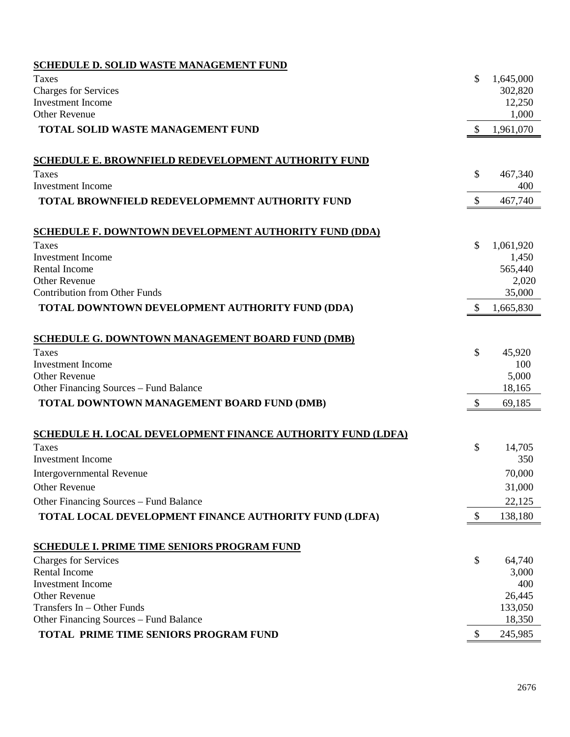**SCHEDULE D. SOLID WASTE MANAGEMENT FUND**

| | |
|---|---|
| Taxes | $ 1,645,000 |
| Charges for Services | 302,820 |
| Investment Income | 12,250 |
| Other Revenue | 1,000 |
| **TOTAL SOLID WASTE MANAGEMENT FUND** | $ 1,961,070 |

**SCHEDULE E. BROWNFIELD REDEVELOPMENT AUTHORITY FUND**

| | |
|---|---|
| Taxes | $ 467,340 |
| Investment Income | 400 |
| **TOTAL BROWNFIELD REDEVELOPMEMNT AUTHORITY FUND** | $ 467,740 |

**SCHEDULE F. DOWNTOWN DEVELOPMENT AUTHORITY FUND (DDA)**

| | |
|---|---|
| Taxes | $ 1,061,920 |
| Investment Income | 1,450 |
| Rental Income | 565,440 |
| Other Revenue | 2,020 |
| Contribution from Other Funds | 35,000 |
| **TOTAL DOWNTOWN DEVELOPMENT AUTHORITY FUND (DDA)** | $ 1,665,830 |

**SCHEDULE G. DOWNTOWN MANAGEMENT BOARD FUND (DMB)**

| | |
|---|---|
| Taxes | $ 45,920 |
| Investment Income | 100 |
| Other Revenue | 5,000 |
| Other Financing Sources – Fund Balance | 18,165 |
| **TOTAL DOWNTOWN MANAGEMENT BOARD FUND (DMB)** | $ 69,185 |

**SCHEDULE H. LOCAL DEVELOPMENT FINANCE AUTHORITY FUND (LDFA)**

| | |
|---|---|
| Taxes | $ 14,705 |
| Investment Income | 350 |
| Intergovernmental Revenue | 70,000 |
| Other Revenue | 31,000 |
| Other Financing Sources – Fund Balance | 22,125 |
| **TOTAL LOCAL DEVELOPMENT FINANCE AUTHORITY FUND (LDFA)** | $ 138,180 |

**SCHEDULE I. PRIME TIME SENIORS PROGRAM FUND**

| | |
|---|---|
| Charges for Services | $ 64,740 |
| Rental Income | 3,000 |
| Investment Income | 400 |
| Other Revenue | 26,445 |
| Transfers In – Other Funds | 133,050 |
| Other Financing Sources – Fund Balance | 18,350 |
| **TOTAL PRIME TIME SENIORS PROGRAM FUND** | $ 245,985 |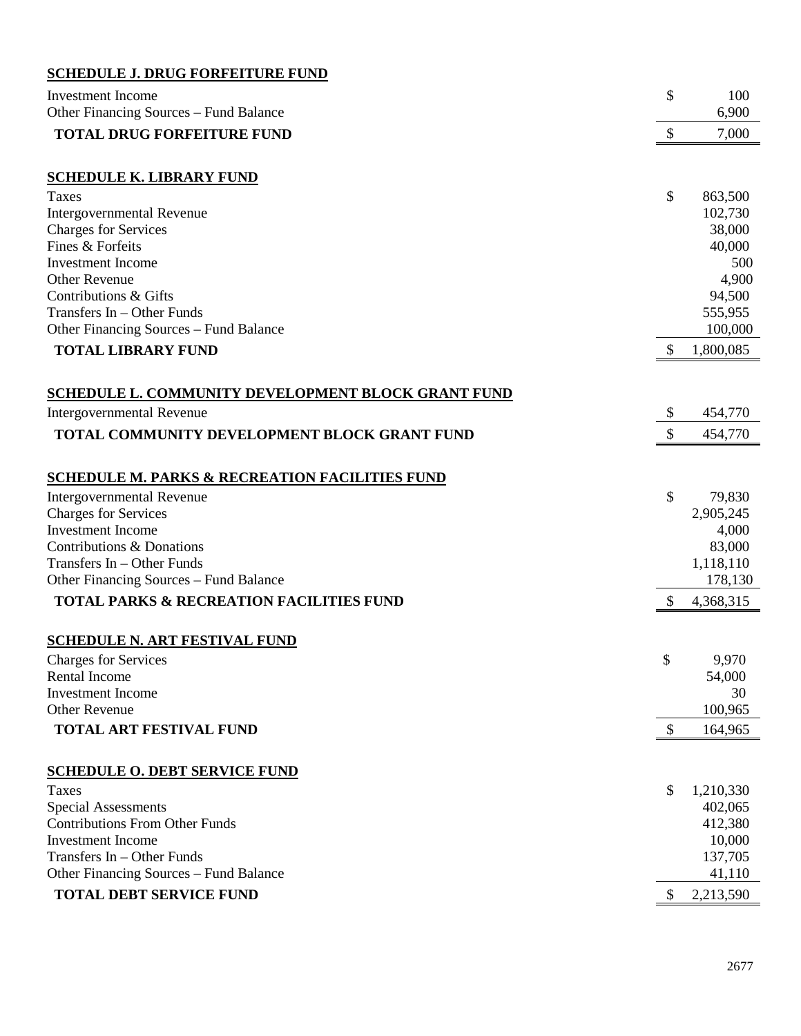## SCHEDULE J. DRUG FORFEITURE FUND

| | |
|---|---|
| Investment Income | $ 100 |
| Other Financing Sources – Fund Balance | 6,900 |
| **TOTAL DRUG FORFEITURE FUND** | **$ 7,000** |

## SCHEDULE K. LIBRARY FUND

| | |
|---|---|
| Taxes | $ 863,500 |
| Intergovernmental Revenue | 102,730 |
| Charges for Services | 38,000 |
| Fines & Forfeits | 40,000 |
| Investment Income | 500 |
| Other Revenue | 4,900 |
| Contributions & Gifts | 94,500 |
| Transfers In – Other Funds | 555,955 |
| Other Financing Sources – Fund Balance | 100,000 |
| **TOTAL LIBRARY FUND** | **$ 1,800,085** |

## SCHEDULE L. COMMUNITY DEVELOPMENT BLOCK GRANT FUND

| | |
|---|---|
| Intergovernmental Revenue | $ 454,770 |
| **TOTAL COMMUNITY DEVELOPMENT BLOCK GRANT FUND** | **$ 454,770** |

## SCHEDULE M. PARKS & RECREATION FACILITIES FUND

| | |
|---|---|
| Intergovernmental Revenue | $ 79,830 |
| Charges for Services | 2,905,245 |
| Investment Income | 4,000 |
| Contributions & Donations | 83,000 |
| Transfers In – Other Funds | 1,118,110 |
| Other Financing Sources – Fund Balance | 178,130 |
| **TOTAL PARKS & RECREATION FACILITIES FUND** | **$ 4,368,315** |

## SCHEDULE N. ART FESTIVAL FUND

| | |
|---|---|
| Charges for Services | $ 9,970 |
| Rental Income | 54,000 |
| Investment Income | 30 |
| Other Revenue | 100,965 |
| **TOTAL ART FESTIVAL FUND** | **$ 164,965** |

## SCHEDULE O. DEBT SERVICE FUND

| | |
|---|---|
| Taxes | $ 1,210,330 |
| Special Assessments | 402,065 |
| Contributions From Other Funds | 412,380 |
| Investment Income | 10,000 |
| Transfers In – Other Funds | 137,705 |
| Other Financing Sources – Fund Balance | 41,110 |
| **TOTAL DEBT SERVICE FUND** | **$ 2,213,590** |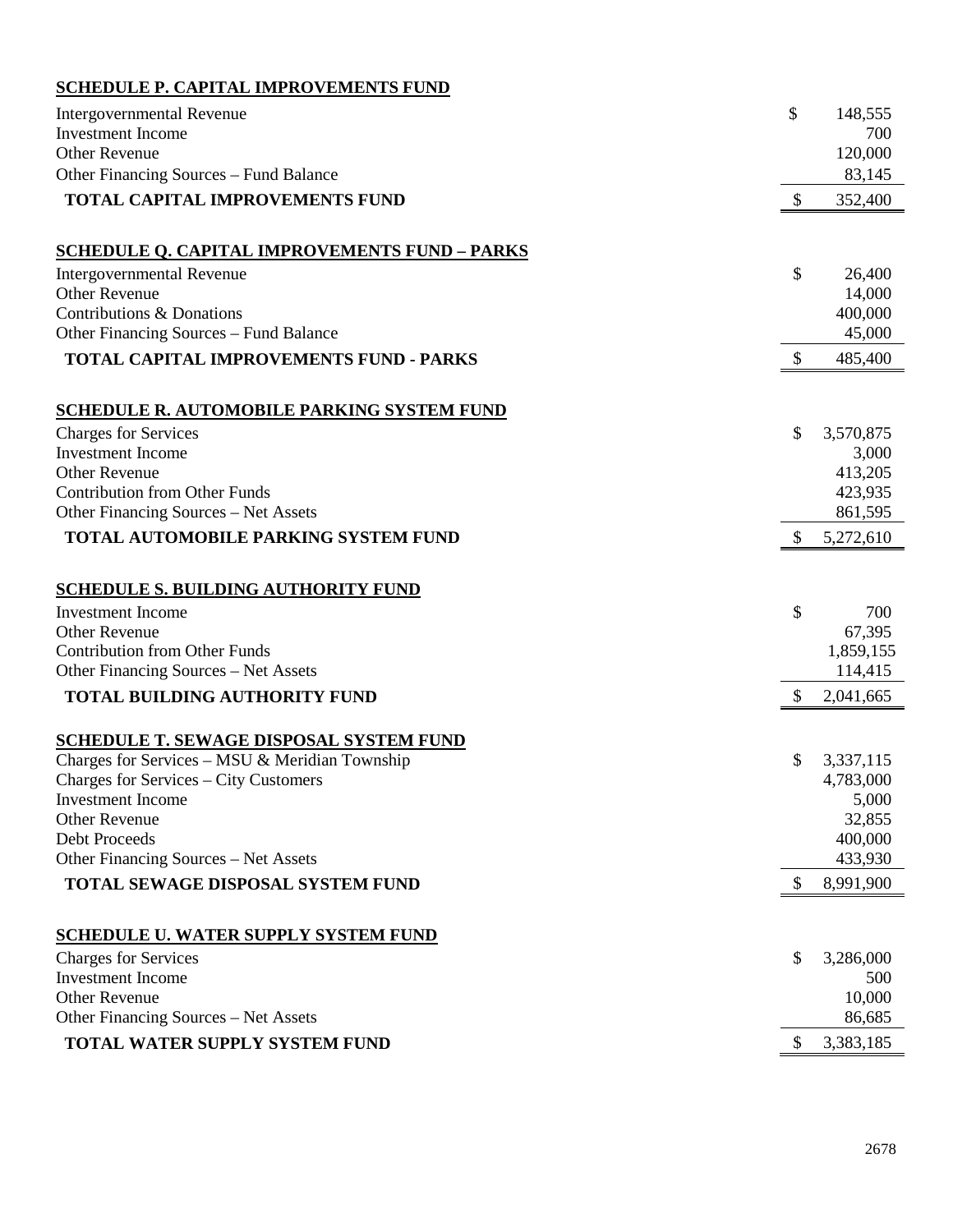**SCHEDULE P. CAPITAL IMPROVEMENTS FUND**

| | |
|---|---|
| Intergovernmental Revenue | $ 148,555 |
| Investment Income | 700 |
| Other Revenue | 120,000 |
| Other Financing Sources – Fund Balance | 83,145 |
| **TOTAL CAPITAL IMPROVEMENTS FUND** | $ 352,400 |

**SCHEDULE Q. CAPITAL IMPROVEMENTS FUND – PARKS**

| | |
|---|---|
| Intergovernmental Revenue | $ 26,400 |
| Other Revenue | 14,000 |
| Contributions & Donations | 400,000 |
| Other Financing Sources – Fund Balance | 45,000 |
| **TOTAL CAPITAL IMPROVEMENTS FUND - PARKS** | $ 485,400 |

**SCHEDULE R. AUTOMOBILE PARKING SYSTEM FUND**

| | |
|---|---|
| Charges for Services | $ 3,570,875 |
| Investment Income | 3,000 |
| Other Revenue | 413,205 |
| Contribution from Other Funds | 423,935 |
| Other Financing Sources – Net Assets | 861,595 |
| **TOTAL AUTOMOBILE PARKING SYSTEM FUND** | $ 5,272,610 |

**SCHEDULE S. BUILDING AUTHORITY FUND**

| | |
|---|---|
| Investment Income | $ 700 |
| Other Revenue | 67,395 |
| Contribution from Other Funds | 1,859,155 |
| Other Financing Sources – Net Assets | 114,415 |
| **TOTAL BUILDING AUTHORITY FUND** | $ 2,041,665 |

**SCHEDULE T. SEWAGE DISPOSAL SYSTEM FUND**

| | |
|---|---|
| Charges for Services – MSU & Meridian Township | $ 3,337,115 |
| Charges for Services – City Customers | 4,783,000 |
| Investment Income | 5,000 |
| Other Revenue | 32,855 |
| Debt Proceeds | 400,000 |
| Other Financing Sources – Net Assets | 433,930 |
| **TOTAL SEWAGE DISPOSAL SYSTEM FUND** | $ 8,991,900 |

**SCHEDULE U. WATER SUPPLY SYSTEM FUND**

| | |
|---|---|
| Charges for Services | $ 3,286,000 |
| Investment Income | 500 |
| Other Revenue | 10,000 |
| Other Financing Sources – Net Assets | 86,685 |
| **TOTAL WATER SUPPLY SYSTEM FUND** | $ 3,383,185 |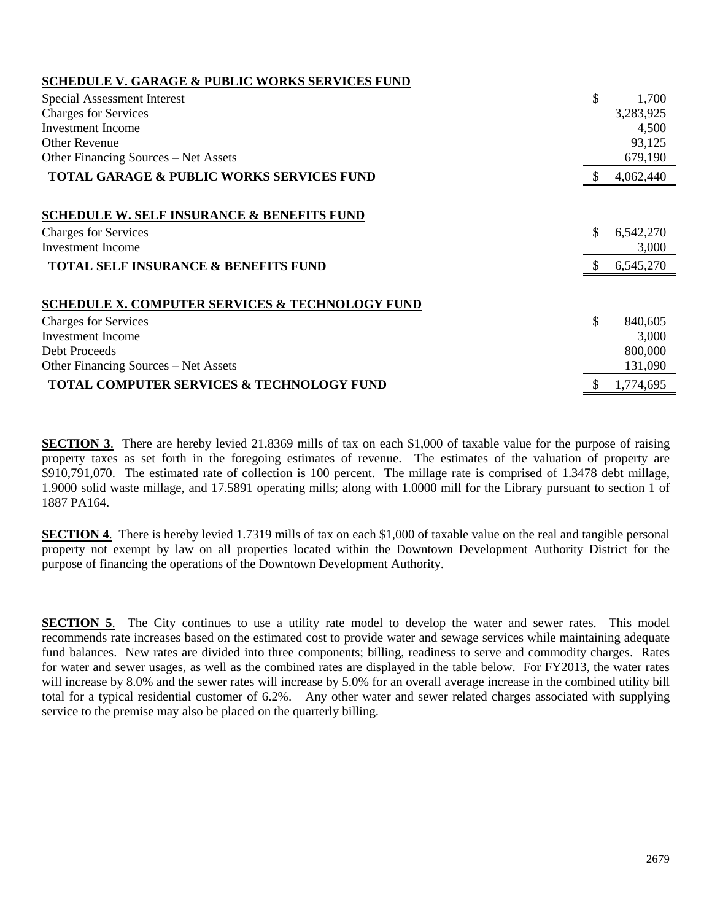**SCHEDULE V. GARAGE & PUBLIC WORKS SERVICES FUND**

| | |
|---|---:|
| Special Assessment Interest | $ 1,700 |
| Charges for Services | 3,283,925 |
| Investment Income | 4,500 |
| Other Revenue | 93,125 |
| Other Financing Sources – Net Assets | 679,190 |
| **TOTAL GARAGE & PUBLIC WORKS SERVICES FUND** | $ 4,062,440 |

**SCHEDULE W. SELF INSURANCE & BENEFITS FUND**

| | |
|---|---:|
| Charges for Services | $ 6,542,270 |
| Investment Income | 3,000 |
| **TOTAL SELF INSURANCE & BENEFITS FUND** | $ 6,545,270 |

**SCHEDULE X. COMPUTER SERVICES & TECHNOLOGY FUND**

| | |
|---|---:|
| Charges for Services | $ 840,605 |
| Investment Income | 3,000 |
| Debt Proceeds | 800,000 |
| Other Financing Sources – Net Assets | 131,090 |
| **TOTAL COMPUTER SERVICES & TECHNOLOGY FUND** | $ 1,774,695 |

**SECTION 3**. There are hereby levied 21.8369 mills of tax on each $1,000 of taxable value for the purpose of raising property taxes as set forth in the foregoing estimates of revenue. The estimates of the valuation of property are $910,791,070. The estimated rate of collection is 100 percent. The millage rate is comprised of 1.3478 debt millage, 1.9000 solid waste millage, and 17.5891 operating mills; along with 1.0000 mill for the Library pursuant to section 1 of 1887 PA164.

**SECTION 4**. There is hereby levied 1.7319 mills of tax on each $1,000 of taxable value on the real and tangible personal property not exempt by law on all properties located within the Downtown Development Authority District for the purpose of financing the operations of the Downtown Development Authority.

**SECTION 5**. The City continues to use a utility rate model to develop the water and sewer rates. This model recommends rate increases based on the estimated cost to provide water and sewage services while maintaining adequate fund balances. New rates are divided into three components; billing, readiness to serve and commodity charges. Rates for water and sewer usages, as well as the combined rates are displayed in the table below. For FY2013, the water rates will increase by 8.0% and the sewer rates will increase by 5.0% for an overall average increase in the combined utility bill total for a typical residential customer of 6.2%. Any other water and sewer related charges associated with supplying service to the premise may also be placed on the quarterly billing.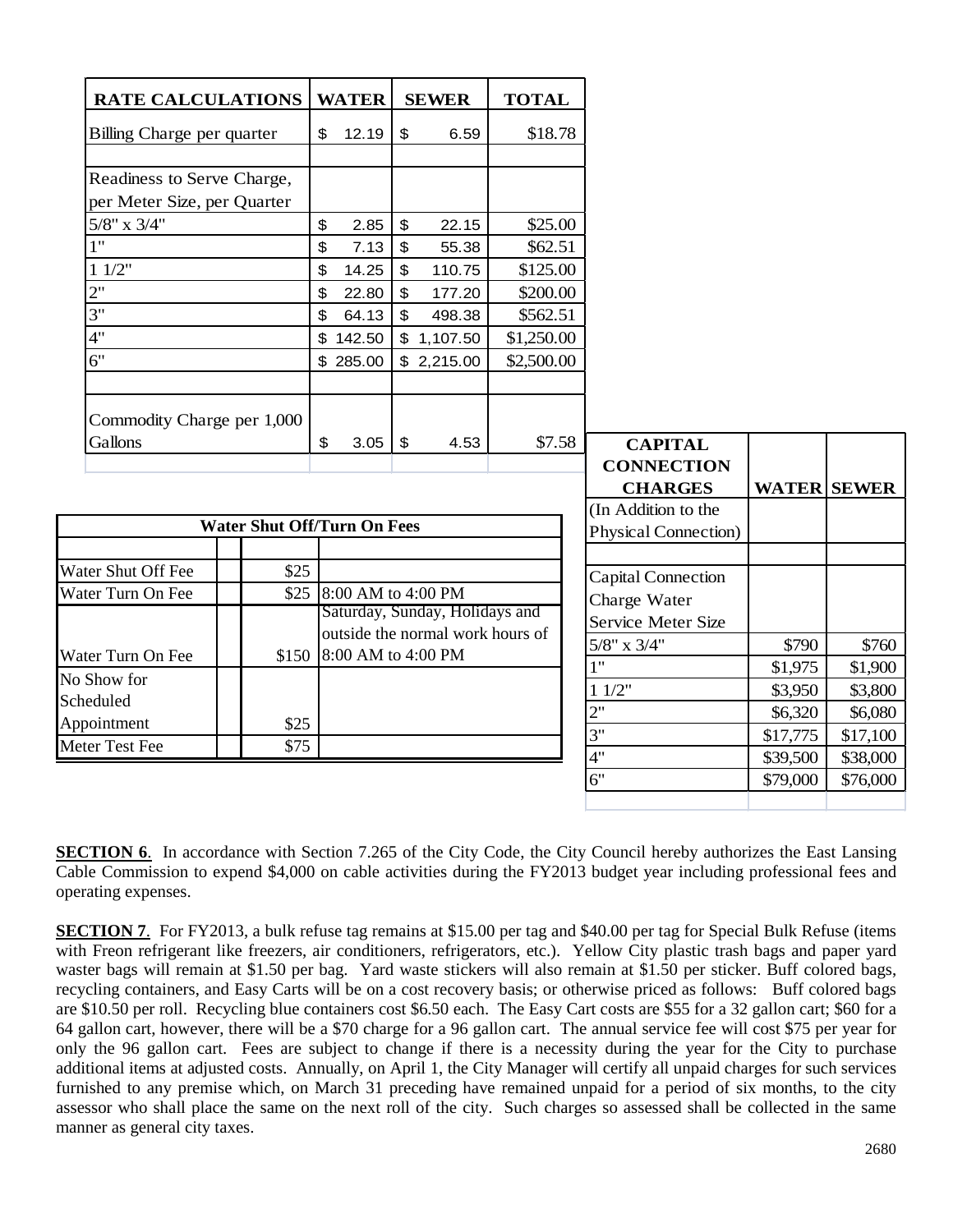| RATE CALCULATIONS | WATER | SEWER | TOTAL |
|---|---|---|---|
| Billing Charge per quarter | $ 12.19 | $ 6.59 | $18.78 |
| | | | |
| Readiness to Serve Charge, per Meter Size, per Quarter | | | |
| 5/8" x 3/4" | $ 2.85 | $ 22.15 | $25.00 |
| 1" | $ 7.13 | $ 55.38 | $62.51 |
| 1 1/2" | $ 14.25 | $ 110.75 | $125.00 |
| 2" | $ 22.80 | $ 177.20 | $200.00 |
| 3" | $ 64.13 | $ 498.38 | $562.51 |
| 4" | $ 142.50 | $ 1,107.50 | $1,250.00 |
| 6" | $ 285.00 | $ 2,215.00 | $2,500.00 |
| | | | |
| Commodity Charge per 1,000 Gallons | $ 3.05 | $ 4.53 | $7.58 |

| Water Shut Off/Turn On Fees | | | |
|---|---|---|---|
| | | | |
| Water Shut Off Fee | | $25 | |
| Water Turn On Fee | | $25 | 8:00 AM to 4:00 PM |
| Water Turn On Fee | | $150 | Saturday, Sunday, Holidays and outside the normal work hours of 8:00 AM to 4:00 PM |
| No Show for Scheduled Appointment | | $25 | |
| Meter Test Fee | | $75 | |

| CAPITAL CONNECTION CHARGES | WATER | SEWER |
|---|---|---|
| (In Addition to the Physical Connection) | | |
| | | |
| Capital Connection Charge Water Service Meter Size | | |
| 5/8" x 3/4" | $790 | $760 |
| 1" | $1,975 | $1,900 |
| 1 1/2" | $3,950 | $3,800 |
| 2" | $6,320 | $6,080 |
| 3" | $17,775 | $17,100 |
| 4" | $39,500 | $38,000 |
| 6" | $79,000 | $76,000 |

**SECTION 6**. In accordance with Section 7.265 of the City Code, the City Council hereby authorizes the East Lansing Cable Commission to expend $4,000 on cable activities during the FY2013 budget year including professional fees and operating expenses.

**SECTION 7**. For FY2013, a bulk refuse tag remains at $15.00 per tag and $40.00 per tag for Special Bulk Refuse (items with Freon refrigerant like freezers, air conditioners, refrigerators, etc.). Yellow City plastic trash bags and paper yard waster bags will remain at $1.50 per bag. Yard waste stickers will also remain at $1.50 per sticker. Buff colored bags, recycling containers, and Easy Carts will be on a cost recovery basis; or otherwise priced as follows: Buff colored bags are $10.50 per roll. Recycling blue containers cost $6.50 each. The Easy Cart costs are $55 for a 32 gallon cart; $60 for a 64 gallon cart, however, there will be a $70 charge for a 96 gallon cart. The annual service fee will cost $75 per year for only the 96 gallon cart. Fees are subject to change if there is a necessity during the year for the City to purchase additional items at adjusted costs. Annually, on April 1, the City Manager will certify all unpaid charges for such services furnished to any premise which, on March 31 preceding have remained unpaid for a period of six months, to the city assessor who shall place the same on the next roll of the city. Such charges so assessed shall be collected in the same manner as general city taxes.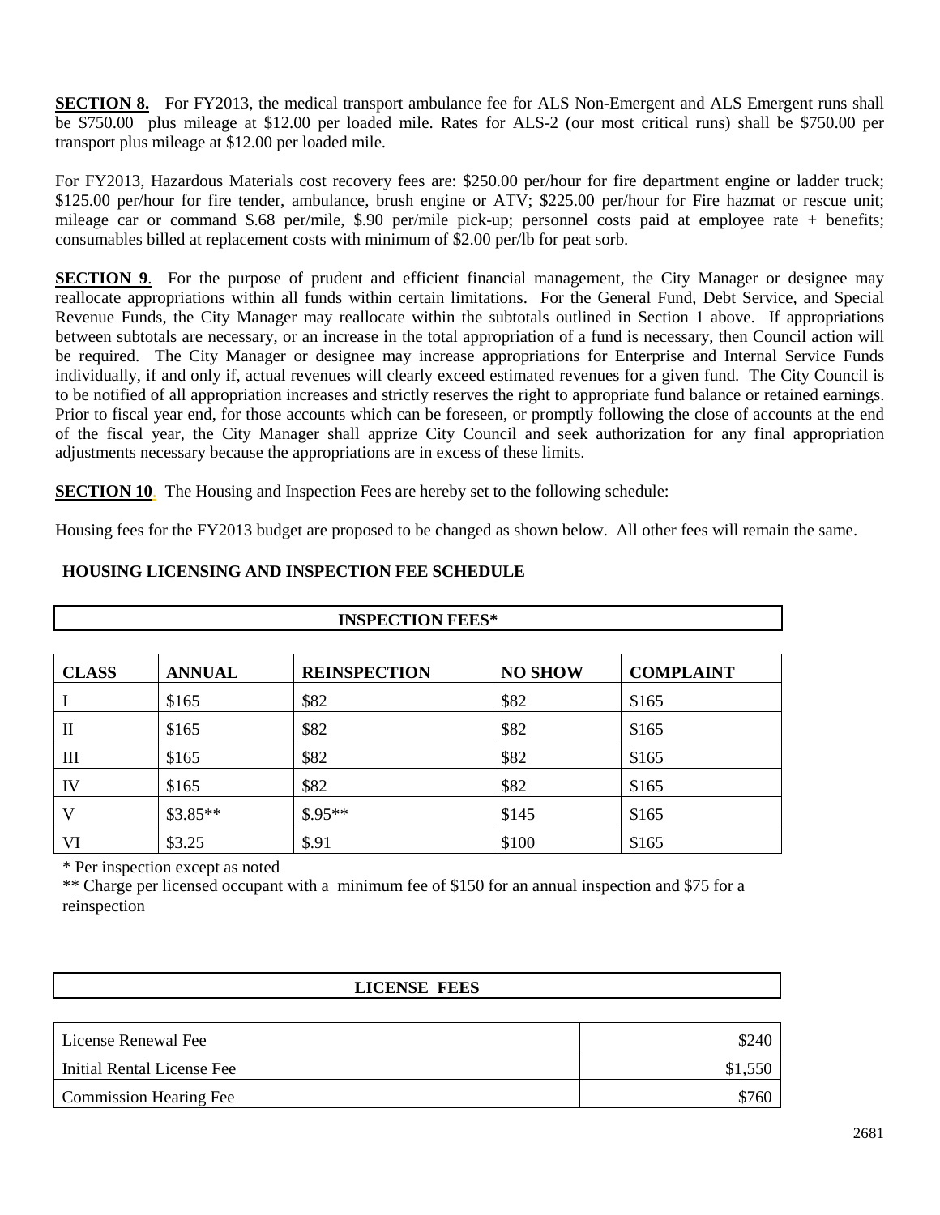**SECTION 8.** For FY2013, the medical transport ambulance fee for ALS Non-Emergent and ALS Emergent runs shall be $750.00 plus mileage at $12.00 per loaded mile. Rates for ALS-2 (our most critical runs) shall be $750.00 per transport plus mileage at $12.00 per loaded mile.

For FY2013, Hazardous Materials cost recovery fees are: $250.00 per/hour for fire department engine or ladder truck; $125.00 per/hour for fire tender, ambulance, brush engine or ATV; $225.00 per/hour for Fire hazmat or rescue unit; mileage car or command $.68 per/mile, $.90 per/mile pick-up; personnel costs paid at employee rate + benefits; consumables billed at replacement costs with minimum of $2.00 per/lb for peat sorb.

**SECTION 9**. For the purpose of prudent and efficient financial management, the City Manager or designee may reallocate appropriations within all funds within certain limitations. For the General Fund, Debt Service, and Special Revenue Funds, the City Manager may reallocate within the subtotals outlined in Section 1 above. If appropriations between subtotals are necessary, or an increase in the total appropriation of a fund is necessary, then Council action will be required. The City Manager or designee may increase appropriations for Enterprise and Internal Service Funds individually, if and only if, actual revenues will clearly exceed estimated revenues for a given fund. The City Council is to be notified of all appropriation increases and strictly reserves the right to appropriate fund balance or retained earnings. Prior to fiscal year end, for those accounts which can be foreseen, or promptly following the close of accounts at the end of the fiscal year, the City Manager shall apprize City Council and seek authorization for any final appropriation adjustments necessary because the appropriations are in excess of these limits.

**SECTION 10**. The Housing and Inspection Fees are hereby set to the following schedule:

Housing fees for the FY2013 budget are proposed to be changed as shown below. All other fees will remain the same.

**HOUSING LICENSING AND INSPECTION FEE SCHEDULE**

**INSPECTION FEES***

| CLASS | ANNUAL | REINSPECTION | NO SHOW | COMPLAINT |
|---|---|---|---|---|
| I | $165 | $82 | $82 | $165 |
| II | $165 | $82 | $82 | $165 |
| III | $165 | $82 | $82 | $165 |
| IV | $165 | $82 | $82 | $165 |
| V | $3.85** | $.95** | $145 | $165 |
| VI | $3.25 | $.91 | $100 | $165 |

* Per inspection except as noted

** Charge per licensed occupant with a minimum fee of $150 for an annual inspection and $75 for a reinspection

**LICENSE FEES**

| | |
|---|---|
| License Renewal Fee | $240 |
| Initial Rental License Fee | $1,550 |
| Commission Hearing Fee | $760 |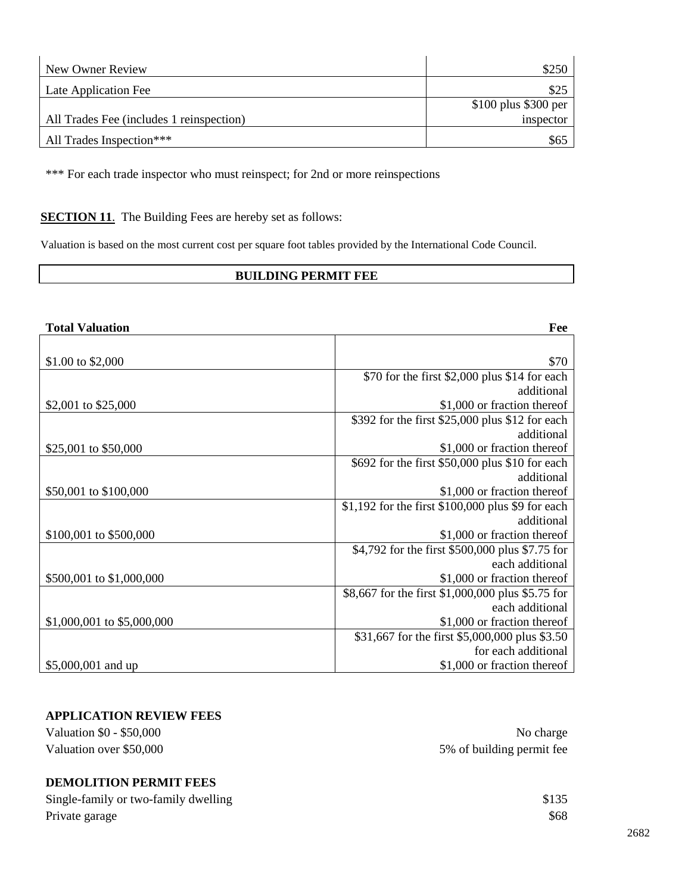| | |
|---|---|
| New Owner Review | $250 |
| Late Application Fee | $25 |
| All Trades Fee (includes 1 reinspection) | $100 plus $300 per inspector |
| All Trades Inspection*** | $65 |

*** For each trade inspector who must reinspect; for 2nd or more reinspections

**SECTION 11**. The Building Fees are hereby set as follows:

Valuation is based on the most current cost per square foot tables provided by the International Code Council.

**BUILDING PERMIT FEE**

| Total Valuation | Fee |
|---|---|
| $1.00 to $2,000 | $70 |
| $2,001 to $25,000 | $70 for the first $2,000 plus $14 for each additional $1,000 or fraction thereof |
| $25,001 to $50,000 | $392 for the first $25,000 plus $12 for each additional $1,000 or fraction thereof |
| $50,001 to $100,000 | $692 for the first $50,000 plus $10 for each additional $1,000 or fraction thereof |
| $100,001 to $500,000 | $1,192 for the first $100,000 plus $9 for each additional $1,000 or fraction thereof |
| $500,001 to $1,000,000 | $4,792 for the first $500,000 plus $7.75 for each additional $1,000 or fraction thereof |
| $1,000,001 to $5,000,000 | $8,667 for the first $1,000,000 plus $5.75 for each additional $1,000 or fraction thereof |
| $5,000,001 and up | $31,667 for the first $5,000,000 plus $3.50 for each additional $1,000 or fraction thereof |

**APPLICATION REVIEW FEES**

| | |
|---|---|
| Valuation $0 - $50,000 | No charge |
| Valuation over $50,000 | 5% of building permit fee |

**DEMOLITION PERMIT FEES**

| | |
|---|---|
| Single-family or two-family dwelling | $135 |
| Private garage | $68 |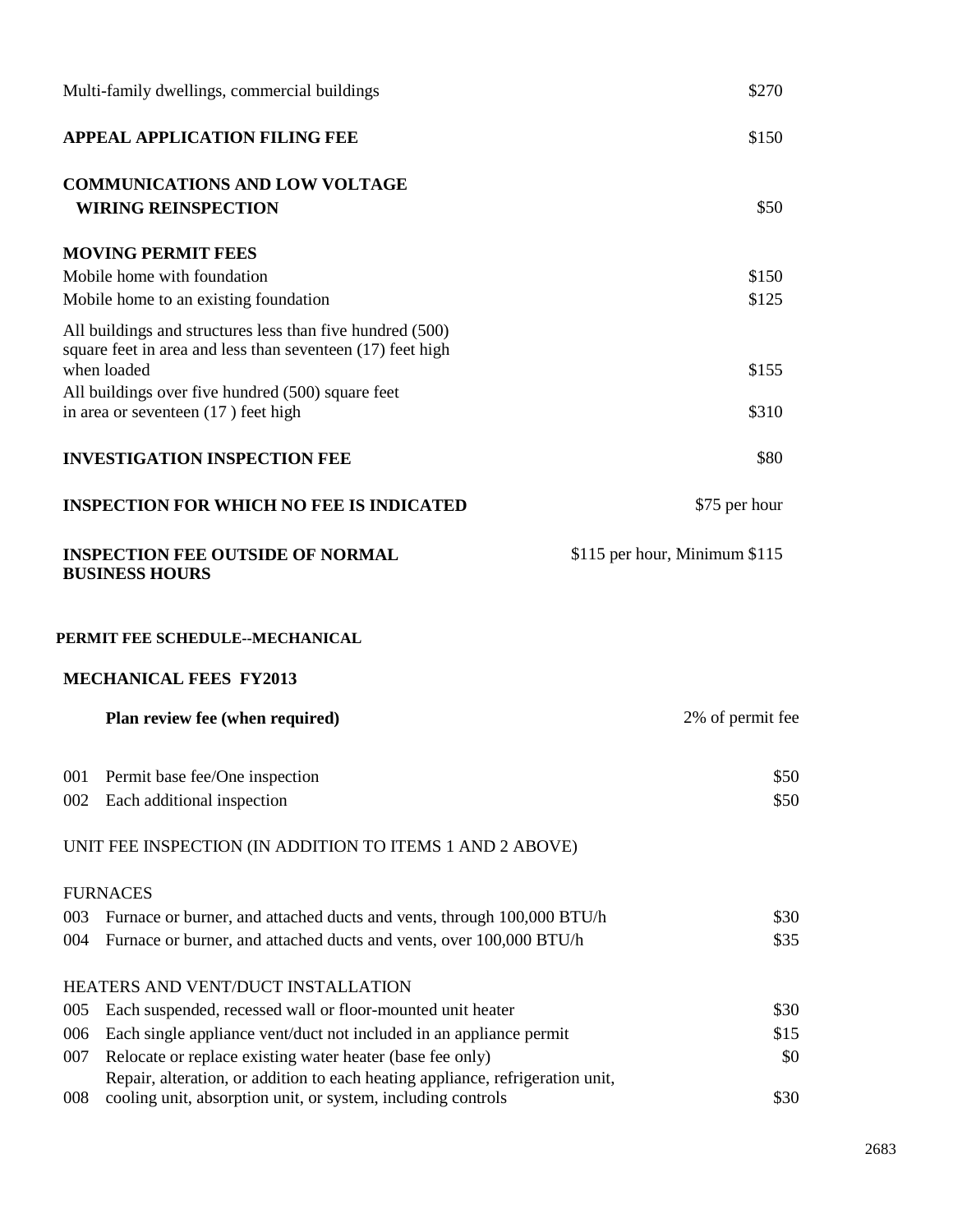| | |
|---|---|
| Multi-family dwellings, commercial buildings | $270 |

**APPEAL APPLICATION FILING FEE** $150

**COMMUNICATIONS AND LOW VOLTAGE WIRING REINSPECTION** $50

**MOVING PERMIT FEES**

| | |
|---|---|
| Mobile home with foundation | $150 |
| Mobile home to an existing foundation | $125 |
| All buildings and structures less than five hundred (500) square feet in area and less than seventeen (17) feet high when loaded | $155 |
| All buildings over five hundred (500) square feet in area or seventeen (17 ) feet high | $310 |

**INVESTIGATION INSPECTION FEE** $80

**INSPECTION FOR WHICH NO FEE IS INDICATED** $75 per hour

**INSPECTION FEE OUTSIDE OF NORMAL BUSINESS HOURS** $115 per hour, Minimum $115

## PERMIT FEE SCHEDULE--MECHANICAL

### MECHANICAL FEES FY2013

**Plan review fee (when required)** 2% of permit fee

| | | |
|---|---|---|
| 001 | Permit base fee/One inspection | $50 |
| 002 | Each additional inspection | $50 |

UNIT FEE INSPECTION (IN ADDITION TO ITEMS 1 AND 2 ABOVE)

FURNACES

| | | |
|---|---|---|
| 003 | Furnace or burner, and attached ducts and vents, through 100,000 BTU/h | $30 |
| 004 | Furnace or burner, and attached ducts and vents, over 100,000 BTU/h | $35 |

HEATERS AND VENT/DUCT INSTALLATION

| | | |
|---|---|---|
| 005 | Each suspended, recessed wall or floor-mounted unit heater | $30 |
| 006 | Each single appliance vent/duct not included in an appliance permit | $15 |
| 007 | Relocate or replace existing water heater (base fee only) | $0 |
| 008 | Repair, alteration, or addition to each heating appliance, refrigeration unit, cooling unit, absorption unit, or system, including controls | $30 |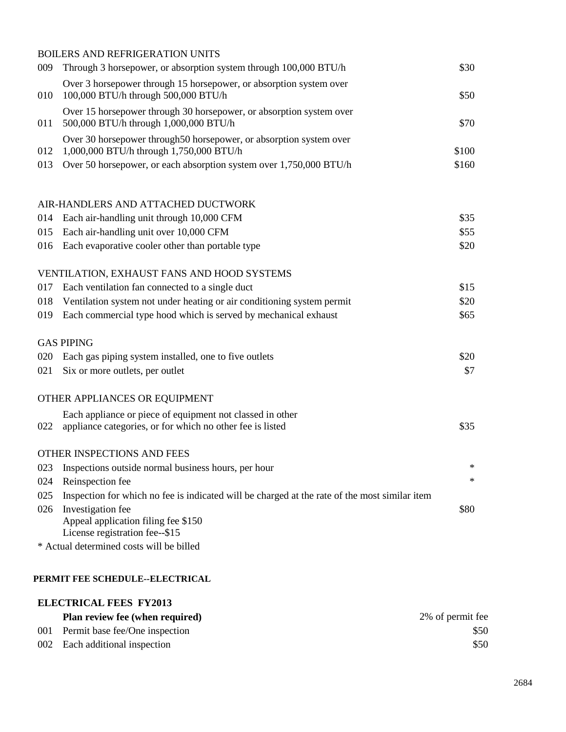| | BOILERS AND REFRIGERATION UNITS | |
|---|---|---|
| 009 | Through 3 horsepower, or absorption system through 100,000 BTU/h | $30 |
| 010 | Over 3 horsepower through 15 horsepower, or absorption system over 100,000 BTU/h through 500,000 BTU/h | $50 |
| 011 | Over 15 horsepower through 30 horsepower, or absorption system over 500,000 BTU/h through 1,000,000 BTU/h | $70 |
| 012 | Over 30 horsepower through50 horsepower, or absorption system over 1,000,000 BTU/h through 1,750,000 BTU/h | $100 |
| 013 | Over 50 horsepower, or each absorption system over 1,750,000 BTU/h | $160 |
| | **AIR-HANDLERS AND ATTACHED DUCTWORK** | |
| 014 | Each air-handling unit through 10,000 CFM | $35 |
| 015 | Each air-handling unit over 10,000 CFM | $55 |
| 016 | Each evaporative cooler other than portable type | $20 |
| | **VENTILATION, EXHAUST FANS AND HOOD SYSTEMS** | |
| 017 | Each ventilation fan connected to a single duct | $15 |
| 018 | Ventilation system not under heating or air conditioning system permit | $20 |
| 019 | Each commercial type hood which is served by mechanical exhaust | $65 |
| | **GAS PIPING** | |
| 020 | Each gas piping system installed, one to five outlets | $20 |
| 021 | Six or more outlets, per outlet | $7 |
| | **OTHER APPLIANCES OR EQUIPMENT** | |
| 022 | Each appliance or piece of equipment not classed in other appliance categories, or for which no other fee is listed | $35 |
| | **OTHER INSPECTIONS AND FEES** | |
| 023 | Inspections outside normal business hours, per hour | * |
| 024 | Reinspection fee | * |
| 025 | Inspection for which no fee is indicated will be charged at the rate of the most similar item | |
| 026 | Investigation fee<br>Appeal application filing fee $150<br>License registration fee--$15 | $80 |

* Actual determined costs will be billed

**PERMIT FEE SCHEDULE--ELECTRICAL**

| | **ELECTRICAL FEES FY2013** | |
|---|---|---|
| | **Plan review fee (when required)** | 2% of permit fee |
| 001 | Permit base fee/One inspection | $50 |
| 002 | Each additional inspection | $50 |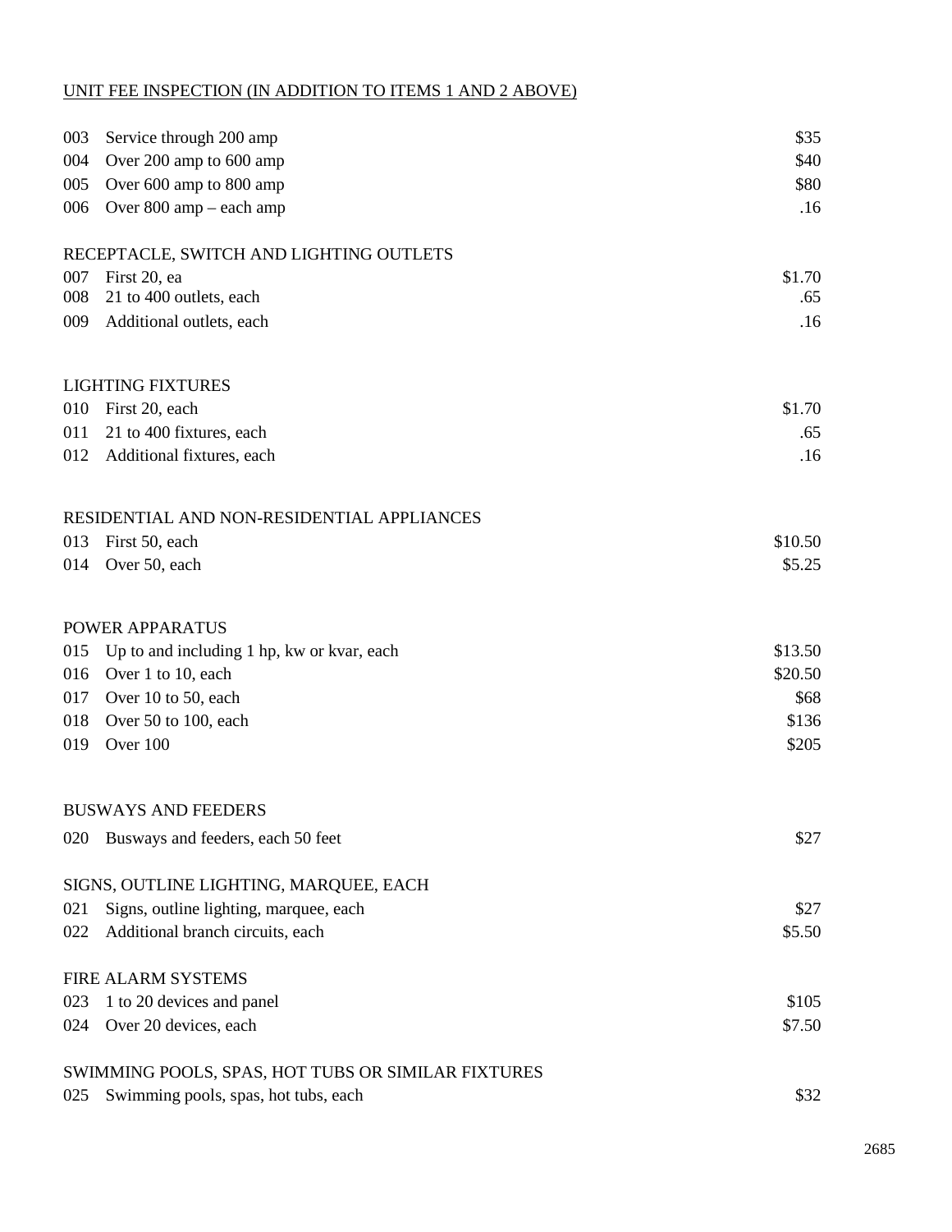UNIT FEE INSPECTION (IN ADDITION TO ITEMS 1 AND 2 ABOVE)

| | | |
|---|---|---|
| 003 | Service through 200 amp | $35 |
| 004 | Over 200 amp to 600 amp | $40 |
| 005 | Over 600 amp to 800 amp | $80 |
| 006 | Over 800 amp – each amp | .16 |

RECEPTACLE, SWITCH AND LIGHTING OUTLETS

| | | |
|---|---|---|
| 007 | First 20, ea | $1.70 |
| 008 | 21 to 400 outlets, each | .65 |
| 009 | Additional outlets, each | .16 |

LIGHTING FIXTURES

| | | |
|---|---|---|
| 010 | First 20, each | $1.70 |
| 011 | 21 to 400 fixtures, each | .65 |
| 012 | Additional fixtures, each | .16 |

RESIDENTIAL AND NON-RESIDENTIAL APPLIANCES

| | | |
|---|---|---|
| 013 | First 50, each | $10.50 |
| 014 | Over 50, each | $5.25 |

POWER APPARATUS

| | | |
|---|---|---|
| 015 | Up to and including 1 hp, kw or kvar, each | $13.50 |
| 016 | Over 1 to 10, each | $20.50 |
| 017 | Over 10 to 50, each | $68 |
| 018 | Over 50 to 100, each | $136 |
| 019 | Over 100 | $205 |

BUSWAYS AND FEEDERS

| | | |
|---|---|---|
| 020 | Busways and feeders, each 50 feet | $27 |

SIGNS, OUTLINE LIGHTING, MARQUEE, EACH

| | | |
|---|---|---|
| 021 | Signs, outline lighting, marquee, each | $27 |
| 022 | Additional branch circuits, each | $5.50 |

FIRE ALARM SYSTEMS

| | | |
|---|---|---|
| 023 | 1 to 20 devices and panel | $105 |
| 024 | Over 20 devices, each | $7.50 |

SWIMMING POOLS, SPAS, HOT TUBS OR SIMILAR FIXTURES

| | | |
|---|---|---|
| 025 | Swimming pools, spas, hot tubs, each | $32 |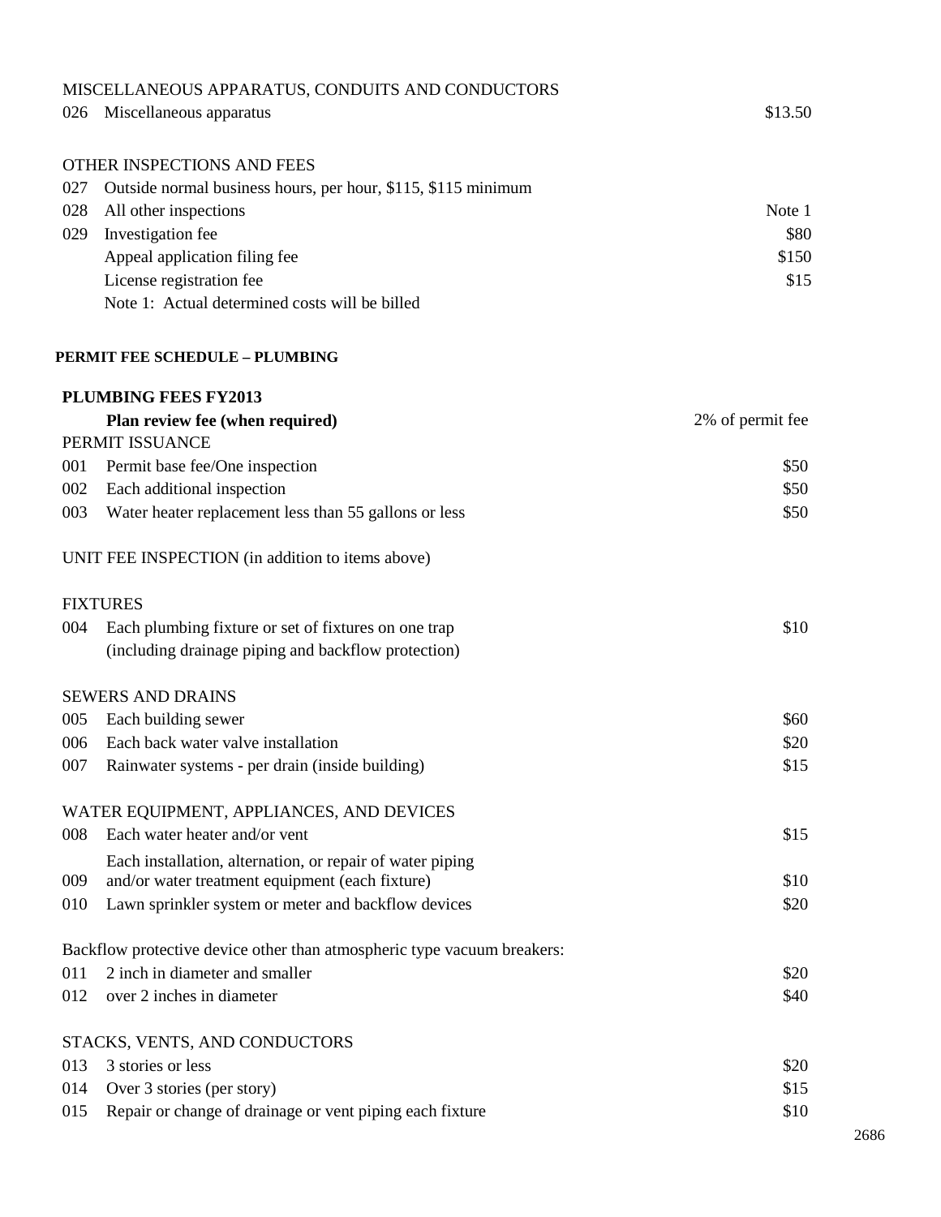MISCELLANEOUS APPARATUS, CONDUITS AND CONDUCTORS

| | | |
|---|---|---|
| 026 | Miscellaneous apparatus | $13.50 |

OTHER INSPECTIONS AND FEES

| | | |
|---|---|---|
| 027 | Outside normal business hours, per hour, $115, $115 minimum | |
| 028 | All other inspections | Note 1 |
| 029 | Investigation fee | $80 |
| | Appeal application filing fee | $150 |
| | License registration fee | $15 |
| | Note 1: Actual determined costs will be billed | |

**PERMIT FEE SCHEDULE – PLUMBING**

**PLUMBING FEES FY2013**

| | | |
|---|---|---|
| | **Plan review fee (when required)** | 2% of permit fee |
| | PERMIT ISSUANCE | |
| 001 | Permit base fee/One inspection | $50 |
| 002 | Each additional inspection | $50 |
| 003 | Water heater replacement less than 55 gallons or less | $50 |

UNIT FEE INSPECTION (in addition to items above)

FIXTURES

| | | |
|---|---|---|
| 004 | Each plumbing fixture or set of fixtures on one trap (including drainage piping and backflow protection) | $10 |

SEWERS AND DRAINS

| | | |
|---|---|---|
| 005 | Each building sewer | $60 |
| 006 | Each back water valve installation | $20 |
| 007 | Rainwater systems - per drain (inside building) | $15 |

WATER EQUIPMENT, APPLIANCES, AND DEVICES

| | | |
|---|---|---|
| 008 | Each water heater and/or vent | $15 |
| 009 | Each installation, alternation, or repair of water piping and/or water treatment equipment (each fixture) | $10 |
| 010 | Lawn sprinkler system or meter and backflow devices | $20 |

Backflow protective device other than atmospheric type vacuum breakers:

| | | |
|---|---|---|
| 011 | 2 inch in diameter and smaller | $20 |
| 012 | over 2 inches in diameter | $40 |

STACKS, VENTS, AND CONDUCTORS

| | | |
|---|---|---|
| 013 | 3 stories or less | $20 |
| 014 | Over 3 stories (per story) | $15 |
| 015 | Repair or change of drainage or vent piping each fixture | $10 |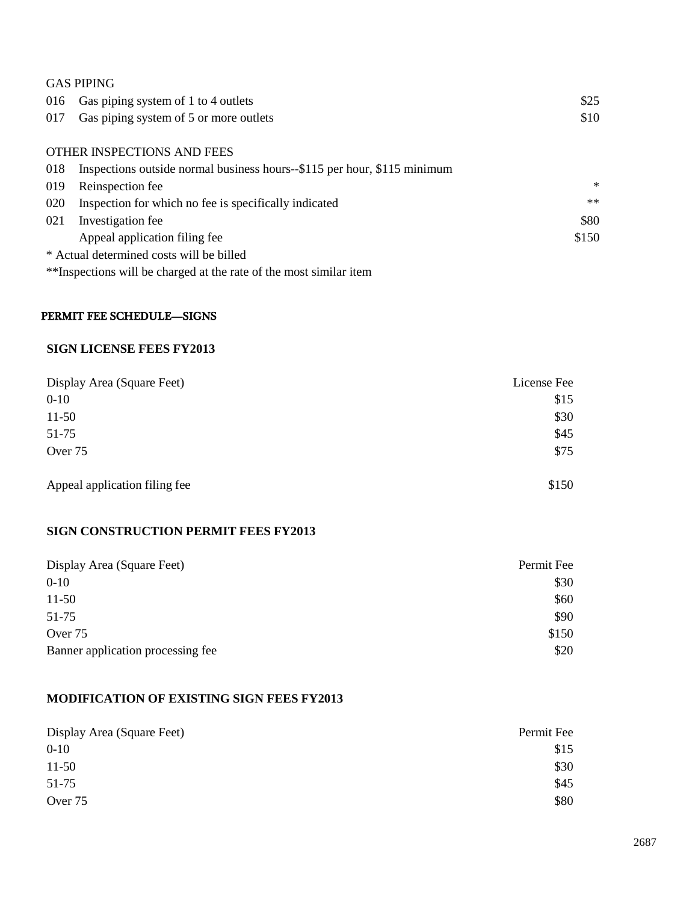GAS PIPING

| | | |
|---|---|---|
| 016 | Gas piping system of 1 to 4 outlets | $25 |
| 017 | Gas piping system of 5 or more outlets | $10 |

OTHER INSPECTIONS AND FEES

| | | |
|---|---|---|
| 018 | Inspections outside normal business hours--$115 per hour, $115 minimum | |
| 019 | Reinspection fee | * |
| 020 | Inspection for which no fee is specifically indicated | ** |
| 021 | Investigation fee | $80 |
| | Appeal application filing fee | $150 |

* Actual determined costs will be billed

**Inspections will be charged at the rate of the most similar item

## PERMIT FEE SCHEDULE—SIGNS

### SIGN LICENSE FEES FY2013

| Display Area (Square Feet) | License Fee |
|---|---|
| 0-10 | $15 |
| 11-50 | $30 |
| 51-75 | $45 |
| Over 75 | $75 |
| Appeal application filing fee | $150 |

### SIGN CONSTRUCTION PERMIT FEES FY2013

| Display Area (Square Feet) | Permit Fee |
|---|---|
| 0-10 | $30 |
| 11-50 | $60 |
| 51-75 | $90 |
| Over 75 | $150 |
| Banner application processing fee | $20 |

### MODIFICATION OF EXISTING SIGN FEES FY2013

| Display Area (Square Feet) | Permit Fee |
|---|---|
| 0-10 | $15 |
| 11-50 | $30 |
| 51-75 | $45 |
| Over 75 | $80 |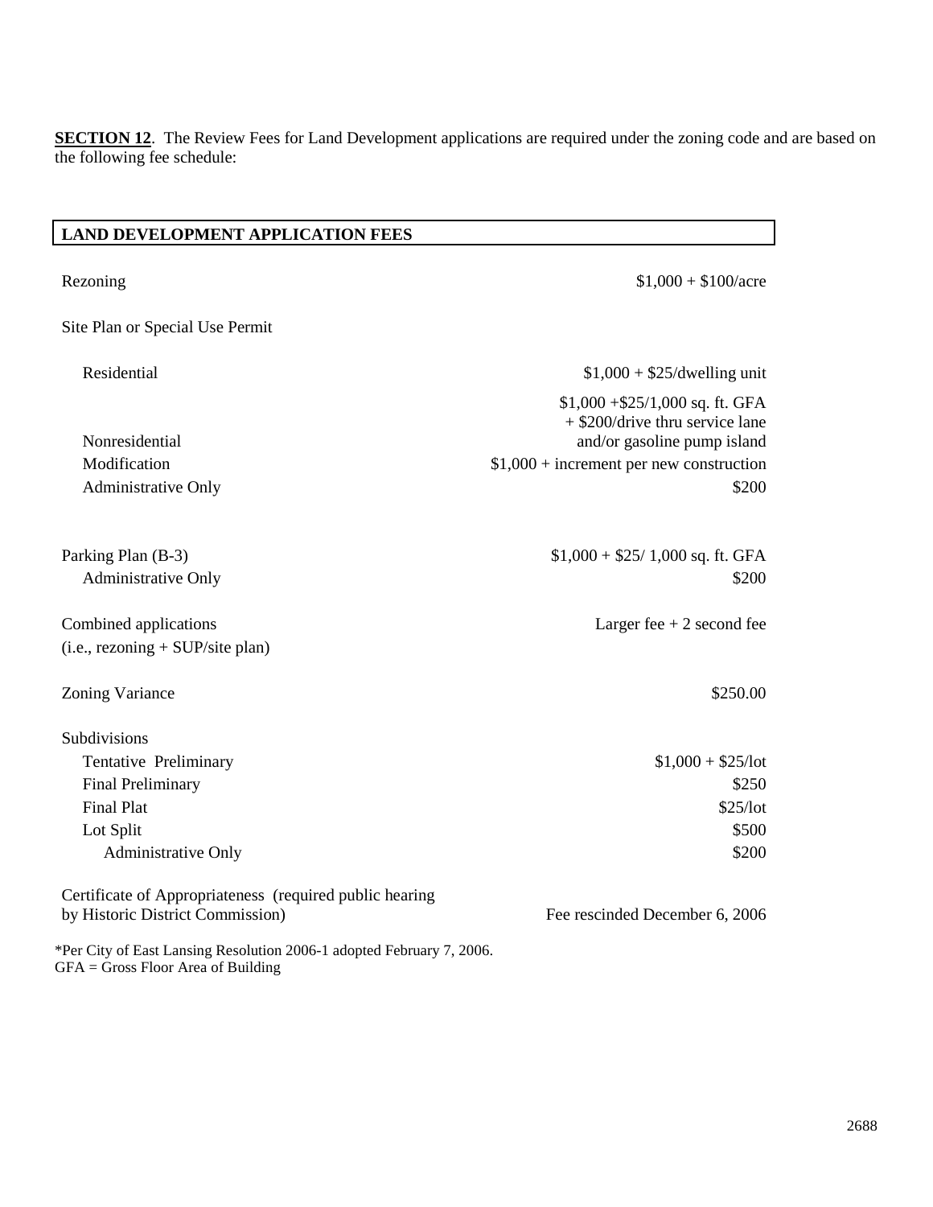**SECTION 12**. The Review Fees for Land Development applications are required under the zoning code and are based on the following fee schedule:

| LAND DEVELOPMENT APPLICATION FEES | |
|---|---|
| Rezoning | $1,000 + $100/acre |
| Site Plan or Special Use Permit | |
| Residential | $1,000 + $25/dwelling unit |
| Nonresidential | $1,000 +$25/1,000 sq. ft. GFA + $200/drive thru service lane and/or gasoline pump island |
| Modification | $1,000 + increment per new construction |
| Administrative Only | $200 |
| Parking Plan (B-3) | $1,000 + $25/ 1,000 sq. ft. GFA |
| Administrative Only | $200 |
| Combined applications (i.e., rezoning + SUP/site plan) | Larger fee + 2 second fee |
| Zoning Variance | $250.00 |
| Subdivisions | |
| Tentative Preliminary | $1,000 + $25/lot |
| Final Preliminary | $250 |
| Final Plat | $25/lot |
| Lot Split | $500 |
| Administrative Only | $200 |
| Certificate of Appropriateness (required public hearing by Historic District Commission) | Fee rescinded December 6, 2006 |

*Per City of East Lansing Resolution 2006-1 adopted February 7, 2006.
GFA = Gross Floor Area of Building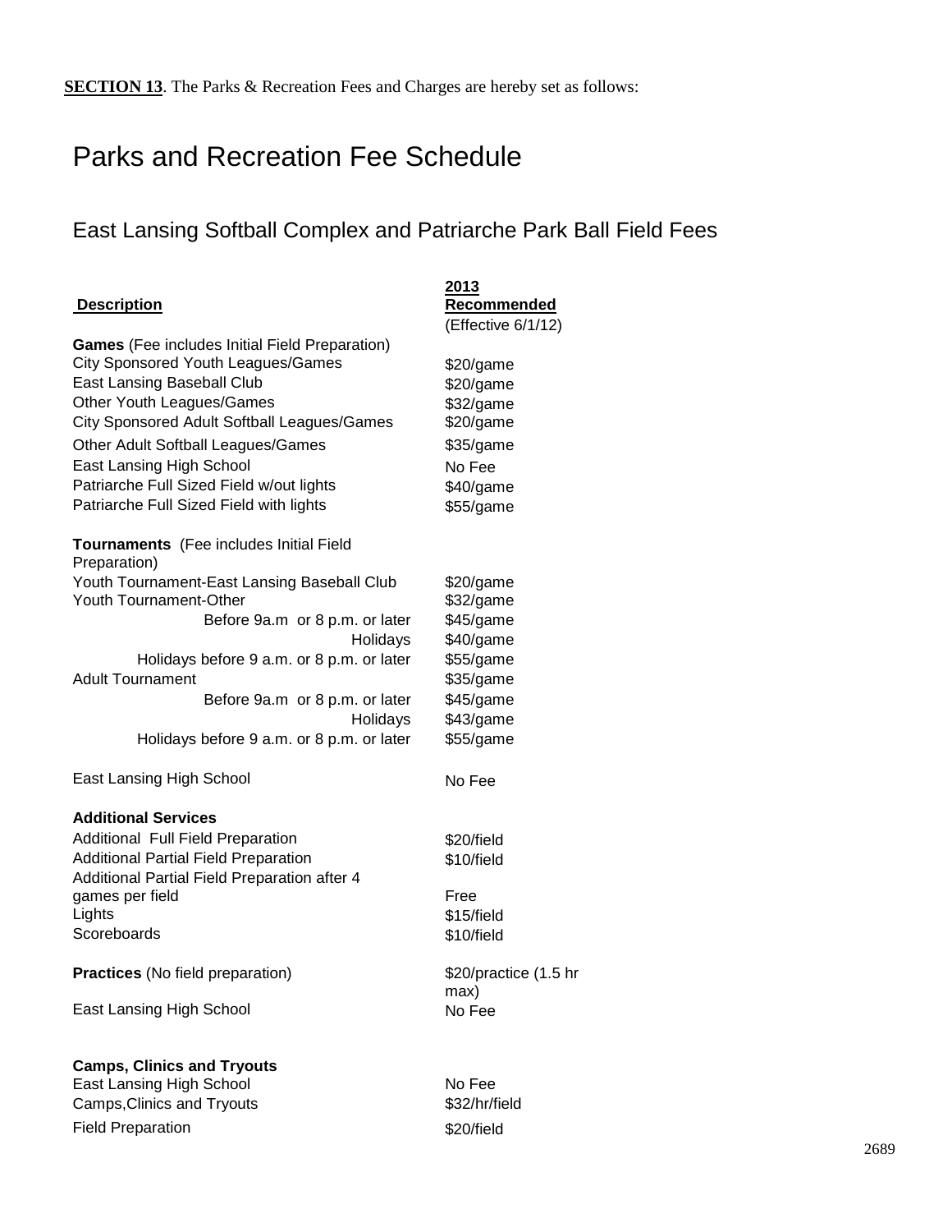**SECTION 13**. The Parks & Recreation Fees and Charges are hereby set as follows:

# Parks and Recreation Fee Schedule

## East Lansing Softball Complex and Patriarche Park Ball Field Fees

| Description | 2013 Recommended (Effective 6/1/12) |
|---|---|
| **Games** (Fee includes Initial Field Preparation) | |
| City Sponsored Youth Leagues/Games | \$20/game |
| East Lansing Baseball Club | \$20/game |
| Other Youth Leagues/Games | \$32/game |
| City Sponsored Adult Softball Leagues/Games | \$20/game |
| Other Adult Softball Leagues/Games | \$35/game |
| East Lansing High School | No Fee |
| Patriarche Full Sized Field w/out lights | \$40/game |
| Patriarche Full Sized Field with lights | \$55/game |
| | |
| **Tournaments** (Fee includes Initial Field Preparation) | |
| Youth Tournament-East Lansing Baseball Club | \$20/game |
| Youth Tournament-Other | \$32/game |
| Before 9a.m or 8 p.m. or later | \$45/game |
| Holidays | \$40/game |
| Holidays before 9 a.m. or 8 p.m. or later | \$55/game |
| Adult Tournament | \$35/game |
| Before 9a.m or 8 p.m. or later | \$45/game |
| Holidays | \$43/game |
| Holidays before 9 a.m. or 8 p.m. or later | \$55/game |
| | |
| East Lansing High School | No Fee |
| | |
| **Additional Services** | |
| Additional Full Field Preparation | \$20/field |
| Additional Partial Field Preparation | \$10/field |
| Additional Partial Field Preparation after 4 games per field | Free |
| Lights | \$15/field |
| Scoreboards | \$10/field |
| | |
| **Practices** (No field preparation) | \$20/practice (1.5 hr max) |
| East Lansing High School | No Fee |
| | |
| **Camps, Clinics and Tryouts** | |
| East Lansing High School | No Fee |
| Camps,Clinics and Tryouts | \$32/hr/field |
| Field Preparation | \$20/field |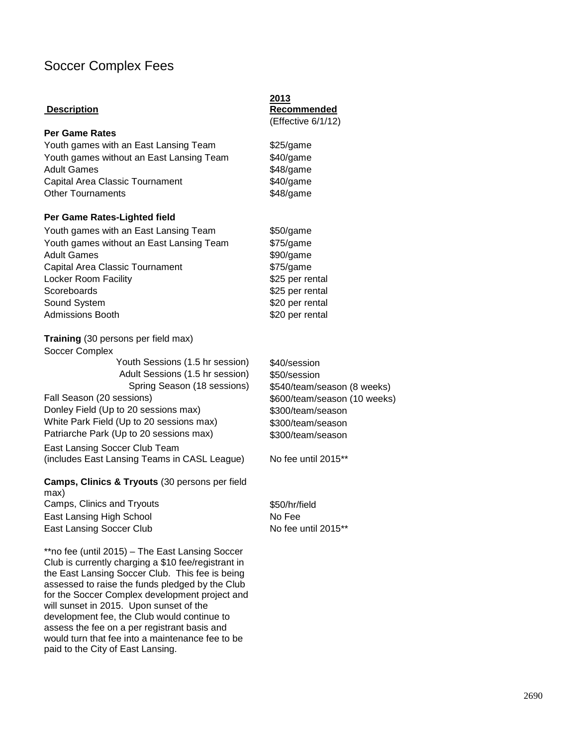# Soccer Complex Fees

| Description | 2013 Recommended (Effective 6/1/12) |
|---|---|
| **Per Game Rates** | |
| Youth games with an East Lansing Team | $25/game |
| Youth games without an East Lansing Team | $40/game |
| Adult Games | $48/game |
| Capital Area Classic Tournament | $40/game |
| Other Tournaments | $48/game |
| **Per Game Rates-Lighted field** | |
| Youth games with an East Lansing Team | $50/game |
| Youth games without an East Lansing Team | $75/game |
| Adult Games | $90/game |
| Capital Area Classic Tournament | $75/game |
| Locker Room Facility | $25 per rental |
| Scoreboards | $25 per rental |
| Sound System | $20 per rental |
| Admissions Booth | $20 per rental |
| **Training** (30 persons per field max) | |
| Soccer Complex | |
| Youth Sessions (1.5 hr session) | $40/session |
| Adult Sessions (1.5 hr session) | $50/session |
| Spring Season (18 sessions) | $540/team/season (8 weeks) |
| Fall Season (20 sessions) | $600/team/season (10 weeks) |
| Donley Field (Up to 20 sessions max) | $300/team/season |
| White Park Field (Up to 20 sessions max) | $300/team/season |
| Patriarche Park (Up to 20 sessions max) | $300/team/season |
| East Lansing Soccer Club Team (includes East Lansing Teams in CASL League) | No fee until 2015** |
| **Camps, Clinics & Tryouts** (30 persons per field max) | |
| Camps, Clinics and Tryouts | $50/hr/field |
| East Lansing High School | No Fee |
| East Lansing Soccer Club | No fee until 2015** |

**no fee (until 2015) – The East Lansing Soccer Club is currently charging a $10 fee/registrant in the East Lansing Soccer Club. This fee is being assessed to raise the funds pledged by the Club for the Soccer Complex development project and will sunset in 2015. Upon sunset of the development fee, the Club would continue to assess the fee on a per registrant basis and would turn that fee into a maintenance fee to be paid to the City of East Lansing.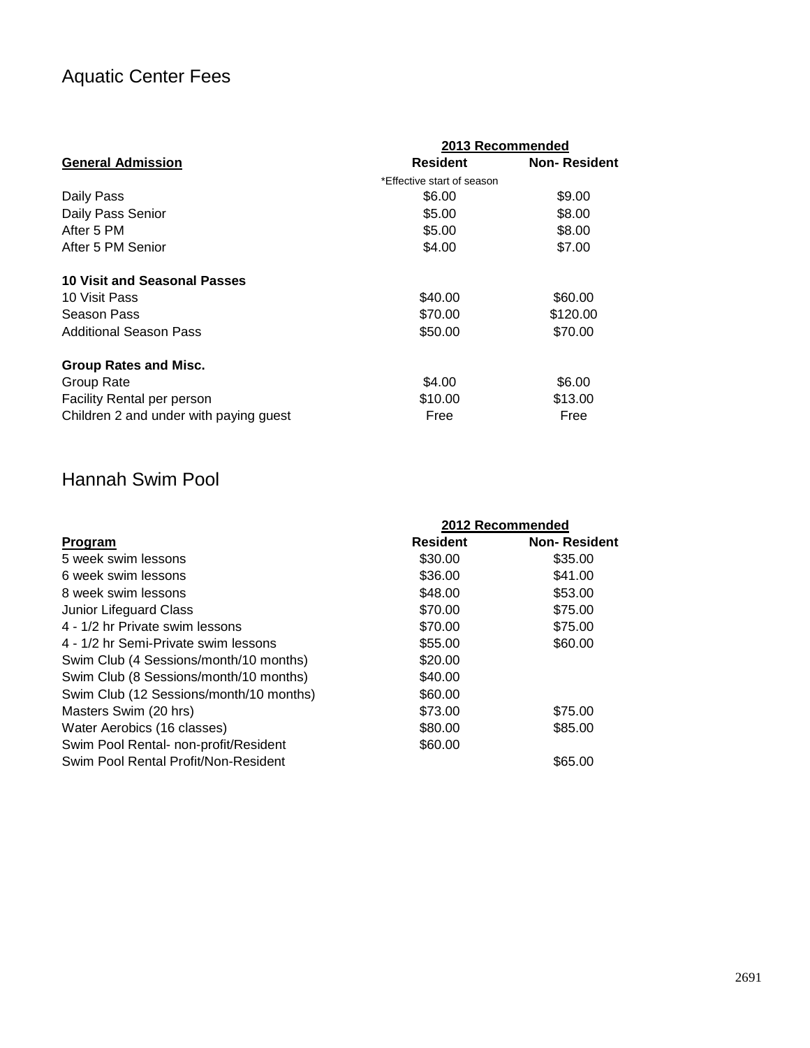## Aquatic Center Fees

| | 2013 Recommended | |
|---|---|---|
| **General Admission** | **Resident** | **Non- Resident** |
| | *Effective start of season | |
| Daily Pass | $6.00 | $9.00 |
| Daily Pass Senior | $5.00 | $8.00 |
| After 5 PM | $5.00 | $8.00 |
| After 5 PM Senior | $4.00 | $7.00 |
| **10 Visit and Seasonal Passes** | | |
| 10 Visit Pass | $40.00 | $60.00 |
| Season Pass | $70.00 | $120.00 |
| Additional Season Pass | $50.00 | $70.00 |
| **Group Rates and Misc.** | | |
| Group Rate | $4.00 | $6.00 |
| Facility Rental per person | $10.00 | $13.00 |
| Children 2 and under with paying guest | Free | Free |

## Hannah Swim Pool

| | 2012 Recommended | |
|---|---|---|
| **Program** | **Resident** | **Non- Resident** |
| 5 week swim lessons | $30.00 | $35.00 |
| 6 week swim lessons | $36.00 | $41.00 |
| 8 week swim lessons | $48.00 | $53.00 |
| Junior Lifeguard Class | $70.00 | $75.00 |
| 4 - 1/2 hr Private swim lessons | $70.00 | $75.00 |
| 4 - 1/2 hr Semi-Private swim lessons | $55.00 | $60.00 |
| Swim Club (4 Sessions/month/10 months) | $20.00 | |
| Swim Club (8 Sessions/month/10 months) | $40.00 | |
| Swim Club (12 Sessions/month/10 months) | $60.00 | |
| Masters Swim (20 hrs) | $73.00 | $75.00 |
| Water Aerobics (16 classes) | $80.00 | $85.00 |
| Swim Pool Rental- non-profit/Resident | $60.00 | |
| Swim Pool Rental Profit/Non-Resident | | $65.00 |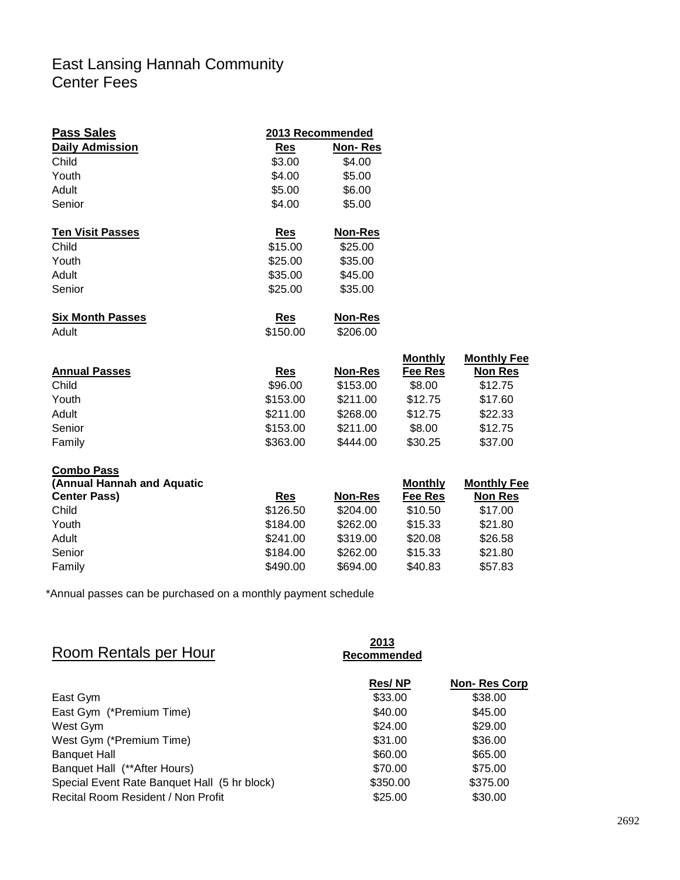# East Lansing Hannah Community Center Fees

| **Pass Sales** | **2013 Recommended** | | | |
|---|---|---|---|---|
| **Daily Admission** | **Res** | **Non- Res** | | |
| Child | $3.00 | $4.00 | | |
| Youth | $4.00 | $5.00 | | |
| Adult | $5.00 | $6.00 | | |
| Senior | $4.00 | $5.00 | | |
| **Ten Visit Passes** | **Res** | **Non-Res** | | |
| Child | $15.00 | $25.00 | | |
| Youth | $25.00 | $35.00 | | |
| Adult | $35.00 | $45.00 | | |
| Senior | $25.00 | $35.00 | | |
| **Six Month Passes** | **Res** | **Non-Res** | | |
| Adult | $150.00 | $206.00 | | |
| **Annual Passes** | **Res** | **Non-Res** | **Monthly Fee Res** | **Monthly Fee Non Res** |
| Child | $96.00 | $153.00 | $8.00 | $12.75 |
| Youth | $153.00 | $211.00 | $12.75 | $17.60 |
| Adult | $211.00 | $268.00 | $12.75 | $22.33 |
| Senior | $153.00 | $211.00 | $8.00 | $12.75 |
| Family | $363.00 | $444.00 | $30.25 | $37.00 |
| **Combo Pass (Annual Hannah and Aquatic Center Pass)** | **Res** | **Non-Res** | **Monthly Fee Res** | **Monthly Fee Non Res** |
| Child | $126.50 | $204.00 | $10.50 | $17.00 |
| Youth | $184.00 | $262.00 | $15.33 | $21.80 |
| Adult | $241.00 | $319.00 | $20.08 | $26.58 |
| Senior | $184.00 | $262.00 | $15.33 | $21.80 |
| Family | $490.00 | $694.00 | $40.83 | $57.83 |

*Annual passes can be purchased on a monthly payment schedule

## Room Rentals per Hour

| | **2013 Recommended** | |
|---|---|---|
| | **Res/ NP** | **Non- Res Corp** |
| East Gym | $33.00 | $38.00 |
| East Gym (*Premium Time) | $40.00 | $45.00 |
| West Gym | $24.00 | $29.00 |
| West Gym (*Premium Time) | $31.00 | $36.00 |
| Banquet Hall | $60.00 | $65.00 |
| Banquet Hall (**After Hours) | $70.00 | $75.00 |
| Special Event Rate Banquet Hall (5 hr block) | $350.00 | $375.00 |
| Recital Room Resident / Non Profit | $25.00 | $30.00 |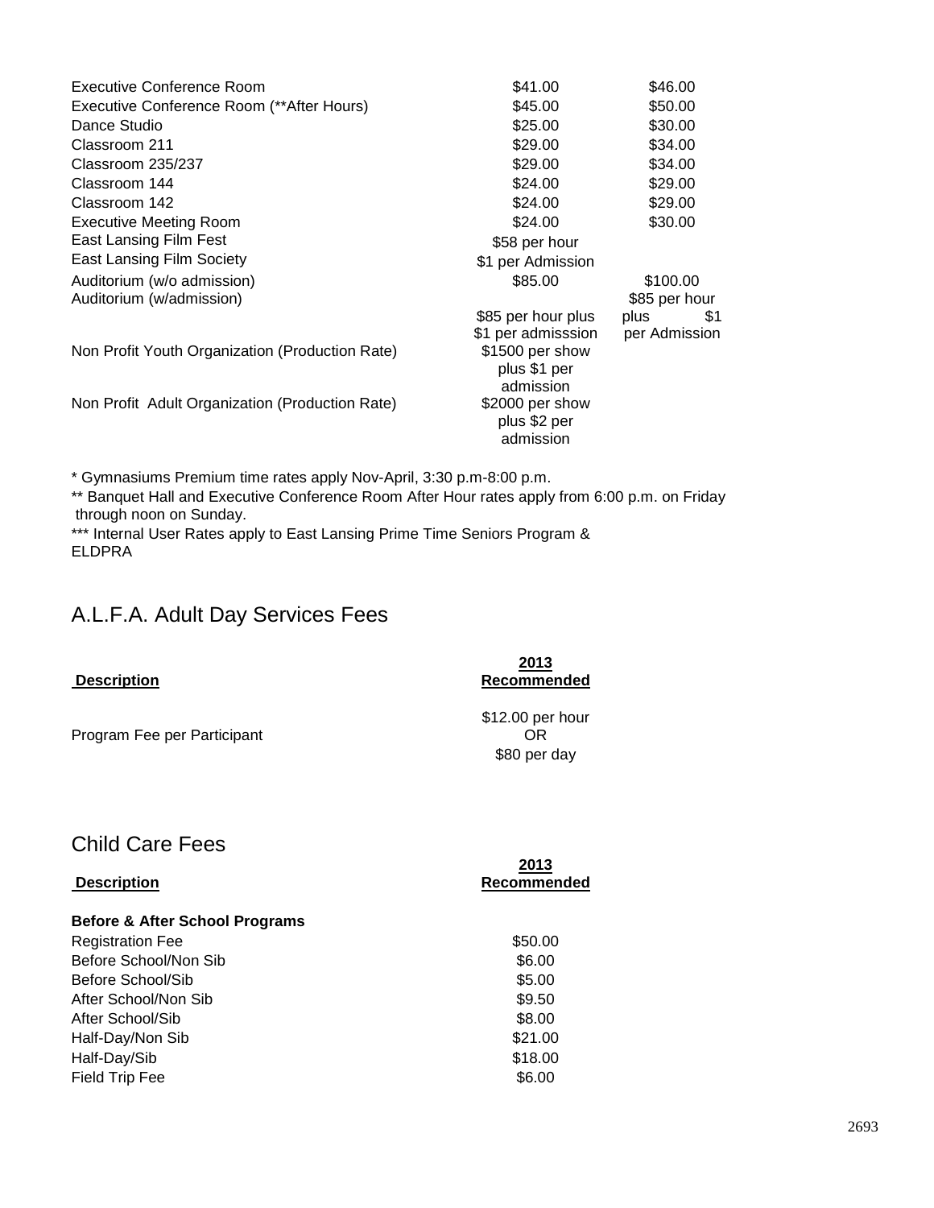| | | |
|---|---|---|
| Executive Conference Room | $41.00 | $46.00 |
| Executive Conference Room (**After Hours) | $45.00 | $50.00 |
| Dance Studio | $25.00 | $30.00 |
| Classroom 211 | $29.00 | $34.00 |
| Classroom 235/237 | $29.00 | $34.00 |
| Classroom 144 | $24.00 | $29.00 |
| Classroom 142 | $24.00 | $29.00 |
| Executive Meeting Room | $24.00 | $30.00 |
| East Lansing Film Fest | $58 per hour | |
| East Lansing Film Society | $1 per Admission | |
| Auditorium (w/o admission) | $85.00 | $100.00 |
| Auditorium (w/admission) | $85 per hour plus $1 per admisssion | $85 per hour plus $1 per Admission |
| Non Profit Youth Organization (Production Rate) | $1500 per show plus $1 per admission | |
| Non Profit Adult Organization (Production Rate) | $2000 per show plus $2 per admission | |

\* Gymnasiums Premium time rates apply Nov-April, 3:30 p.m-8:00 p.m.

** Banquet Hall and Executive Conference Room After Hour rates apply from 6:00 p.m. on Friday through noon on Sunday.

*** Internal User Rates apply to East Lansing Prime Time Seniors Program & ELDPRA

## A.L.F.A. Adult Day Services Fees

| Description | 2013 Recommended |
|---|---|
| Program Fee per Participant | $12.00 per hour OR $80 per day |

## Child Care Fees

| Description | 2013 Recommended |
|---|---|
| **Before & After School Programs** | |
| Registration Fee | $50.00 |
| Before School/Non Sib | $6.00 |
| Before School/Sib | $5.00 |
| After School/Non Sib | $9.50 |
| After School/Sib | $8.00 |
| Half-Day/Non Sib | $21.00 |
| Half-Day/Sib | $18.00 |
| Field Trip Fee | $6.00 |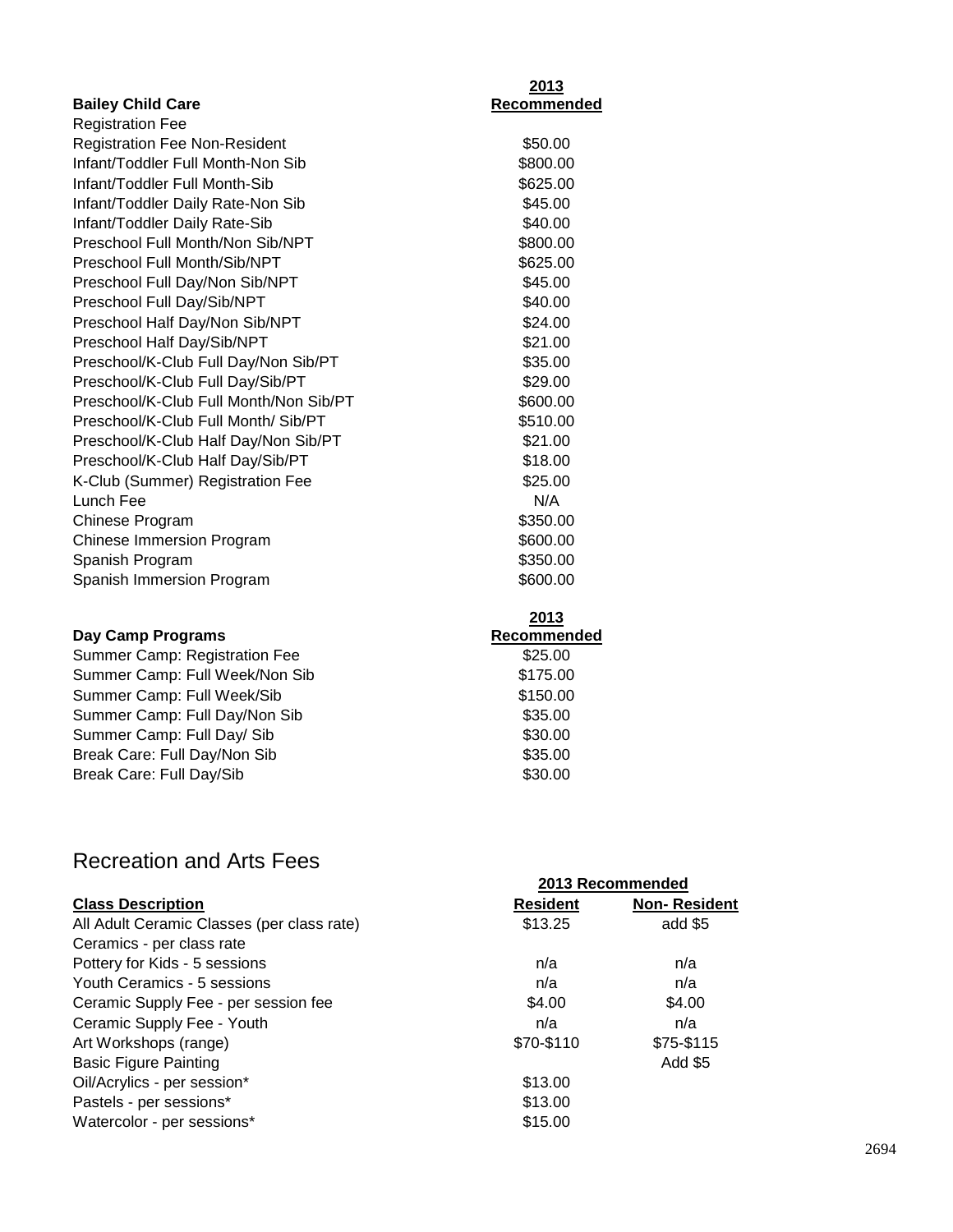| Bailey Child Care | 2013 Recommended |
|---|---|
| Registration Fee | |
| Registration Fee Non-Resident | $50.00 |
| Infant/Toddler Full Month-Non Sib | $800.00 |
| Infant/Toddler Full Month-Sib | $625.00 |
| Infant/Toddler Daily Rate-Non Sib | $45.00 |
| Infant/Toddler Daily Rate-Sib | $40.00 |
| Preschool Full Month/Non Sib/NPT | $800.00 |
| Preschool Full Month/Sib/NPT | $625.00 |
| Preschool Full Day/Non Sib/NPT | $45.00 |
| Preschool Full Day/Sib/NPT | $40.00 |
| Preschool Half Day/Non Sib/NPT | $24.00 |
| Preschool Half Day/Sib/NPT | $21.00 |
| Preschool/K-Club Full Day/Non Sib/PT | $35.00 |
| Preschool/K-Club Full Day/Sib/PT | $29.00 |
| Preschool/K-Club Full Month/Non Sib/PT | $600.00 |
| Preschool/K-Club Full Month/ Sib/PT | $510.00 |
| Preschool/K-Club Half Day/Non Sib/PT | $21.00 |
| Preschool/K-Club Half Day/Sib/PT | $18.00 |
| K-Club (Summer) Registration Fee | $25.00 |
| Lunch Fee | N/A |
| Chinese Program | $350.00 |
| Chinese Immersion Program | $600.00 |
| Spanish Program | $350.00 |
| Spanish Immersion Program | $600.00 |

| Day Camp Programs | 2013 Recommended |
|---|---|
| Summer Camp: Registration Fee | $25.00 |
| Summer Camp: Full Week/Non Sib | $175.00 |
| Summer Camp: Full Week/Sib | $150.00 |
| Summer Camp: Full Day/Non Sib | $35.00 |
| Summer Camp: Full Day/ Sib | $30.00 |
| Break Care: Full Day/Non Sib | $35.00 |
| Break Care: Full Day/Sib | $30.00 |

# Recreation and Arts Fees

| | 2013 Recommended | |
|---|---|---|
| **Class Description** | **Resident** | **Non- Resident** |
| All Adult Ceramic Classes (per class rate) | $13.25 | add $5 |
| Ceramics - per class rate | | |
| Pottery for Kids - 5 sessions | n/a | n/a |
| Youth Ceramics - 5 sessions | n/a | n/a |
| Ceramic Supply Fee - per session fee | $4.00 | $4.00 |
| Ceramic Supply Fee - Youth | n/a | n/a |
| Art Workshops (range) | $70-$110 | $75-$115 |
| Basic Figure Painting | | Add $5 |
| Oil/Acrylics - per session* | $13.00 | |
| Pastels - per sessions* | $13.00 | |
| Watercolor - per sessions* | $15.00 | |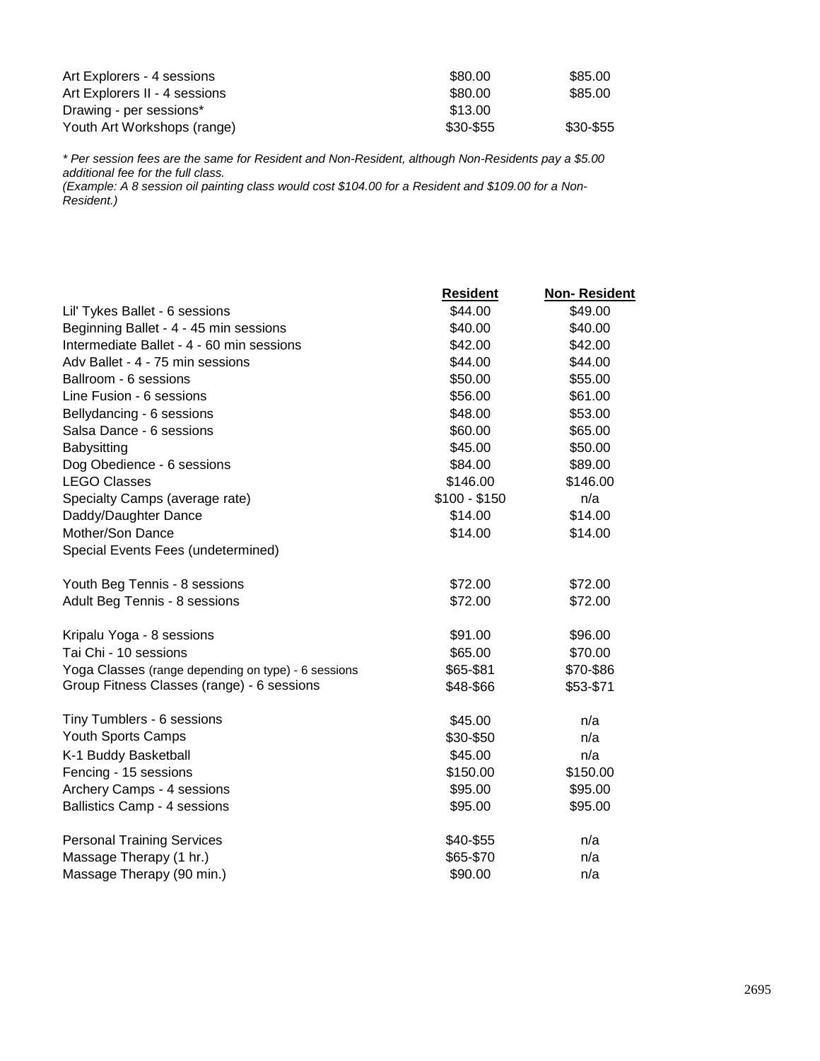| | | |
|---|---|---|
| Art Explorers - 4 sessions | $80.00 | $85.00 |
| Art Explorers II - 4 sessions | $80.00 | $85.00 |
| Drawing - per sessions* | $13.00 | |
| Youth Art Workshops (range) | $30-$55 | $30-$55 |

*\* Per session fees are the same for Resident and Non-Resident, although Non-Residents pay a $5.00 additional fee for the full class.*
*(Example: A 8 session oil painting class would cost $104.00 for a Resident and $109.00 for a Non-Resident.)*

| | **Resident** | **Non- Resident** |
|---|---|---|
| Lil' Tykes Ballet - 6 sessions | $44.00 | $49.00 |
| Beginning Ballet - 4 - 45 min sessions | $40.00 | $40.00 |
| Intermediate Ballet - 4 - 60 min sessions | $42.00 | $42.00 |
| Adv Ballet - 4 - 75 min sessions | $44.00 | $44.00 |
| Ballroom - 6 sessions | $50.00 | $55.00 |
| Line Fusion - 6 sessions | $56.00 | $61.00 |
| Bellydancing - 6 sessions | $48.00 | $53.00 |
| Salsa Dance - 6 sessions | $60.00 | $65.00 |
| Babysitting | $45.00 | $50.00 |
| Dog Obedience - 6 sessions | $84.00 | $89.00 |
| LEGO Classes | $146.00 | $146.00 |
| Specialty Camps (average rate) | $100 - $150 | n/a |
| Daddy/Daughter Dance | $14.00 | $14.00 |
| Mother/Son Dance | $14.00 | $14.00 |
| Special Events Fees (undetermined) | | |
| | | |
| Youth Beg Tennis - 8 sessions | $72.00 | $72.00 |
| Adult Beg Tennis - 8 sessions | $72.00 | $72.00 |
| | | |
| Kripalu Yoga - 8 sessions | $91.00 | $96.00 |
| Tai Chi - 10 sessions | $65.00 | $70.00 |
| Yoga Classes (range depending on type) - 6 sessions | $65-$81 | $70-$86 |
| Group Fitness Classes (range) - 6 sessions | $48-$66 | $53-$71 |
| | | |
| Tiny Tumblers - 6 sessions | $45.00 | n/a |
| Youth Sports Camps | $30-$50 | n/a |
| K-1 Buddy Basketball | $45.00 | n/a |
| Fencing - 15 sessions | $150.00 | $150.00 |
| Archery Camps - 4 sessions | $95.00 | $95.00 |
| Ballistics Camp - 4 sessions | $95.00 | $95.00 |
| | | |
| Personal Training Services | $40-$55 | n/a |
| Massage Therapy (1 hr.) | $65-$70 | n/a |
| Massage Therapy (90 min.) | $90.00 | n/a |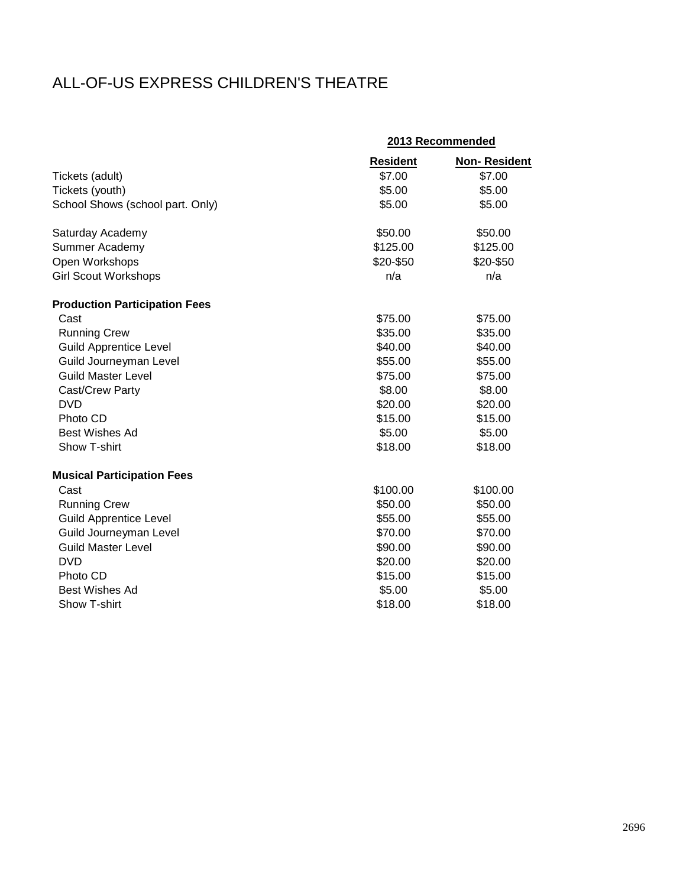# ALL-OF-US EXPRESS CHILDREN'S THEATRE

| | 2013 Recommended | |
|---|---|---|
| | **Resident** | **Non- Resident** |
| Tickets (adult) | $7.00 | $7.00 |
| Tickets (youth) | $5.00 | $5.00 |
| School Shows (school part. Only) | $5.00 | $5.00 |
| | | |
| Saturday Academy | $50.00 | $50.00 |
| Summer Academy | $125.00 | $125.00 |
| Open Workshops | $20-$50 | $20-$50 |
| Girl Scout Workshops | n/a | n/a |
| | | |
| **Production Participation Fees** | | |
| Cast | $75.00 | $75.00 |
| Running Crew | $35.00 | $35.00 |
| Guild Apprentice Level | $40.00 | $40.00 |
| Guild Journeyman Level | $55.00 | $55.00 |
| Guild Master Level | $75.00 | $75.00 |
| Cast/Crew Party | $8.00 | $8.00 |
| DVD | $20.00 | $20.00 |
| Photo CD | $15.00 | $15.00 |
| Best Wishes Ad | $5.00 | $5.00 |
| Show T-shirt | $18.00 | $18.00 |
| | | |
| **Musical Participation Fees** | | |
| Cast | $100.00 | $100.00 |
| Running Crew | $50.00 | $50.00 |
| Guild Apprentice Level | $55.00 | $55.00 |
| Guild Journeyman Level | $70.00 | $70.00 |
| Guild Master Level | $90.00 | $90.00 |
| DVD | $20.00 | $20.00 |
| Photo CD | $15.00 | $15.00 |
| Best Wishes Ad | $5.00 | $5.00 |
| Show T-shirt | $18.00 | $18.00 |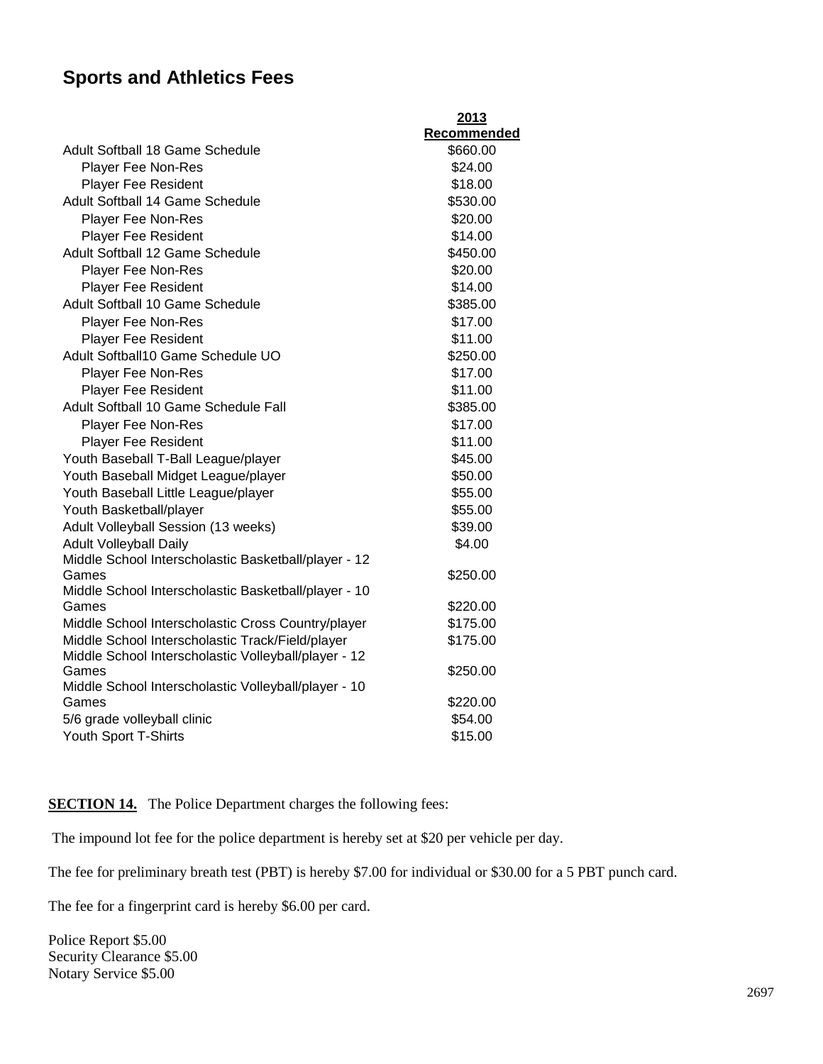## Sports and Athletics Fees

| | 2013 Recommended |
|---|---|
| Adult Softball 18 Game Schedule | $660.00 |
| Player Fee Non-Res | $24.00 |
| Player Fee Resident | $18.00 |
| Adult Softball 14 Game Schedule | $530.00 |
| Player Fee Non-Res | $20.00 |
| Player Fee Resident | $14.00 |
| Adult Softball 12 Game Schedule | $450.00 |
| Player Fee Non-Res | $20.00 |
| Player Fee Resident | $14.00 |
| Adult Softball 10 Game Schedule | $385.00 |
| Player Fee Non-Res | $17.00 |
| Player Fee Resident | $11.00 |
| Adult Softball10 Game Schedule UO | $250.00 |
| Player Fee Non-Res | $17.00 |
| Player Fee Resident | $11.00 |
| Adult Softball 10 Game Schedule Fall | $385.00 |
| Player Fee Non-Res | $17.00 |
| Player Fee Resident | $11.00 |
| Youth Baseball T-Ball League/player | $45.00 |
| Youth Baseball Midget League/player | $50.00 |
| Youth Baseball Little League/player | $55.00 |
| Youth Basketball/player | $55.00 |
| Adult Volleyball Session (13 weeks) | $39.00 |
| Adult Volleyball Daily | $4.00 |
| Middle School Interscholastic Basketball/player - 12 Games | $250.00 |
| Middle School Interscholastic Basketball/player - 10 Games | $220.00 |
| Middle School Interscholastic Cross Country/player | $175.00 |
| Middle School Interscholastic Track/Field/player | $175.00 |
| Middle School Interscholastic Volleyball/player - 12 Games | $250.00 |
| Middle School Interscholastic Volleyball/player - 10 Games | $220.00 |
| 5/6 grade volleyball clinic | $54.00 |
| Youth Sport T-Shirts | $15.00 |

**SECTION 14.** The Police Department charges the following fees:

The impound lot fee for the police department is hereby set at $20 per vehicle per day.

The fee for preliminary breath test (PBT) is hereby $7.00 for individual or $30.00 for a 5 PBT punch card.

The fee for a fingerprint card is hereby $6.00 per card.

Police Report $5.00
Security Clearance $5.00
Notary Service $5.00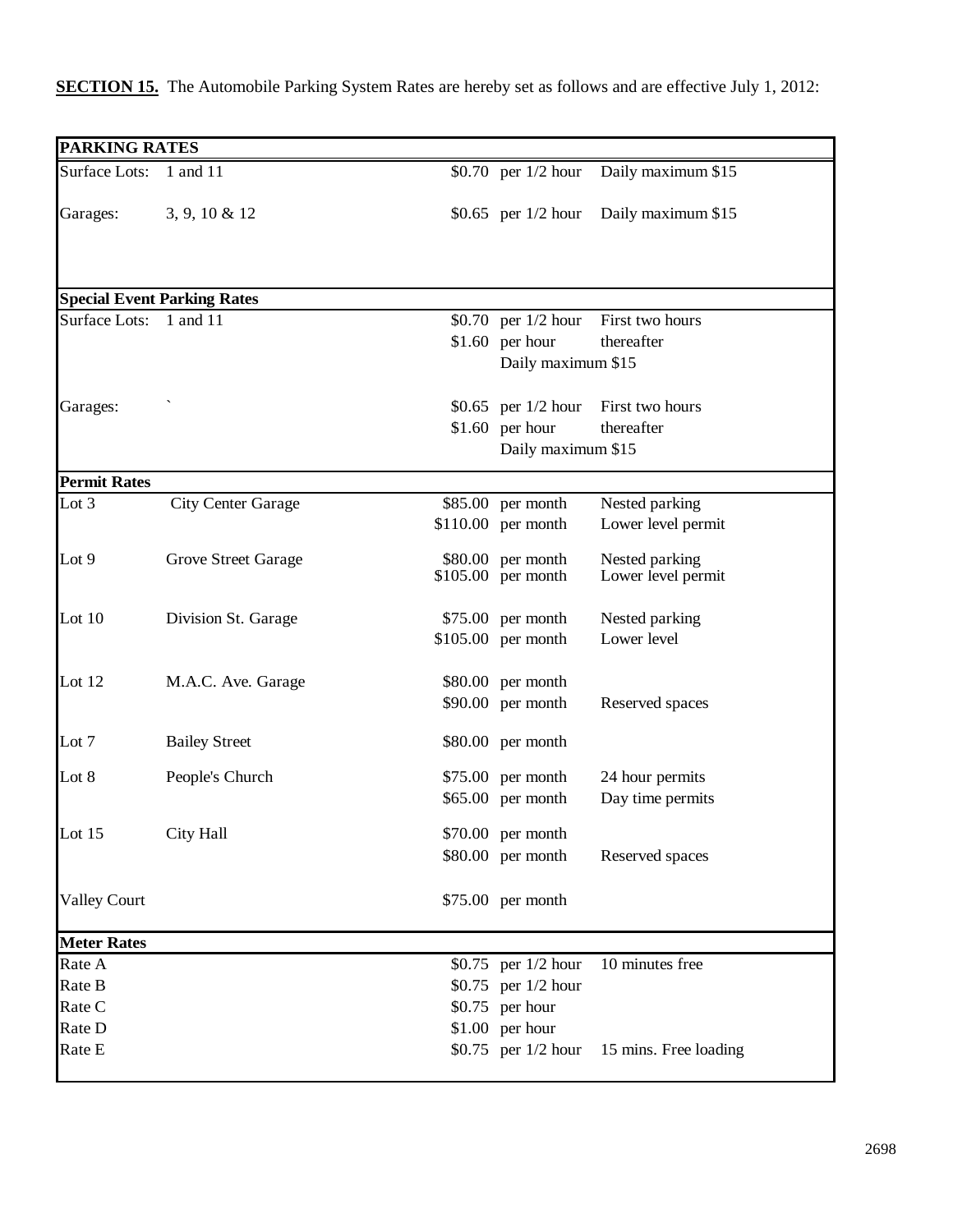**SECTION 15.** The Automobile Parking System Rates are hereby set as follows and are effective July 1, 2012:

| PARKING RATES | | | | |
|---|---|---|---|---|
| Surface Lots: | 1 and 11 | $0.70 | per 1/2 hour | Daily maximum $15 |
| Garages: | 3, 9, 10 & 12 | $0.65 | per 1/2 hour | Daily maximum $15 |
| **Special Event Parking Rates** | | | | |
| Surface Lots: | 1 and 11 | $0.70 | per 1/2 hour | First two hours |
| | | $1.60 | per hour | thereafter |
| | | | Daily maximum $15 | |
| Garages: | ` | $0.65 | per 1/2 hour | First two hours |
| | | $1.60 | per hour | thereafter |
| | | | Daily maximum $15 | |
| **Permit Rates** | | | | |
| Lot 3 | City Center Garage | $85.00 | per month | Nested parking |
| | | $110.00 | per month | Lower level permit |
| Lot 9 | Grove Street Garage | $80.00 | per month | Nested parking |
| | | $105.00 | per month | Lower level permit |
| Lot 10 | Division St. Garage | $75.00 | per month | Nested parking |
| | | $105.00 | per month | Lower level |
| Lot 12 | M.A.C. Ave. Garage | $80.00 | per month | |
| | | $90.00 | per month | Reserved spaces |
| Lot 7 | Bailey Street | $80.00 | per month | |
| Lot 8 | People's Church | $75.00 | per month | 24 hour permits |
| | | $65.00 | per month | Day time permits |
| Lot 15 | City Hall | $70.00 | per month | |
| | | $80.00 | per month | Reserved spaces |
| Valley Court | | $75.00 | per month | |
| **Meter Rates** | | | | |
| Rate A | | $0.75 | per 1/2 hour | 10 minutes free |
| Rate B | | $0.75 | per 1/2 hour | |
| Rate C | | $0.75 | per hour | |
| Rate D | | $1.00 | per hour | |
| Rate E | | $0.75 | per 1/2 hour | 15 mins. Free loading |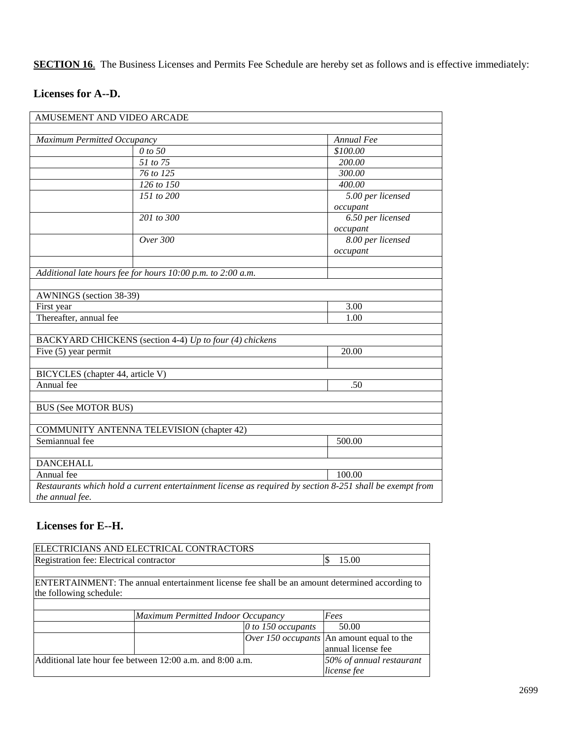**SECTION 16**. The Business Licenses and Permits Fee Schedule are hereby set as follows and is effective immediately:

### Licenses for A--D.

| AMUSEMENT AND VIDEO ARCADE | | |
|---|---|---|
| | | |
| *Maximum Permitted Occupancy* | | *Annual Fee* |
| | *0 to 50* | *$100.00* |
| | *51 to 75* | *200.00* |
| | *76 to 125* | *300.00* |
| | *126 to 150* | *400.00* |
| | *151 to 200* | *5.00 per licensed occupant* |
| | *201 to 300* | *6.50 per licensed occupant* |
| | *Over 300* | *8.00 per licensed occupant* |
| | | |
| *Additional late hours fee for hours 10:00 p.m. to 2:00 a.m.* | | |
| | | |
| AWNINGS (section 38-39) | | |
| First year | | 3.00 |
| Thereafter, annual fee | | 1.00 |
| | | |
| BACKYARD CHICKENS (section 4-4) *Up to four (4) chickens* | | |
| Five (5) year permit | | 20.00 |
| | | |
| BICYCLES (chapter 44, article V) | | |
| Annual fee | | .50 |
| | | |
| BUS (See MOTOR BUS) | | |
| | | |
| COMMUNITY ANTENNA TELEVISION (chapter 42) | | |
| Semiannual fee | | 500.00 |
| | | |
| DANCEHALL | | |
| Annual fee | | 100.00 |
| *Restaurants which hold a current entertainment license as required by section 8-251 shall be exempt from the annual fee.* | | |

### Licenses for E--H.

| ELECTRICIANS AND ELECTRICAL CONTRACTORS | | | |
|---|---|---|---|
| Registration fee: Electrical contractor | | | $ 15.00 |
| | | | |
| ENTERTAINMENT: The annual entertainment license fee shall be an amount determined according to the following schedule: | | | |
| | | | |
| | *Maximum Permitted Indoor Occupancy* | | *Fees* |
| | | *0 to 150 occupants* | 50.00 |
| | | *Over 150 occupants* | An amount equal to the annual license fee |
| Additional late hour fee between 12:00 a.m. and 8:00 a.m. | | | *50% of annual restaurant license fee* |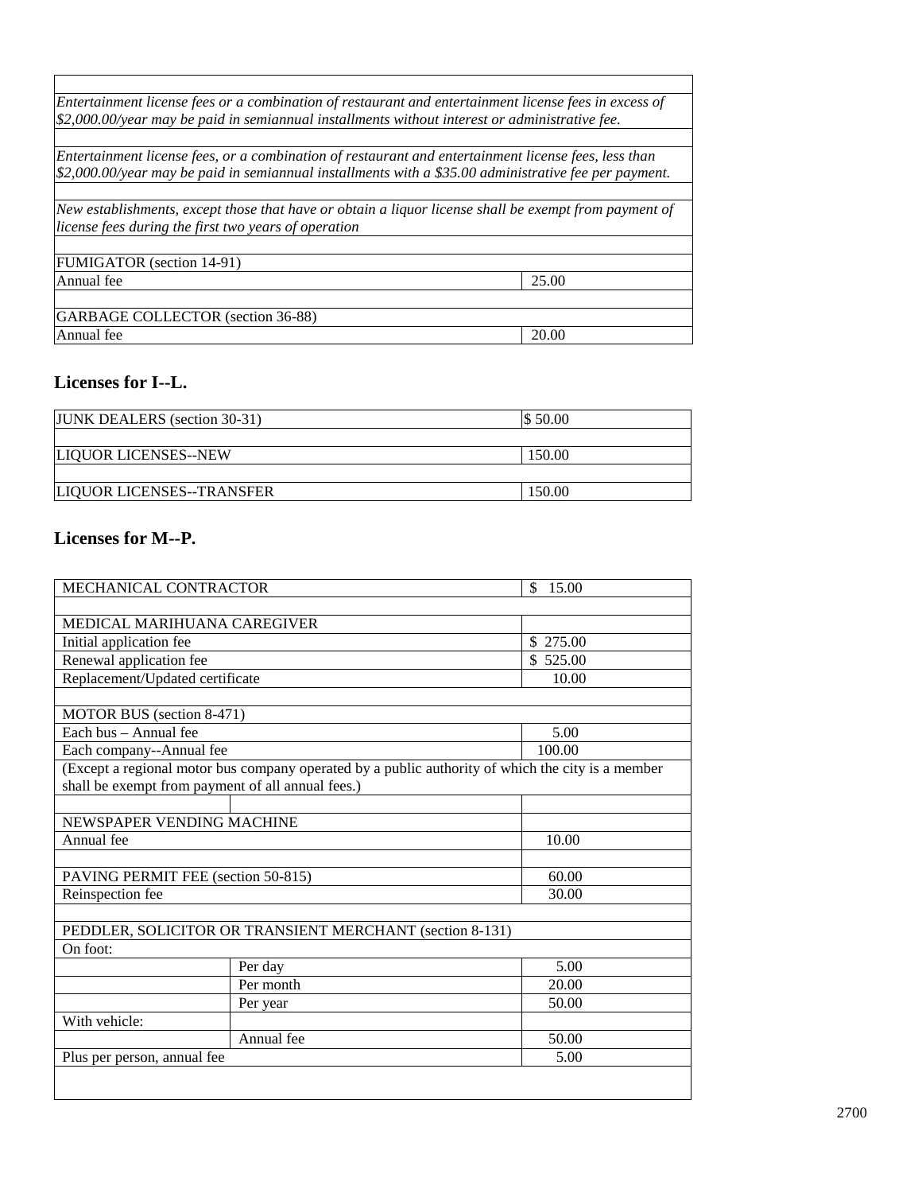| | |
|---|---|
| *Entertainment license fees or a combination of restaurant and entertainment license fees in excess of $2,000.00/year may be paid in semiannual installments without interest or administrative fee.* | |
| | |
| *Entertainment license fees, or a combination of restaurant and entertainment license fees, less than $2,000.00/year may be paid in semiannual installments with a $35.00 administrative fee per payment.* | |
| | |
| *New establishments, except those that have or obtain a liquor license shall be exempt from payment of license fees during the first two years of operation* | |
| | |
| FUMIGATOR (section 14-91) | |
| Annual fee | 25.00 |
| | |
| GARBAGE COLLECTOR (section 36-88) | |
| Annual fee | 20.00 |

### Licenses for I--L.

| | |
|---|---|
| JUNK DEALERS (section 30-31) | $ 50.00 |
| | |
| LIQUOR LICENSES--NEW | 150.00 |
| | |
| LIQUOR LICENSES--TRANSFER | 150.00 |

### Licenses for M--P.

| | | |
|---|---|---|
| MECHANICAL CONTRACTOR | | $ 15.00 |
| | | |
| MEDICAL MARIHUANA CAREGIVER | | |
| Initial application fee | | $ 275.00 |
| Renewal application fee | | $ 525.00 |
| Replacement/Updated certificate | | 10.00 |
| | | |
| MOTOR BUS (section 8-471) | | |
| Each bus – Annual fee | | 5.00 |
| Each company--Annual fee | | 100.00 |
| (Except a regional motor bus company operated by a public authority of which the city is a member shall be exempt from payment of all annual fees.) | | |
| | | |
| NEWSPAPER VENDING MACHINE | | |
| Annual fee | | 10.00 |
| | | |
| PAVING PERMIT FEE (section 50-815) | | 60.00 |
| Reinspection fee | | 30.00 |
| | | |
| PEDDLER, SOLICITOR OR TRANSIENT MERCHANT (section 8-131) | | |
| On foot: | | |
| | Per day | 5.00 |
| | Per month | 20.00 |
| | Per year | 50.00 |
| With vehicle: | | |
| | Annual fee | 50.00 |
| Plus per person, annual fee | | 5.00 |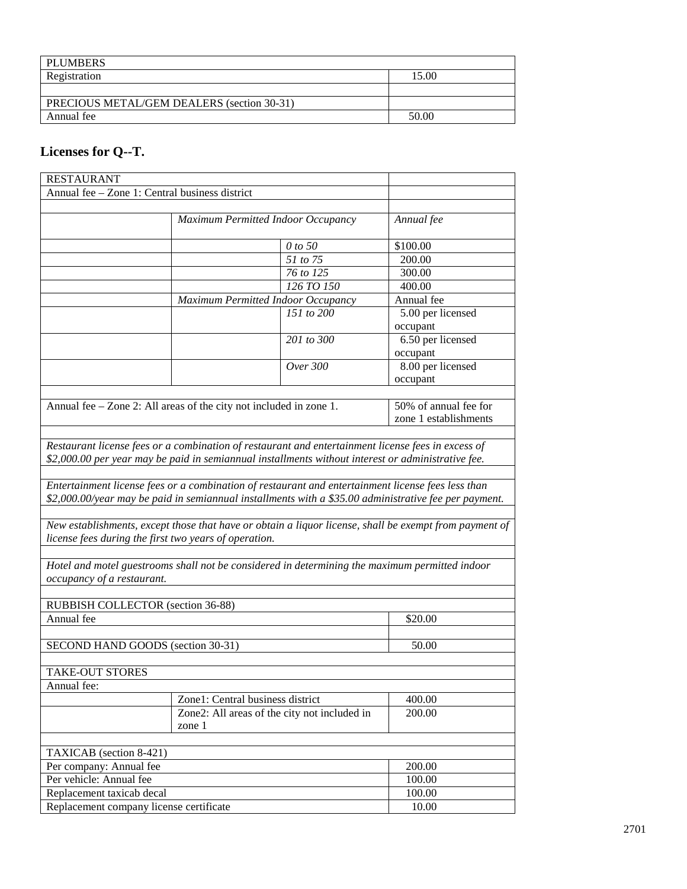| PLUMBERS | |
|---|---|
| Registration | 15.00 |
| | |
| PRECIOUS METAL/GEM DEALERS (section 30-31) | |
| Annual fee | 50.00 |

## Licenses for Q--T.

| RESTAURANT | | | |
|---|---|---|---|
| Annual fee – Zone 1: Central business district | | | |
| | | | |
| | *Maximum Permitted Indoor Occupancy* | | *Annual fee* |
| | | *0 to 50* | $100.00 |
| | | *51 to 75* | 200.00 |
| | | *76 to 125* | 300.00 |
| | | *126 TO 150* | 400.00 |
| | *Maximum Permitted Indoor Occupancy* | | Annual fee |
| | | *151 to 200* | 5.00 per licensed occupant |
| | | *201 to 300* | 6.50 per licensed occupant |
| | | *Over 300* | 8.00 per licensed occupant |
| | | | |
| Annual fee – Zone 2: All areas of the city not included in zone 1. | | | 50% of annual fee for zone 1 establishments |
| | | | |
| *Restaurant license fees or a combination of restaurant and entertainment license fees in excess of $2,000.00 per year may be paid in semiannual installments without interest or administrative fee.* | | | |
| | | | |
| *Entertainment license fees or a combination of restaurant and entertainment license fees less than $2,000.00/year may be paid in semiannual installments with a $35.00 administrative fee per payment.* | | | |
| | | | |
| *New establishments, except those that have or obtain a liquor license, shall be exempt from payment of license fees during the first two years of operation.* | | | |
| | | | |
| *Hotel and motel guestrooms shall not be considered in determining the maximum permitted indoor occupancy of a restaurant.* | | | |
| | | | |
| RUBBISH COLLECTOR (section 36-88) | | | |
| Annual fee | | | $20.00 |
| | | | |
| SECOND HAND GOODS (section 30-31) | | | 50.00 |
| | | | |
| TAKE-OUT STORES | | | |
| Annual fee: | | | |
| | Zone1: Central business district | | 400.00 |
| | Zone2: All areas of the city not included in zone 1 | | 200.00 |
| | | | |
| TAXICAB (section 8-421) | | | |
| Per company: Annual fee | | | 200.00 |
| Per vehicle: Annual fee | | | 100.00 |
| Replacement taxicab decal | | | 100.00 |
| Replacement company license certificate | | | 10.00 |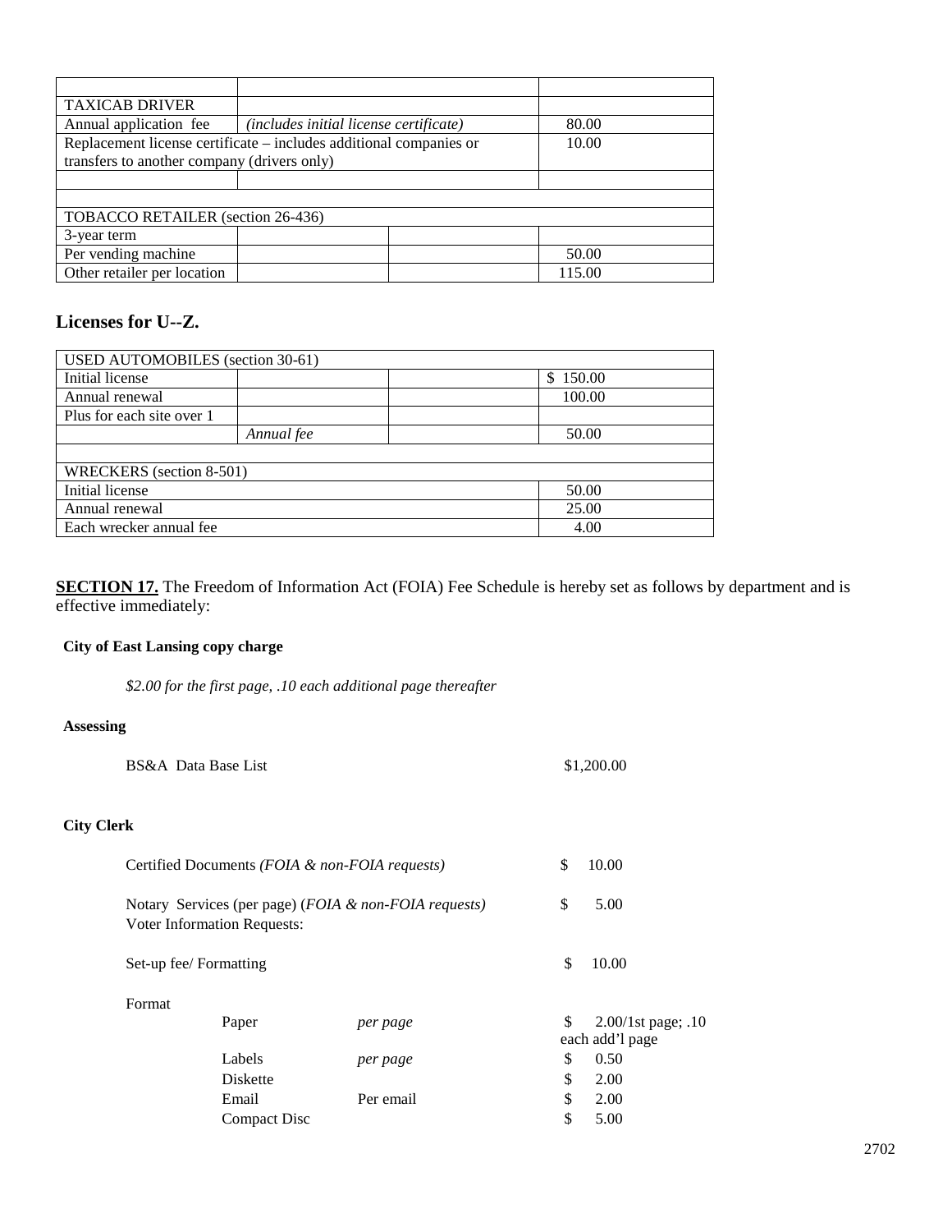| | | | |
|---|---|---|---|
| | | | |
| TAXICAB DRIVER | | | |
| Annual application fee | *(includes initial license certificate)* | | 80.00 |
| Replacement license certificate – includes additional companies or transfers to another company (drivers only) | | | 10.00 |
| | | | |
| | | | |
| TOBACCO RETAILER (section 26-436) | | | |
| 3-year term | | | |
| Per vending machine | | | 50.00 |
| Other retailer per location | | | 115.00 |

## Licenses for U--Z.

| | | | |
|---|---|---|---|
| USED AUTOMOBILES (section 30-61) | | | |
| Initial license | | | $ 150.00 |
| Annual renewal | | | 100.00 |
| Plus for each site over 1 | | | |
| | *Annual fee* | | 50.00 |
| | | | |
| WRECKERS (section 8-501) | | | |
| Initial license | | | 50.00 |
| Annual renewal | | | 25.00 |
| Each wrecker annual fee | | | 4.00 |

**SECTION 17.** The Freedom of Information Act (FOIA) Fee Schedule is hereby set as follows by department and is effective immediately:

**City of East Lansing copy charge**

*$2.00 for the first page, .10 each additional page thereafter*

**Assessing**

| | |
|---|---|
| BS&A Data Base List | $1,200.00 |

**City Clerk**

| | | | |
|---|---|---|---|
| Certified Documents *(FOIA & non-FOIA requests)* | | | $ 10.00 |
| Notary Services (per page) (*FOIA & non-FOIA requests*) | | | $ 5.00 |
| Voter Information Requests: | | | |
| Set-up fee/ Formatting | | | $ 10.00 |
| Format | | | |
| | Paper | *per page* | $ 2.00/1st page; .10 each add'l page |
| | Labels | *per page* | $ 0.50 |
| | Diskette | | $ 2.00 |
| | Email | Per email | $ 2.00 |
| | Compact Disc | | $ 5.00 |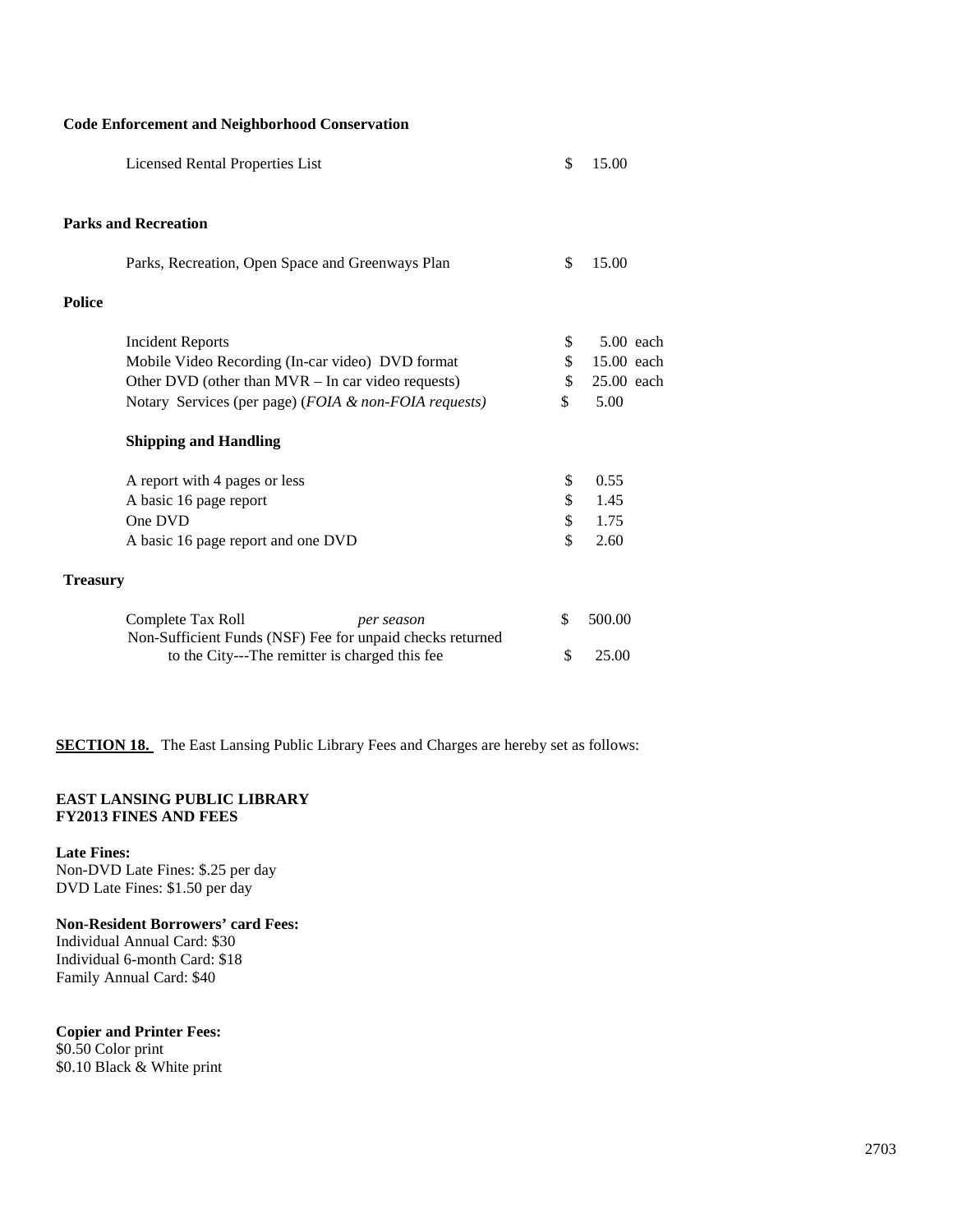**Code Enforcement and Neighborhood Conservation**

| | | |
|---|---|---|
| Licensed Rental Properties List | $ | 15.00 |

**Parks and Recreation**

| | | |
|---|---|---|
| Parks, Recreation, Open Space and Greenways Plan | $ | 15.00 |

**Police**

| | | |
|---|---|---|
| Incident Reports | $ | 5.00 each |
| Mobile Video Recording (In-car video) DVD format | $ | 15.00 each |
| Other DVD (other than MVR – In car video requests) | $ | 25.00 each |
| Notary Services (per page) (*FOIA & non-FOIA requests)* | $ | 5.00 |

**Shipping and Handling**

| | | |
|---|---|---|
| A report with 4 pages or less | $ | 0.55 |
| A basic 16 page report | $ | 1.45 |
| One DVD | $ | 1.75 |
| A basic 16 page report and one DVD | $ | 2.60 |

**Treasury**

| | | | |
|---|---|---|---|
| Complete Tax Roll | *per season* | $ | 500.00 |
| Non-Sufficient Funds (NSF) Fee for unpaid checks returned to the City---The remitter is charged this fee | | $ | 25.00 |

**SECTION 18.** The East Lansing Public Library Fees and Charges are hereby set as follows:

**EAST LANSING PUBLIC LIBRARY**
**FY2013 FINES AND FEES**

**Late Fines:**
Non-DVD Late Fines: $.25 per day
DVD Late Fines: $1.50 per day

**Non-Resident Borrowers' card Fees:**
Individual Annual Card: $30
Individual 6-month Card: $18
Family Annual Card: $40

**Copier and Printer Fees:**
$0.50 Color print
$0.10 Black & White print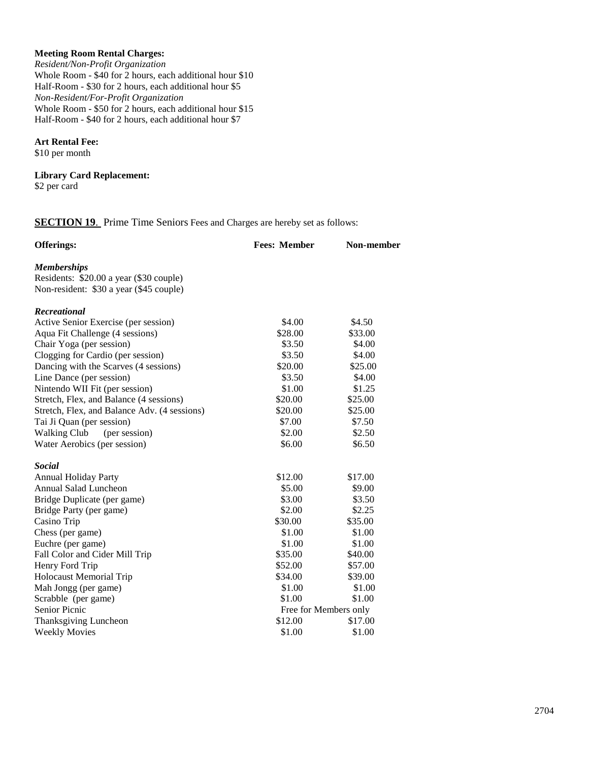**Meeting Room Rental Charges:**
*Resident/Non-Profit Organization*
Whole Room - $40 for 2 hours, each additional hour $10
Half-Room - $30 for 2 hours, each additional hour $5
*Non-Resident/For-Profit Organization*
Whole Room - $50 for 2 hours, each additional hour $15
Half-Room - $40 for 2 hours, each additional hour $7

**Art Rental Fee:**
$10 per month

**Library Card Replacement:**
$2 per card

**SECTION 19**. Prime Time Seniors Fees and Charges are hereby set as follows:

| **Offerings:** | **Fees: Member** | **Non-member** |
|---|---|---|
| ***Memberships*** | | |
| Residents: $20.00 a year ($30 couple) | | |
| Non-resident: $30 a year ($45 couple) | | |
| ***Recreational*** | | |
| Active Senior Exercise (per session) | $4.00 | $4.50 |
| Aqua Fit Challenge (4 sessions) | $28.00 | $33.00 |
| Chair Yoga (per session) | $3.50 | $4.00 |
| Clogging for Cardio (per session) | $3.50 | $4.00 |
| Dancing with the Scarves (4 sessions) | $20.00 | $25.00 |
| Line Dance (per session) | $3.50 | $4.00 |
| Nintendo WII Fit (per session) | $1.00 | $1.25 |
| Stretch, Flex, and Balance (4 sessions) | $20.00 | $25.00 |
| Stretch, Flex, and Balance Adv. (4 sessions) | $20.00 | $25.00 |
| Tai Ji Quan (per session) | $7.00 | $7.50 |
| Walking Club (per session) | $2.00 | $2.50 |
| Water Aerobics (per session) | $6.00 | $6.50 |
| ***Social*** | | |
| Annual Holiday Party | $12.00 | $17.00 |
| Annual Salad Luncheon | $5.00 | $9.00 |
| Bridge Duplicate (per game) | $3.00 | $3.50 |
| Bridge Party (per game) | $2.00 | $2.25 |
| Casino Trip | $30.00 | $35.00 |
| Chess (per game) | $1.00 | $1.00 |
| Euchre (per game) | $1.00 | $1.00 |
| Fall Color and Cider Mill Trip | $35.00 | $40.00 |
| Henry Ford Trip | $52.00 | $57.00 |
| Holocaust Memorial Trip | $34.00 | $39.00 |
| Mah Jongg (per game) | $1.00 | $1.00 |
| Scrabble (per game) | $1.00 | $1.00 |
| Senior Picnic | Free for Members only | |
| Thanksgiving Luncheon | $12.00 | $17.00 |
| Weekly Movies | $1.00 | $1.00 |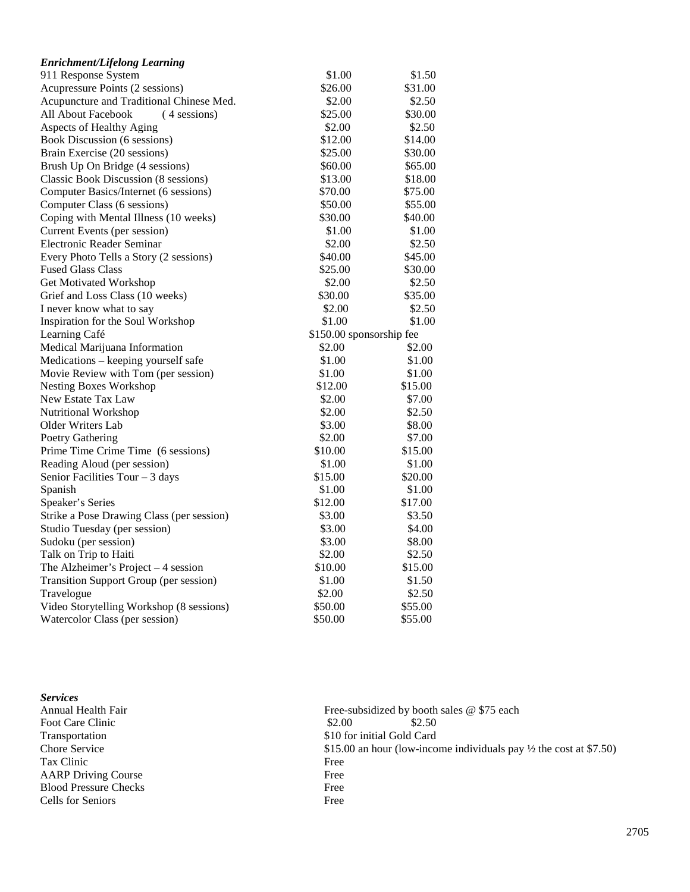***Enrichment/Lifelong Learning***

| | | |
|---|---|---|
| 911 Response System | $1.00 | $1.50 |
| Acupressure Points (2 sessions) | $26.00 | $31.00 |
| Acupuncture and Traditional Chinese Med. | $2.00 | $2.50 |
| All About Facebook (4 sessions) | $25.00 | $30.00 |
| Aspects of Healthy Aging | $2.00 | $2.50 |
| Book Discussion (6 sessions) | $12.00 | $14.00 |
| Brain Exercise (20 sessions) | $25.00 | $30.00 |
| Brush Up On Bridge (4 sessions) | $60.00 | $65.00 |
| Classic Book Discussion (8 sessions) | $13.00 | $18.00 |
| Computer Basics/Internet (6 sessions) | $70.00 | $75.00 |
| Computer Class (6 sessions) | $50.00 | $55.00 |
| Coping with Mental Illness (10 weeks) | $30.00 | $40.00 |
| Current Events (per session) | $1.00 | $1.00 |
| Electronic Reader Seminar | $2.00 | $2.50 |
| Every Photo Tells a Story (2 sessions) | $40.00 | $45.00 |
| Fused Glass Class | $25.00 | $30.00 |
| Get Motivated Workshop | $2.00 | $2.50 |
| Grief and Loss Class (10 weeks) | $30.00 | $35.00 |
| I never know what to say | $2.00 | $2.50 |
| Inspiration for the Soul Workshop | $1.00 | $1.00 |
| Learning Café | $150.00 sponsorship fee | |
| Medical Marijuana Information | $2.00 | $2.00 |
| Medications – keeping yourself safe | $1.00 | $1.00 |
| Movie Review with Tom (per session) | $1.00 | $1.00 |
| Nesting Boxes Workshop | $12.00 | $15.00 |
| New Estate Tax Law | $2.00 | $7.00 |
| Nutritional Workshop | $2.00 | $2.50 |
| Older Writers Lab | $3.00 | $8.00 |
| Poetry Gathering | $2.00 | $7.00 |
| Prime Time Crime Time (6 sessions) | $10.00 | $15.00 |
| Reading Aloud (per session) | $1.00 | $1.00 |
| Senior Facilities Tour – 3 days | $15.00 | $20.00 |
| Spanish | $1.00 | $1.00 |
| Speaker's Series | $12.00 | $17.00 |
| Strike a Pose Drawing Class (per session) | $3.00 | $3.50 |
| Studio Tuesday (per session) | $3.00 | $4.00 |
| Sudoku (per session) | $3.00 | $8.00 |
| Talk on Trip to Haiti | $2.00 | $2.50 |
| The Alzheimer's Project – 4 session | $10.00 | $15.00 |
| Transition Support Group (per session) | $1.00 | $1.50 |
| Travelogue | $2.00 | $2.50 |
| Video Storytelling Workshop (8 sessions) | $50.00 | $55.00 |
| Watercolor Class (per session) | $50.00 | $55.00 |

***Services***

| | | |
|---|---|---|
| Annual Health Fair | Free-subsidized by booth sales @ $75 each | |
| Foot Care Clinic | $2.00 | $2.50 |
| Transportation | $10 for initial Gold Card | |
| Chore Service | $15.00 an hour (low-income individuals pay ½ the cost at $7.50) | |
| Tax Clinic | Free | |
| AARP Driving Course | Free | |
| Blood Pressure Checks | Free | |
| Cells for Seniors | Free | |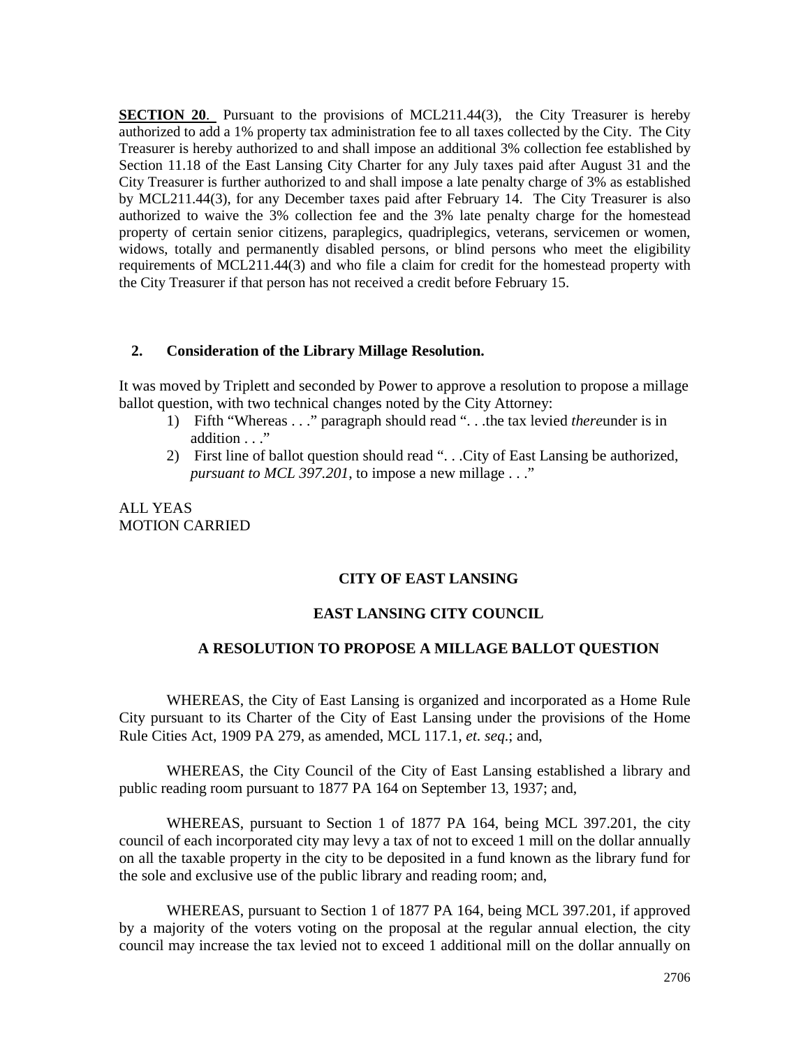**SECTION 20**. Pursuant to the provisions of MCL211.44(3), the City Treasurer is hereby authorized to add a 1% property tax administration fee to all taxes collected by the City. The City Treasurer is hereby authorized to and shall impose an additional 3% collection fee established by Section 11.18 of the East Lansing City Charter for any July taxes paid after August 31 and the City Treasurer is further authorized to and shall impose a late penalty charge of 3% as established by MCL211.44(3), for any December taxes paid after February 14. The City Treasurer is also authorized to waive the 3% collection fee and the 3% late penalty charge for the homestead property of certain senior citizens, paraplegics, quadriplegics, veterans, servicemen or women, widows, totally and permanently disabled persons, or blind persons who meet the eligibility requirements of MCL211.44(3) and who file a claim for credit for the homestead property with the City Treasurer if that person has not received a credit before February 15.

**2. Consideration of the Library Millage Resolution.**

It was moved by Triplett and seconded by Power to approve a resolution to propose a millage ballot question, with two technical changes noted by the City Attorney:

1) Fifth "Whereas . . ." paragraph should read ". . .the tax levied *there*under is in addition . . ."
2) First line of ballot question should read ". . .City of East Lansing be authorized, *pursuant to MCL 397.201*, to impose a new millage . . ."

ALL YEAS
MOTION CARRIED

**CITY OF EAST LANSING**

**EAST LANSING CITY COUNCIL**

**A RESOLUTION TO PROPOSE A MILLAGE BALLOT QUESTION**

WHEREAS, the City of East Lansing is organized and incorporated as a Home Rule City pursuant to its Charter of the City of East Lansing under the provisions of the Home Rule Cities Act, 1909 PA 279, as amended, MCL 117.1, *et. seq.*; and,

WHEREAS, the City Council of the City of East Lansing established a library and public reading room pursuant to 1877 PA 164 on September 13, 1937; and,

WHEREAS, pursuant to Section 1 of 1877 PA 164, being MCL 397.201, the city council of each incorporated city may levy a tax of not to exceed 1 mill on the dollar annually on all the taxable property in the city to be deposited in a fund known as the library fund for the sole and exclusive use of the public library and reading room; and,

WHEREAS, pursuant to Section 1 of 1877 PA 164, being MCL 397.201, if approved by a majority of the voters voting on the proposal at the regular annual election, the city council may increase the tax levied not to exceed 1 additional mill on the dollar annually on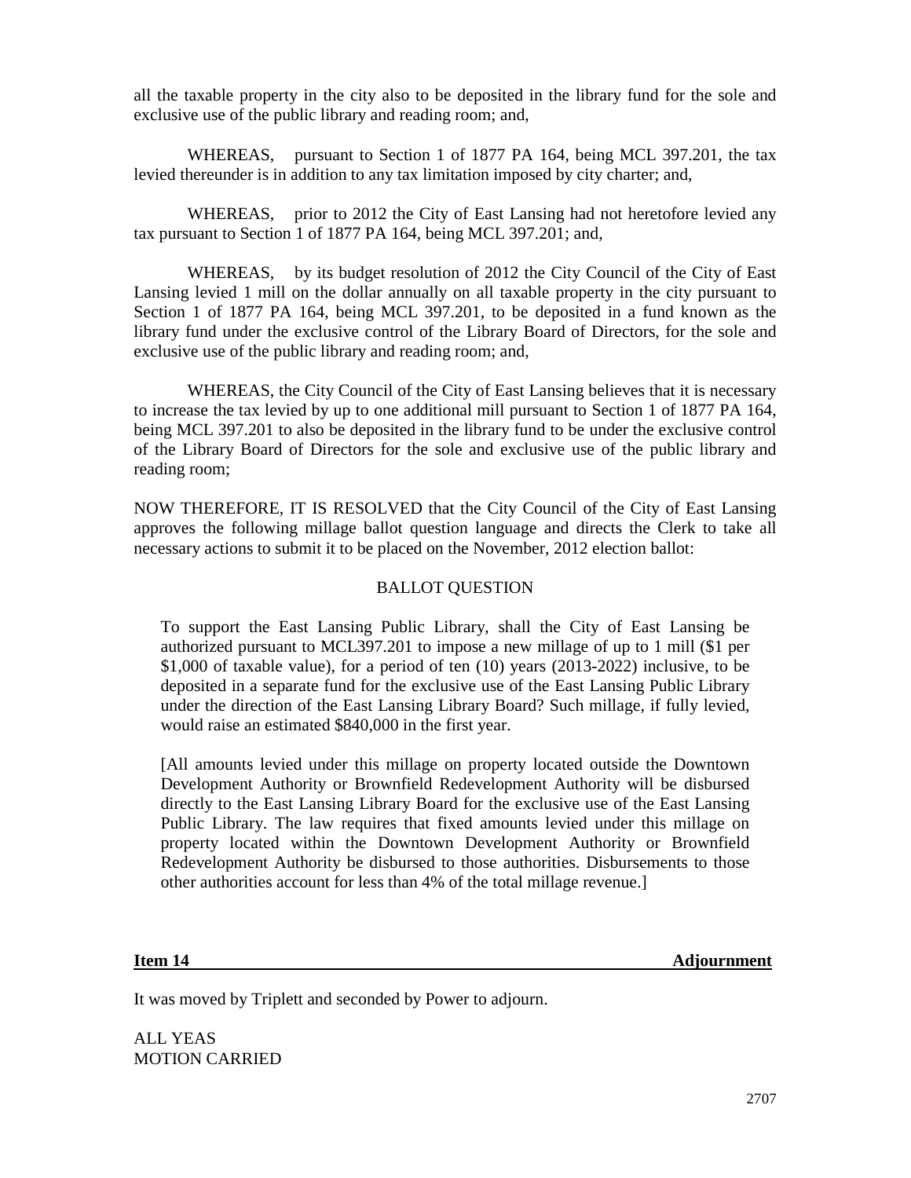all the taxable property in the city also to be deposited in the library fund for the sole and exclusive use of the public library and reading room; and,

WHEREAS, pursuant to Section 1 of 1877 PA 164, being MCL 397.201, the tax levied thereunder is in addition to any tax limitation imposed by city charter; and,

WHEREAS, prior to 2012 the City of East Lansing had not heretofore levied any tax pursuant to Section 1 of 1877 PA 164, being MCL 397.201; and,

WHEREAS, by its budget resolution of 2012 the City Council of the City of East Lansing levied 1 mill on the dollar annually on all taxable property in the city pursuant to Section 1 of 1877 PA 164, being MCL 397.201, to be deposited in a fund known as the library fund under the exclusive control of the Library Board of Directors, for the sole and exclusive use of the public library and reading room; and,

WHEREAS, the City Council of the City of East Lansing believes that it is necessary to increase the tax levied by up to one additional mill pursuant to Section 1 of 1877 PA 164, being MCL 397.201 to also be deposited in the library fund to be under the exclusive control of the Library Board of Directors for the sole and exclusive use of the public library and reading room;

NOW THEREFORE, IT IS RESOLVED that the City Council of the City of East Lansing approves the following millage ballot question language and directs the Clerk to take all necessary actions to submit it to be placed on the November, 2012 election ballot:

BALLOT QUESTION

> To support the East Lansing Public Library, shall the City of East Lansing be authorized pursuant to MCL397.201 to impose a new millage of up to 1 mill ($1 per $1,000 of taxable value), for a period of ten (10) years (2013-2022) inclusive, to be deposited in a separate fund for the exclusive use of the East Lansing Public Library under the direction of the East Lansing Library Board? Such millage, if fully levied, would raise an estimated $840,000 in the first year.
>
> [All amounts levied under this millage on property located outside the Downtown Development Authority or Brownfield Redevelopment Authority will be disbursed directly to the East Lansing Library Board for the exclusive use of the East Lansing Public Library. The law requires that fixed amounts levied under this millage on property located within the Downtown Development Authority or Brownfield Redevelopment Authority be disbursed to those authorities. Disbursements to those other authorities account for less than 4% of the total millage revenue.]

**Item 14 Adjournment**

It was moved by Triplett and seconded by Power to adjourn.

ALL YEAS
MOTION CARRIED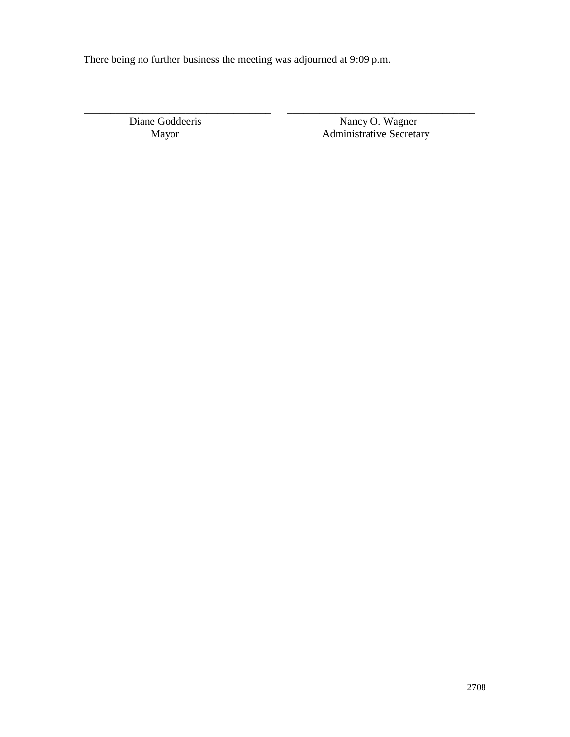There being no further business the meeting was adjourned at 9:09 p.m.

| | |
|---|---|
| \_\_\_\_\_\_\_\_\_\_\_\_\_\_\_\_\_\_\_\_\_\_\_\_\_\_\_\_\_\_\_\_\_\_\_ | \_\_\_\_\_\_\_\_\_\_\_\_\_\_\_\_\_\_\_\_\_\_\_\_\_\_\_\_\_\_\_\_\_\_\_ |
| Diane Goddeeris | Nancy O. Wagner |
| Mayor | Administrative Secretary |